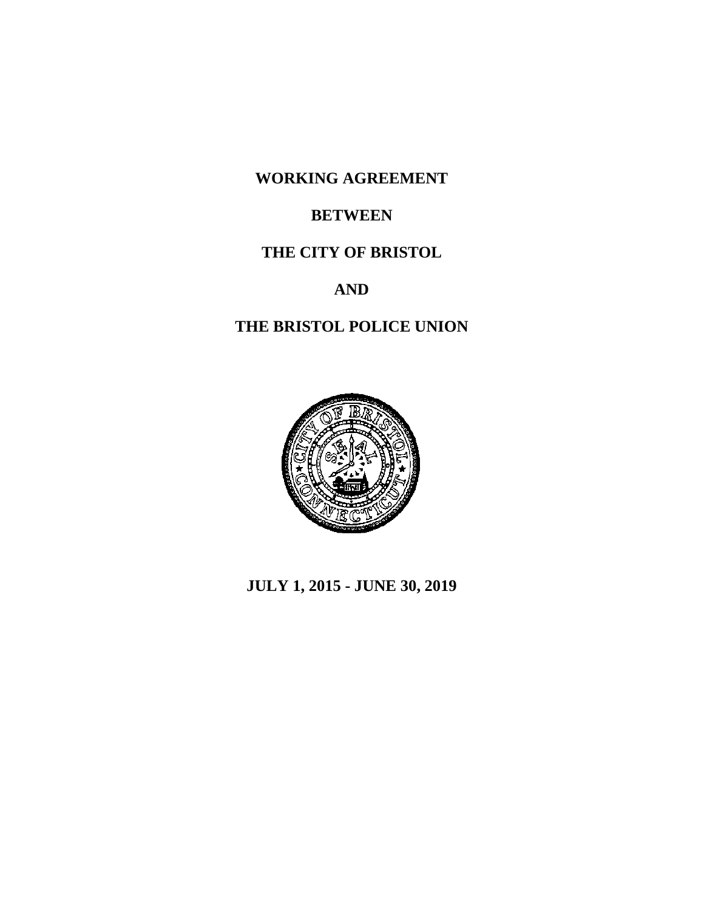# WORKING AGREEMENT

# BETWEEN

# THE CITY OF BRISTOL

# AND

# THE BRISTOL POLICE UNION

**JULY 1, 2015 - JUNE 30, 2019**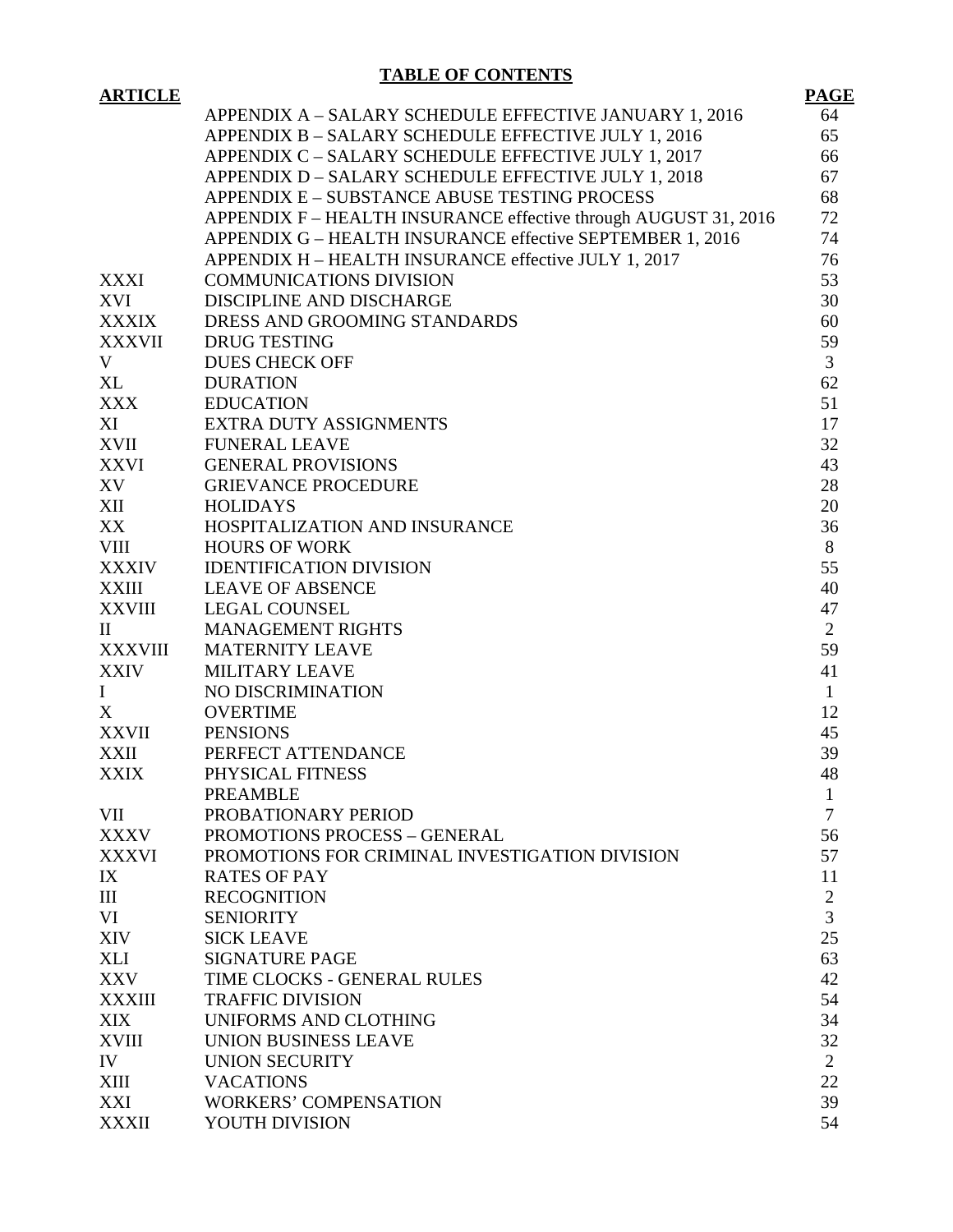# TABLE OF CONTENTS

| ARTICLE | | PAGE |
|---|---|---|
| | APPENDIX A – SALARY SCHEDULE EFFECTIVE JANUARY 1, 2016 | 64 |
| | APPENDIX B – SALARY SCHEDULE EFFECTIVE JULY 1, 2016 | 65 |
| | APPENDIX C – SALARY SCHEDULE EFFECTIVE JULY 1, 2017 | 66 |
| | APPENDIX D – SALARY SCHEDULE EFFECTIVE JULY 1, 2018 | 67 |
| | APPENDIX E – SUBSTANCE ABUSE TESTING PROCESS | 68 |
| | APPENDIX F – HEALTH INSURANCE effective through AUGUST 31, 2016 | 72 |
| | APPENDIX G – HEALTH INSURANCE effective SEPTEMBER 1, 2016 | 74 |
| | APPENDIX H – HEALTH INSURANCE effective JULY 1, 2017 | 76 |
| XXXI | COMMUNICATIONS DIVISION | 53 |
| XVI | DISCIPLINE AND DISCHARGE | 30 |
| XXXIX | DRESS AND GROOMING STANDARDS | 60 |
| XXXVII | DRUG TESTING | 59 |
| V | DUES CHECK OFF | 3 |
| XL | DURATION | 62 |
| XXX | EDUCATION | 51 |
| XI | EXTRA DUTY ASSIGNMENTS | 17 |
| XVII | FUNERAL LEAVE | 32 |
| XXVI | GENERAL PROVISIONS | 43 |
| XV | GRIEVANCE PROCEDURE | 28 |
| XII | HOLIDAYS | 20 |
| XX | HOSPITALIZATION AND INSURANCE | 36 |
| VIII | HOURS OF WORK | 8 |
| XXXIV | IDENTIFICATION DIVISION | 55 |
| XXIII | LEAVE OF ABSENCE | 40 |
| XXVIII | LEGAL COUNSEL | 47 |
| II | MANAGEMENT RIGHTS | 2 |
| XXXVIII | MATERNITY LEAVE | 59 |
| XXIV | MILITARY LEAVE | 41 |
| I | NO DISCRIMINATION | 1 |
| X | OVERTIME | 12 |
| XXVII | PENSIONS | 45 |
| XXII | PERFECT ATTENDANCE | 39 |
| XXIX | PHYSICAL FITNESS | 48 |
| | PREAMBLE | 1 |
| VII | PROBATIONARY PERIOD | 7 |
| XXXV | PROMOTIONS PROCESS – GENERAL | 56 |
| XXXVI | PROMOTIONS FOR CRIMINAL INVESTIGATION DIVISION | 57 |
| IX | RATES OF PAY | 11 |
| III | RECOGNITION | 2 |
| VI | SENIORITY | 3 |
| XIV | SICK LEAVE | 25 |
| XLI | SIGNATURE PAGE | 63 |
| XXV | TIME CLOCKS - GENERAL RULES | 42 |
| XXXIII | TRAFFIC DIVISION | 54 |
| XIX | UNIFORMS AND CLOTHING | 34 |
| XVIII | UNION BUSINESS LEAVE | 32 |
| IV | UNION SECURITY | 2 |
| XIII | VACATIONS | 22 |
| XXI | WORKERS' COMPENSATION | 39 |
| XXXII | YOUTH DIVISION | 54 |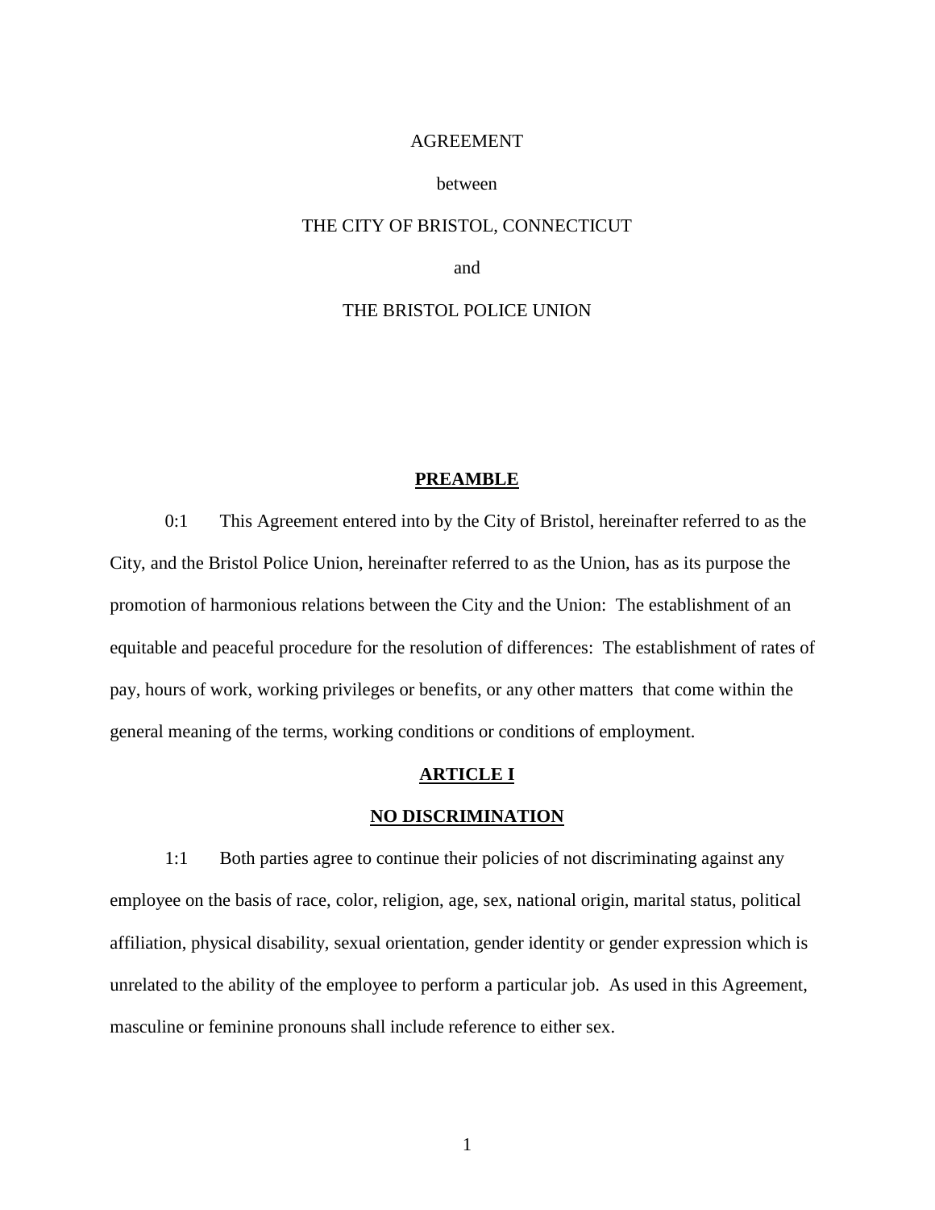AGREEMENT

between

THE CITY OF BRISTOL, CONNECTICUT

and

THE BRISTOL POLICE UNION

## PREAMBLE

0:1 This Agreement entered into by the City of Bristol, hereinafter referred to as the City, and the Bristol Police Union, hereinafter referred to as the Union, has as its purpose the promotion of harmonious relations between the City and the Union: The establishment of an equitable and peaceful procedure for the resolution of differences: The establishment of rates of pay, hours of work, working privileges or benefits, or any other matters that come within the general meaning of the terms, working conditions or conditions of employment.

## ARTICLE I

## NO DISCRIMINATION

1:1 Both parties agree to continue their policies of not discriminating against any employee on the basis of race, color, religion, age, sex, national origin, marital status, political affiliation, physical disability, sexual orientation, gender identity or gender expression which is unrelated to the ability of the employee to perform a particular job. As used in this Agreement, masculine or feminine pronouns shall include reference to either sex.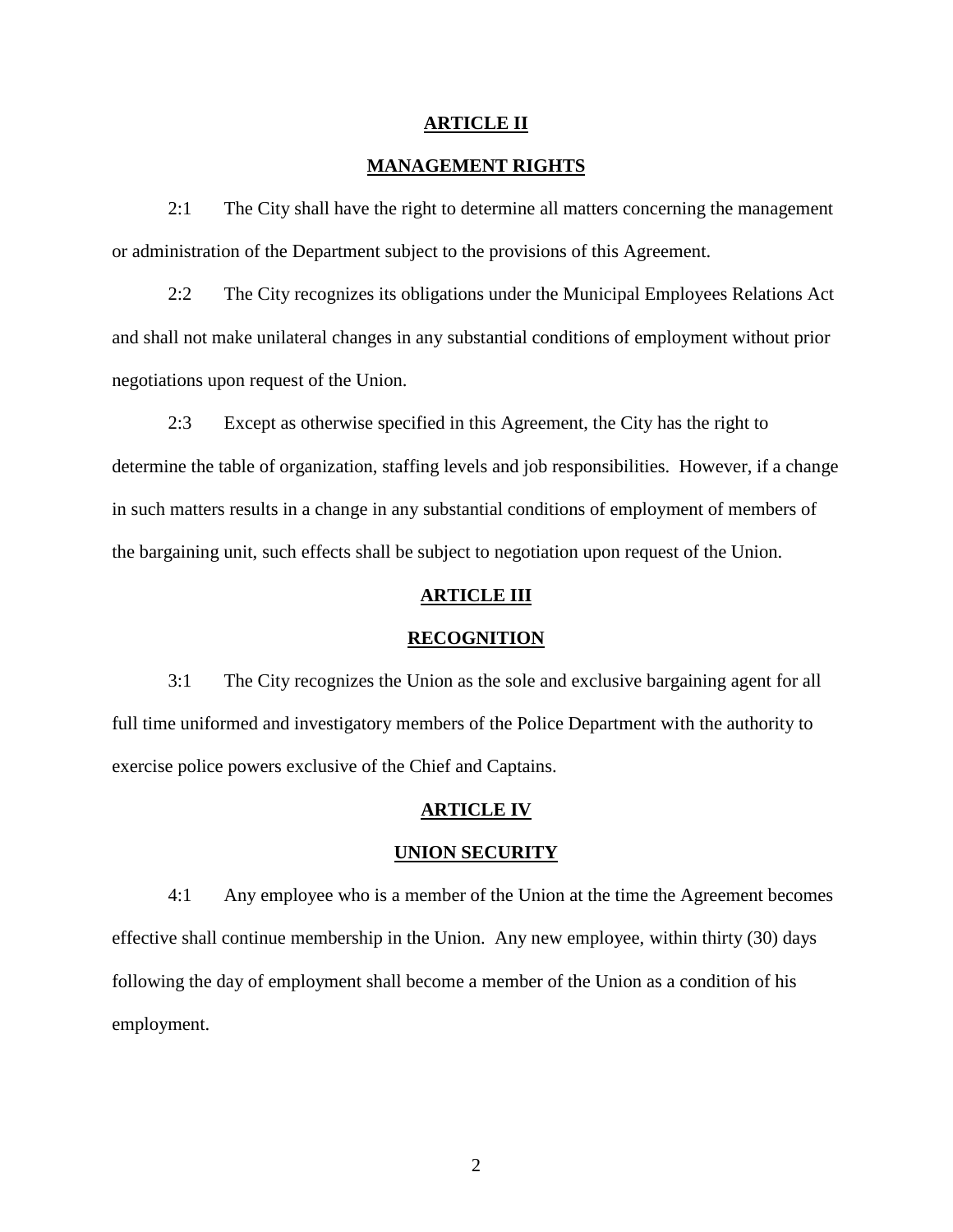## ARTICLE II

## MANAGEMENT RIGHTS

2:1 The City shall have the right to determine all matters concerning the management or administration of the Department subject to the provisions of this Agreement.

2:2 The City recognizes its obligations under the Municipal Employees Relations Act and shall not make unilateral changes in any substantial conditions of employment without prior negotiations upon request of the Union.

2:3 Except as otherwise specified in this Agreement, the City has the right to determine the table of organization, staffing levels and job responsibilities. However, if a change in such matters results in a change in any substantial conditions of employment of members of the bargaining unit, such effects shall be subject to negotiation upon request of the Union.

## ARTICLE III

## RECOGNITION

3:1 The City recognizes the Union as the sole and exclusive bargaining agent for all full time uniformed and investigatory members of the Police Department with the authority to exercise police powers exclusive of the Chief and Captains.

## ARTICLE IV

## UNION SECURITY

4:1 Any employee who is a member of the Union at the time the Agreement becomes effective shall continue membership in the Union. Any new employee, within thirty (30) days following the day of employment shall become a member of the Union as a condition of his employment.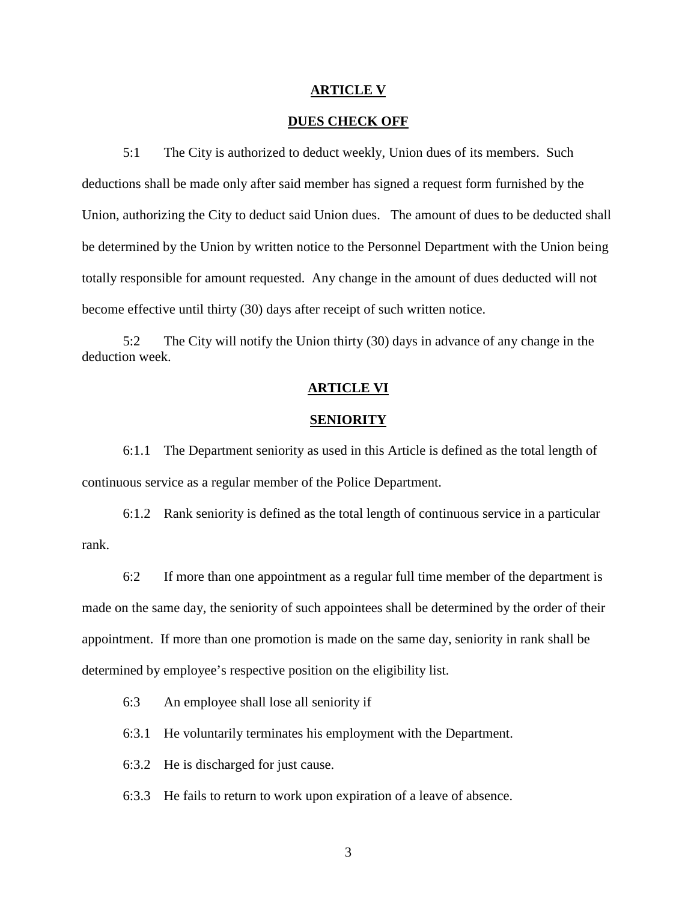## ARTICLE V

## DUES CHECK OFF

5:1 The City is authorized to deduct weekly, Union dues of its members. Such deductions shall be made only after said member has signed a request form furnished by the Union, authorizing the City to deduct said Union dues. The amount of dues to be deducted shall be determined by the Union by written notice to the Personnel Department with the Union being totally responsible for amount requested. Any change in the amount of dues deducted will not become effective until thirty (30) days after receipt of such written notice.

5:2 The City will notify the Union thirty (30) days in advance of any change in the deduction week.

## ARTICLE VI

## SENIORITY

6:1.1 The Department seniority as used in this Article is defined as the total length of continuous service as a regular member of the Police Department.

6:1.2 Rank seniority is defined as the total length of continuous service in a particular rank.

6:2 If more than one appointment as a regular full time member of the department is made on the same day, the seniority of such appointees shall be determined by the order of their appointment. If more than one promotion is made on the same day, seniority in rank shall be determined by employee's respective position on the eligibility list.

6:3 An employee shall lose all seniority if

6:3.1 He voluntarily terminates his employment with the Department.

6:3.2 He is discharged for just cause.

6:3.3 He fails to return to work upon expiration of a leave of absence.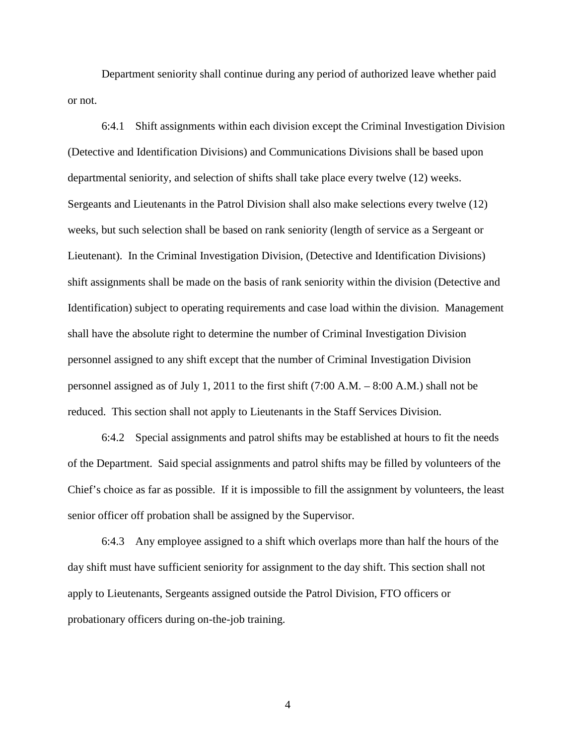Department seniority shall continue during any period of authorized leave whether paid or not.

6:4.1 Shift assignments within each division except the Criminal Investigation Division (Detective and Identification Divisions) and Communications Divisions shall be based upon departmental seniority, and selection of shifts shall take place every twelve (12) weeks. Sergeants and Lieutenants in the Patrol Division shall also make selections every twelve (12) weeks, but such selection shall be based on rank seniority (length of service as a Sergeant or Lieutenant). In the Criminal Investigation Division, (Detective and Identification Divisions) shift assignments shall be made on the basis of rank seniority within the division (Detective and Identification) subject to operating requirements and case load within the division. Management shall have the absolute right to determine the number of Criminal Investigation Division personnel assigned to any shift except that the number of Criminal Investigation Division personnel assigned as of July 1, 2011 to the first shift (7:00 A.M. – 8:00 A.M.) shall not be reduced. This section shall not apply to Lieutenants in the Staff Services Division.

6:4.2 Special assignments and patrol shifts may be established at hours to fit the needs of the Department. Said special assignments and patrol shifts may be filled by volunteers of the Chief's choice as far as possible. If it is impossible to fill the assignment by volunteers, the least senior officer off probation shall be assigned by the Supervisor.

6:4.3 Any employee assigned to a shift which overlaps more than half the hours of the day shift must have sufficient seniority for assignment to the day shift. This section shall not apply to Lieutenants, Sergeants assigned outside the Patrol Division, FTO officers or probationary officers during on-the-job training.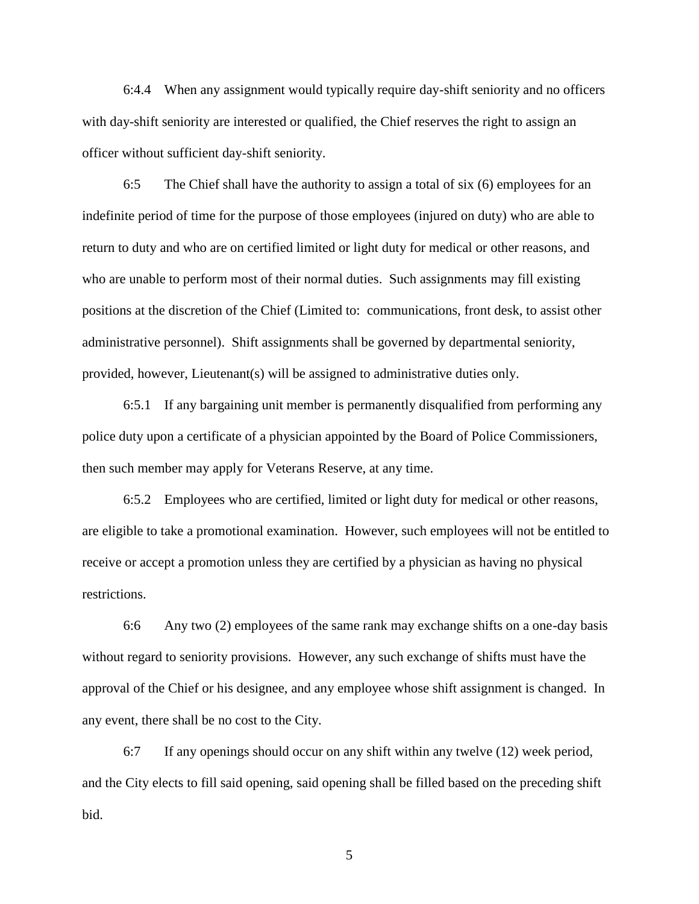6:4.4 When any assignment would typically require day-shift seniority and no officers with day-shift seniority are interested or qualified, the Chief reserves the right to assign an officer without sufficient day-shift seniority.

6:5 The Chief shall have the authority to assign a total of six (6) employees for an indefinite period of time for the purpose of those employees (injured on duty) who are able to return to duty and who are on certified limited or light duty for medical or other reasons, and who are unable to perform most of their normal duties. Such assignments may fill existing positions at the discretion of the Chief (Limited to: communications, front desk, to assist other administrative personnel). Shift assignments shall be governed by departmental seniority, provided, however, Lieutenant(s) will be assigned to administrative duties only.

6:5.1 If any bargaining unit member is permanently disqualified from performing any police duty upon a certificate of a physician appointed by the Board of Police Commissioners, then such member may apply for Veterans Reserve, at any time.

6:5.2 Employees who are certified, limited or light duty for medical or other reasons, are eligible to take a promotional examination. However, such employees will not be entitled to receive or accept a promotion unless they are certified by a physician as having no physical restrictions.

6:6 Any two (2) employees of the same rank may exchange shifts on a one-day basis without regard to seniority provisions. However, any such exchange of shifts must have the approval of the Chief or his designee, and any employee whose shift assignment is changed. In any event, there shall be no cost to the City.

6:7 If any openings should occur on any shift within any twelve (12) week period, and the City elects to fill said opening, said opening shall be filled based on the preceding shift bid.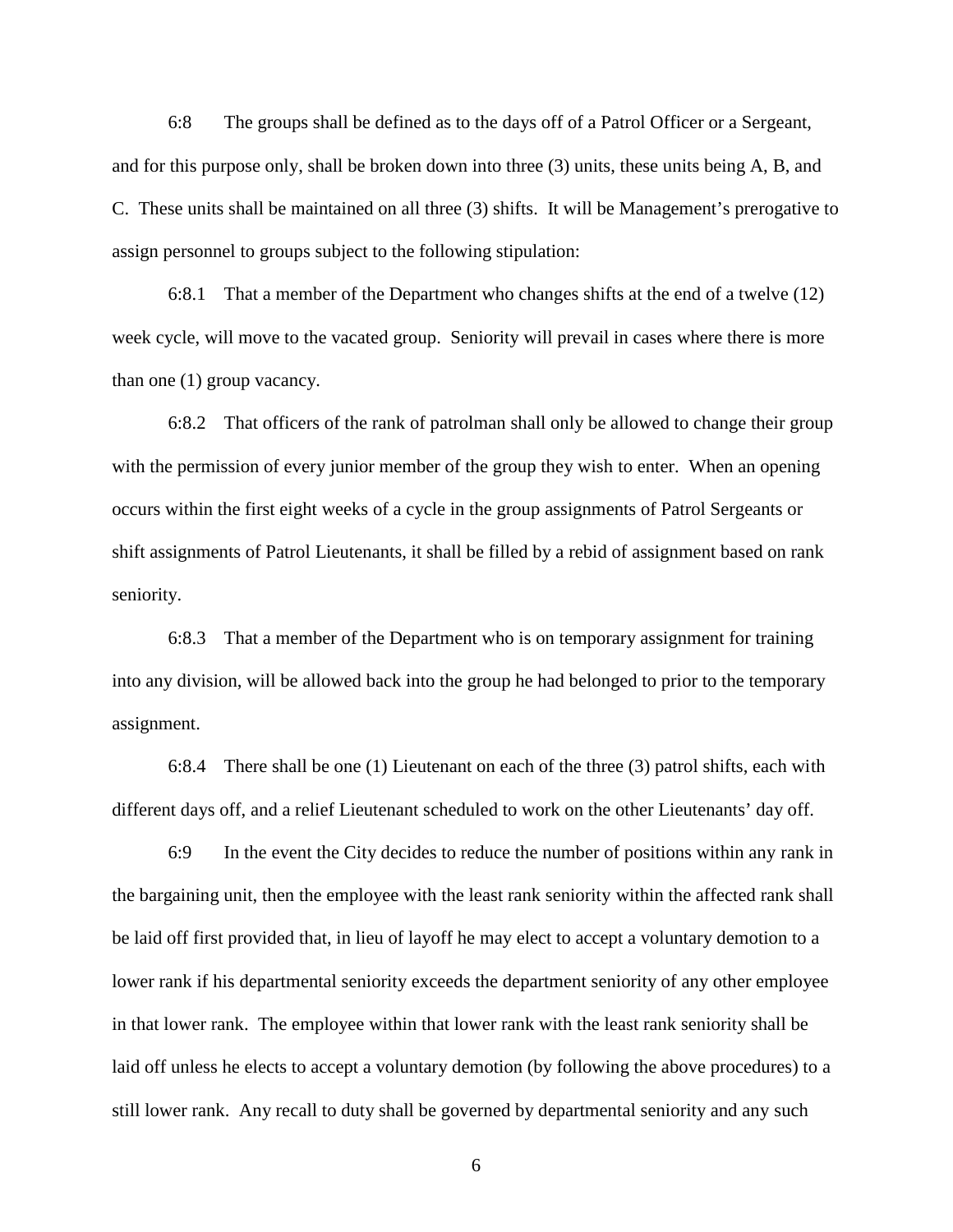6:8 The groups shall be defined as to the days off of a Patrol Officer or a Sergeant, and for this purpose only, shall be broken down into three (3) units, these units being A, B, and C. These units shall be maintained on all three (3) shifts. It will be Management's prerogative to assign personnel to groups subject to the following stipulation:

6:8.1 That a member of the Department who changes shifts at the end of a twelve (12) week cycle, will move to the vacated group. Seniority will prevail in cases where there is more than one (1) group vacancy.

6:8.2 That officers of the rank of patrolman shall only be allowed to change their group with the permission of every junior member of the group they wish to enter. When an opening occurs within the first eight weeks of a cycle in the group assignments of Patrol Sergeants or shift assignments of Patrol Lieutenants, it shall be filled by a rebid of assignment based on rank seniority.

6:8.3 That a member of the Department who is on temporary assignment for training into any division, will be allowed back into the group he had belonged to prior to the temporary assignment.

6:8.4 There shall be one (1) Lieutenant on each of the three (3) patrol shifts, each with different days off, and a relief Lieutenant scheduled to work on the other Lieutenants' day off.

6:9 In the event the City decides to reduce the number of positions within any rank in the bargaining unit, then the employee with the least rank seniority within the affected rank shall be laid off first provided that, in lieu of layoff he may elect to accept a voluntary demotion to a lower rank if his departmental seniority exceeds the department seniority of any other employee in that lower rank. The employee within that lower rank with the least rank seniority shall be laid off unless he elects to accept a voluntary demotion (by following the above procedures) to a still lower rank. Any recall to duty shall be governed by departmental seniority and any such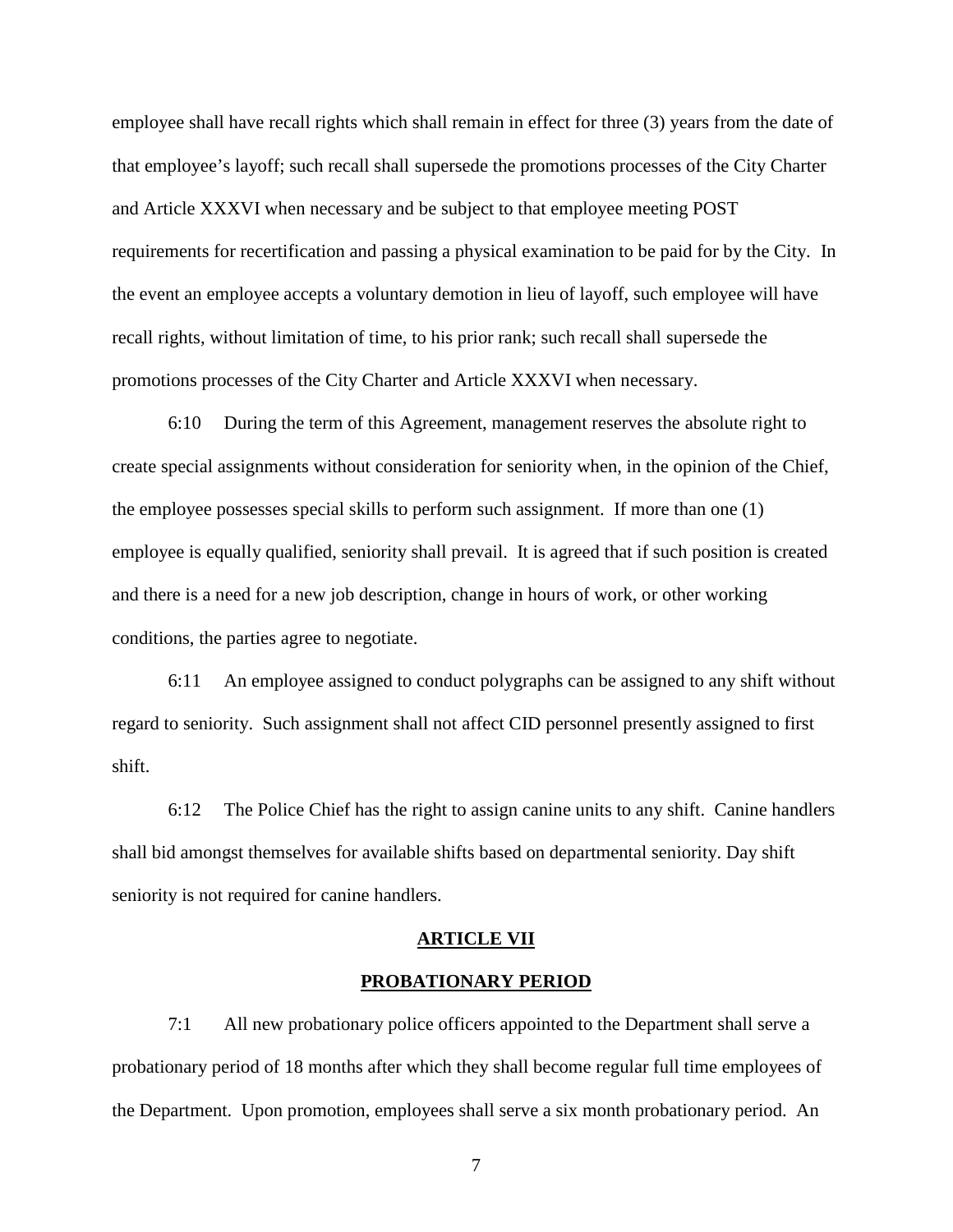employee shall have recall rights which shall remain in effect for three (3) years from the date of that employee's layoff; such recall shall supersede the promotions processes of the City Charter and Article XXXVI when necessary and be subject to that employee meeting POST requirements for recertification and passing a physical examination to be paid for by the City. In the event an employee accepts a voluntary demotion in lieu of layoff, such employee will have recall rights, without limitation of time, to his prior rank; such recall shall supersede the promotions processes of the City Charter and Article XXXVI when necessary.

6:10 During the term of this Agreement, management reserves the absolute right to create special assignments without consideration for seniority when, in the opinion of the Chief, the employee possesses special skills to perform such assignment. If more than one (1) employee is equally qualified, seniority shall prevail. It is agreed that if such position is created and there is a need for a new job description, change in hours of work, or other working conditions, the parties agree to negotiate.

6:11 An employee assigned to conduct polygraphs can be assigned to any shift without regard to seniority. Such assignment shall not affect CID personnel presently assigned to first shift.

6:12 The Police Chief has the right to assign canine units to any shift. Canine handlers shall bid amongst themselves for available shifts based on departmental seniority. Day shift seniority is not required for canine handlers.

## ARTICLE VII

## PROBATIONARY PERIOD

7:1 All new probationary police officers appointed to the Department shall serve a probationary period of 18 months after which they shall become regular full time employees of the Department. Upon promotion, employees shall serve a six month probationary period. An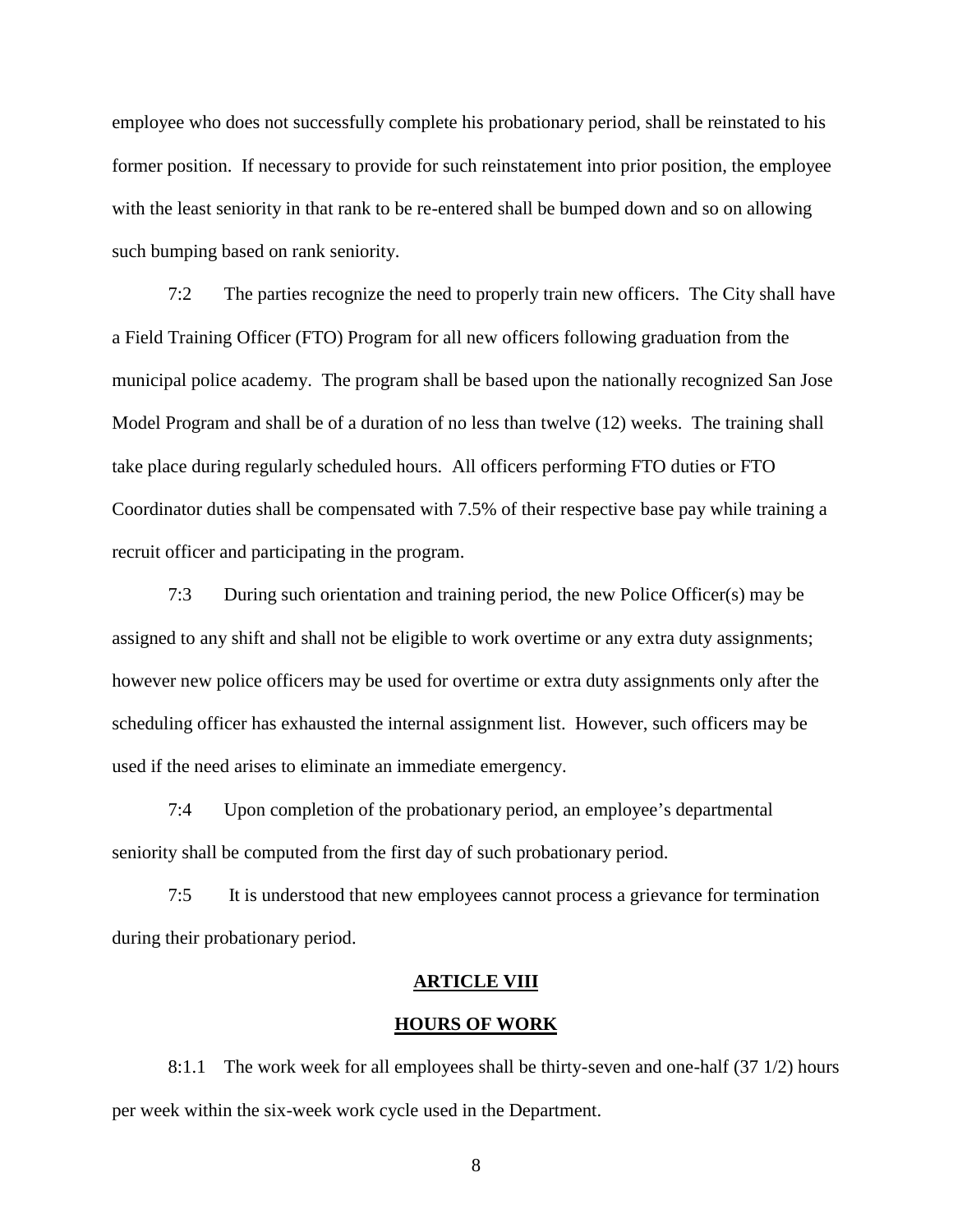employee who does not successfully complete his probationary period, shall be reinstated to his former position. If necessary to provide for such reinstatement into prior position, the employee with the least seniority in that rank to be re-entered shall be bumped down and so on allowing such bumping based on rank seniority.

7:2 The parties recognize the need to properly train new officers. The City shall have a Field Training Officer (FTO) Program for all new officers following graduation from the municipal police academy. The program shall be based upon the nationally recognized San Jose Model Program and shall be of a duration of no less than twelve (12) weeks. The training shall take place during regularly scheduled hours. All officers performing FTO duties or FTO Coordinator duties shall be compensated with 7.5% of their respective base pay while training a recruit officer and participating in the program.

7:3 During such orientation and training period, the new Police Officer(s) may be assigned to any shift and shall not be eligible to work overtime or any extra duty assignments; however new police officers may be used for overtime or extra duty assignments only after the scheduling officer has exhausted the internal assignment list. However, such officers may be used if the need arises to eliminate an immediate emergency.

7:4 Upon completion of the probationary period, an employee's departmental seniority shall be computed from the first day of such probationary period.

7:5 It is understood that new employees cannot process a grievance for termination during their probationary period.

## ARTICLE VIII

## HOURS OF WORK

8:1.1 The work week for all employees shall be thirty-seven and one-half (37 1/2) hours per week within the six-week work cycle used in the Department.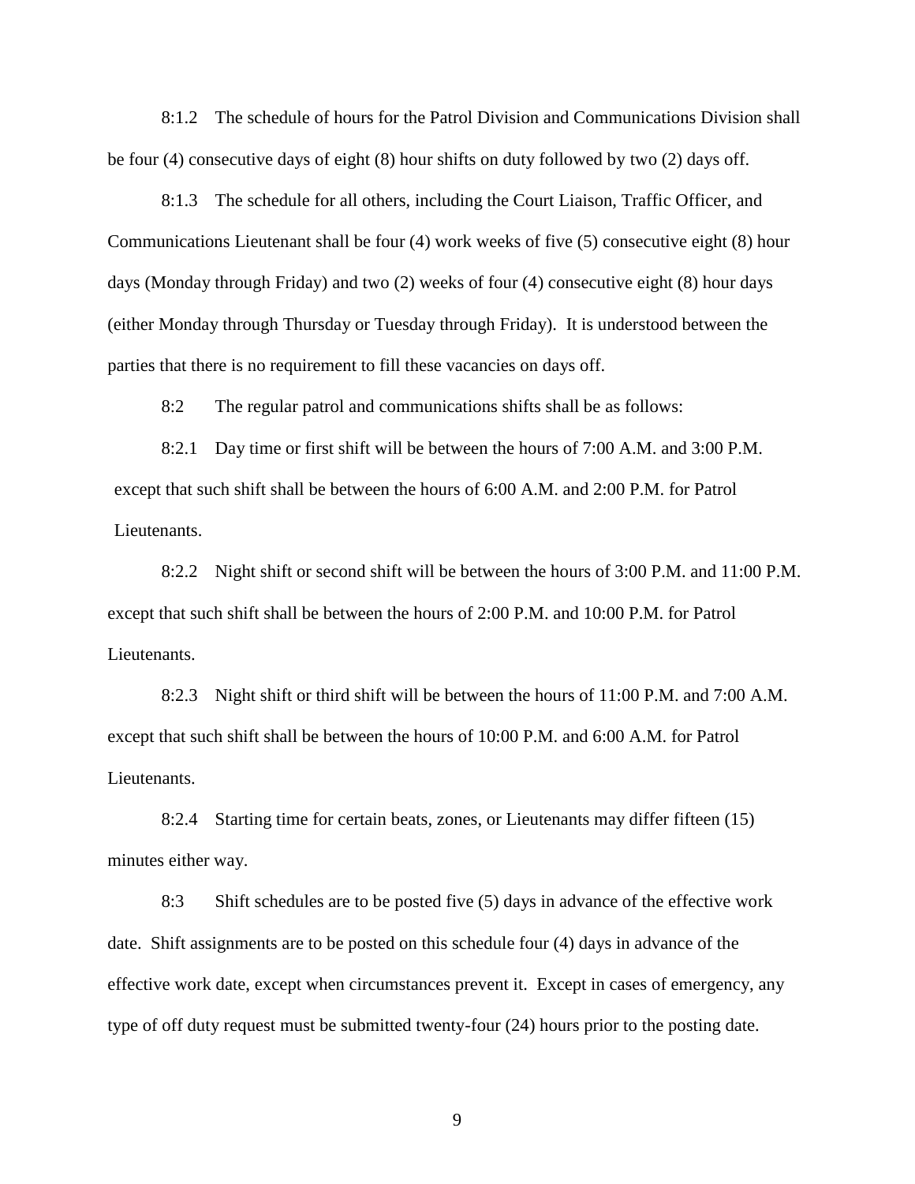8:1.2 The schedule of hours for the Patrol Division and Communications Division shall be four (4) consecutive days of eight (8) hour shifts on duty followed by two (2) days off.

8:1.3 The schedule for all others, including the Court Liaison, Traffic Officer, and Communications Lieutenant shall be four (4) work weeks of five (5) consecutive eight (8) hour days (Monday through Friday) and two (2) weeks of four (4) consecutive eight (8) hour days (either Monday through Thursday or Tuesday through Friday). It is understood between the parties that there is no requirement to fill these vacancies on days off.

8:2 The regular patrol and communications shifts shall be as follows:

8:2.1 Day time or first shift will be between the hours of 7:00 A.M. and 3:00 P.M. except that such shift shall be between the hours of 6:00 A.M. and 2:00 P.M. for Patrol Lieutenants.

8:2.2 Night shift or second shift will be between the hours of 3:00 P.M. and 11:00 P.M. except that such shift shall be between the hours of 2:00 P.M. and 10:00 P.M. for Patrol Lieutenants.

8:2.3 Night shift or third shift will be between the hours of 11:00 P.M. and 7:00 A.M. except that such shift shall be between the hours of 10:00 P.M. and 6:00 A.M. for Patrol Lieutenants.

8:2.4 Starting time for certain beats, zones, or Lieutenants may differ fifteen (15) minutes either way.

8:3 Shift schedules are to be posted five (5) days in advance of the effective work date. Shift assignments are to be posted on this schedule four (4) days in advance of the effective work date, except when circumstances prevent it. Except in cases of emergency, any type of off duty request must be submitted twenty-four (24) hours prior to the posting date.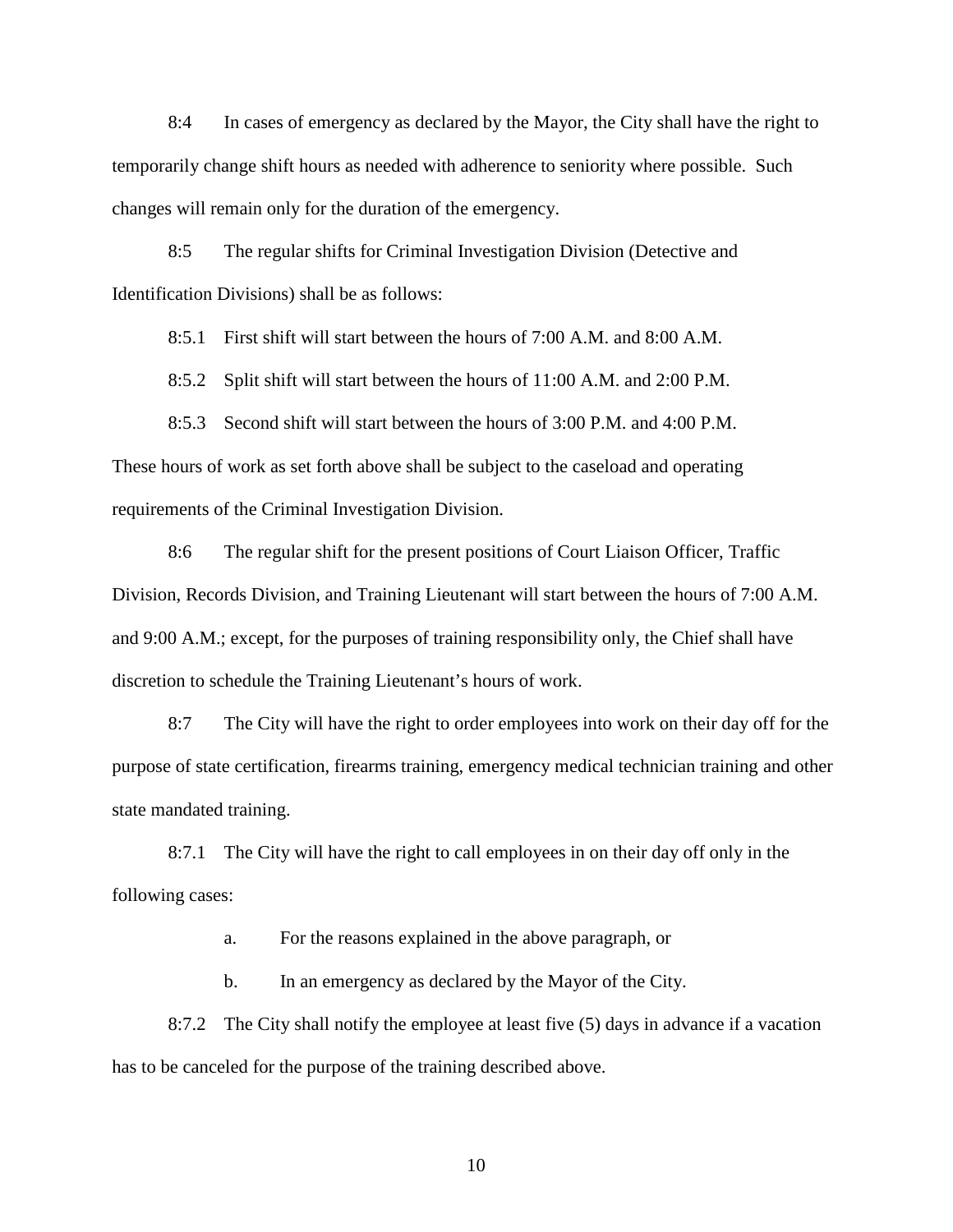8:4 In cases of emergency as declared by the Mayor, the City shall have the right to temporarily change shift hours as needed with adherence to seniority where possible. Such changes will remain only for the duration of the emergency.

8:5 The regular shifts for Criminal Investigation Division (Detective and Identification Divisions) shall be as follows:

8:5.1 First shift will start between the hours of 7:00 A.M. and 8:00 A.M.

8:5.2 Split shift will start between the hours of 11:00 A.M. and 2:00 P.M.

8:5.3 Second shift will start between the hours of 3:00 P.M. and 4:00 P.M.

These hours of work as set forth above shall be subject to the caseload and operating requirements of the Criminal Investigation Division.

8:6 The regular shift for the present positions of Court Liaison Officer, Traffic Division, Records Division, and Training Lieutenant will start between the hours of 7:00 A.M. and 9:00 A.M.; except, for the purposes of training responsibility only, the Chief shall have discretion to schedule the Training Lieutenant's hours of work.

8:7 The City will have the right to order employees into work on their day off for the purpose of state certification, firearms training, emergency medical technician training and other state mandated training.

8:7.1 The City will have the right to call employees in on their day off only in the following cases:

a. For the reasons explained in the above paragraph, or

b. In an emergency as declared by the Mayor of the City.

8:7.2 The City shall notify the employee at least five (5) days in advance if a vacation has to be canceled for the purpose of the training described above.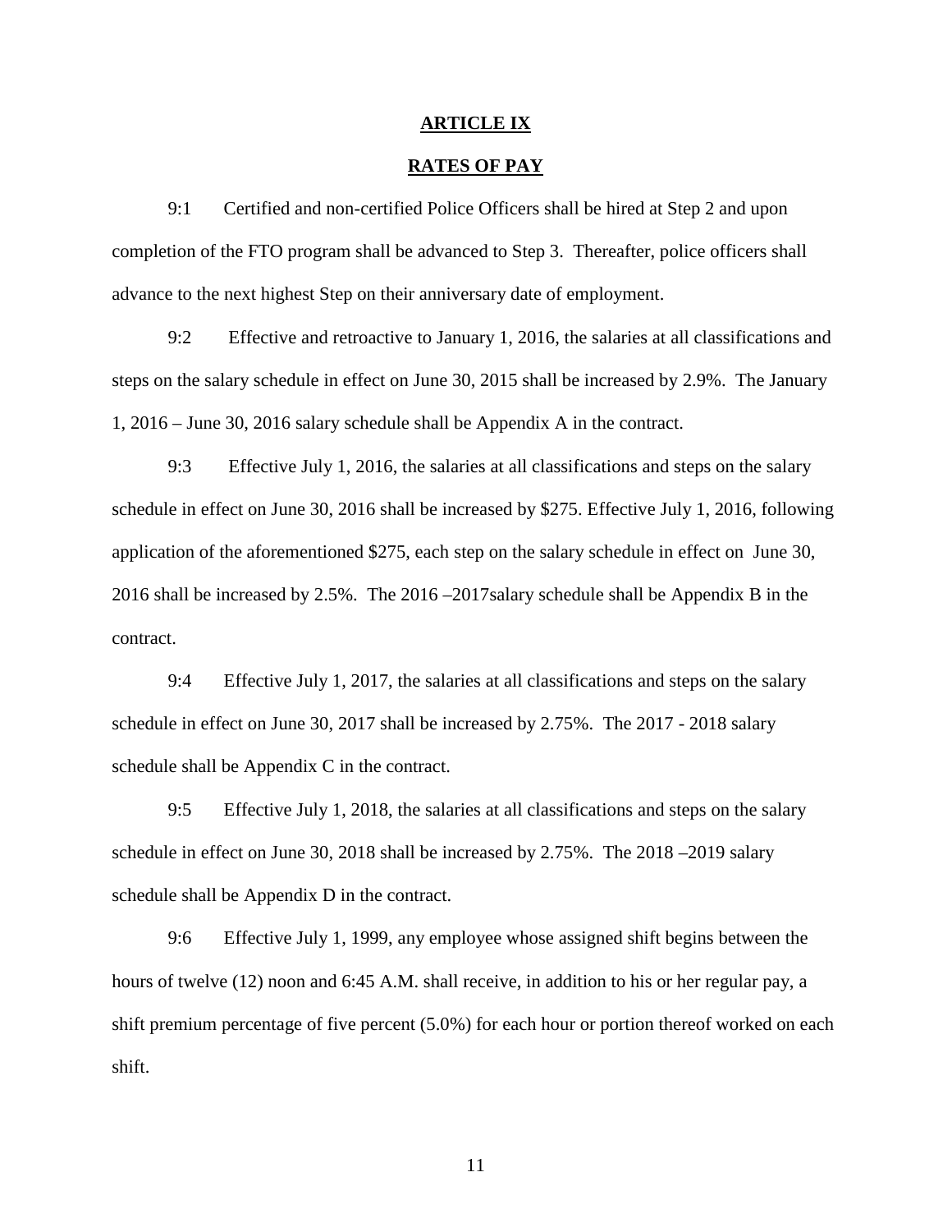## ARTICLE IX

## RATES OF PAY

9:1 Certified and non-certified Police Officers shall be hired at Step 2 and upon completion of the FTO program shall be advanced to Step 3. Thereafter, police officers shall advance to the next highest Step on their anniversary date of employment.

9:2 Effective and retroactive to January 1, 2016, the salaries at all classifications and steps on the salary schedule in effect on June 30, 2015 shall be increased by 2.9%. The January 1, 2016 – June 30, 2016 salary schedule shall be Appendix A in the contract.

9:3 Effective July 1, 2016, the salaries at all classifications and steps on the salary schedule in effect on June 30, 2016 shall be increased by $275. Effective July 1, 2016, following application of the aforementioned $275, each step on the salary schedule in effect on June 30, 2016 shall be increased by 2.5%. The 2016 –2017salary schedule shall be Appendix B in the contract.

9:4 Effective July 1, 2017, the salaries at all classifications and steps on the salary schedule in effect on June 30, 2017 shall be increased by 2.75%. The 2017 - 2018 salary schedule shall be Appendix C in the contract.

9:5 Effective July 1, 2018, the salaries at all classifications and steps on the salary schedule in effect on June 30, 2018 shall be increased by 2.75%. The 2018 –2019 salary schedule shall be Appendix D in the contract.

9:6 Effective July 1, 1999, any employee whose assigned shift begins between the hours of twelve (12) noon and 6:45 A.M. shall receive, in addition to his or her regular pay, a shift premium percentage of five percent (5.0%) for each hour or portion thereof worked on each shift.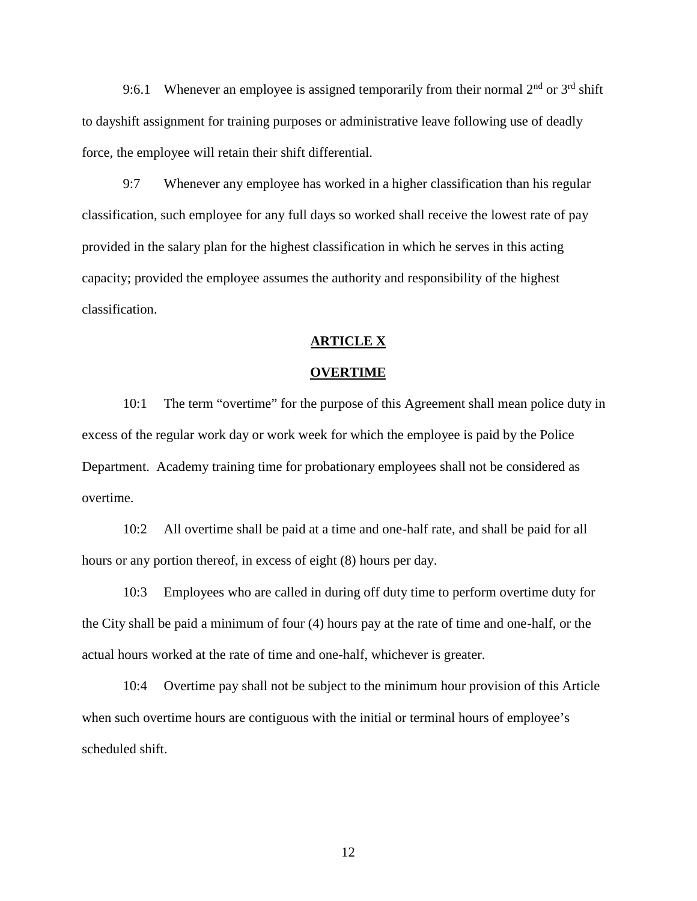9:6.1 Whenever an employee is assigned temporarily from their normal 2nd or 3rd shift to dayshift assignment for training purposes or administrative leave following use of deadly force, the employee will retain their shift differential.

9:7 Whenever any employee has worked in a higher classification than his regular classification, such employee for any full days so worked shall receive the lowest rate of pay provided in the salary plan for the highest classification in which he serves in this acting capacity; provided the employee assumes the authority and responsibility of the highest classification.

## ARTICLE X

## OVERTIME

10:1 The term "overtime" for the purpose of this Agreement shall mean police duty in excess of the regular work day or work week for which the employee is paid by the Police Department. Academy training time for probationary employees shall not be considered as overtime.

10:2 All overtime shall be paid at a time and one-half rate, and shall be paid for all hours or any portion thereof, in excess of eight (8) hours per day.

10:3 Employees who are called in during off duty time to perform overtime duty for the City shall be paid a minimum of four (4) hours pay at the rate of time and one-half, or the actual hours worked at the rate of time and one-half, whichever is greater.

10:4 Overtime pay shall not be subject to the minimum hour provision of this Article when such overtime hours are contiguous with the initial or terminal hours of employee's scheduled shift.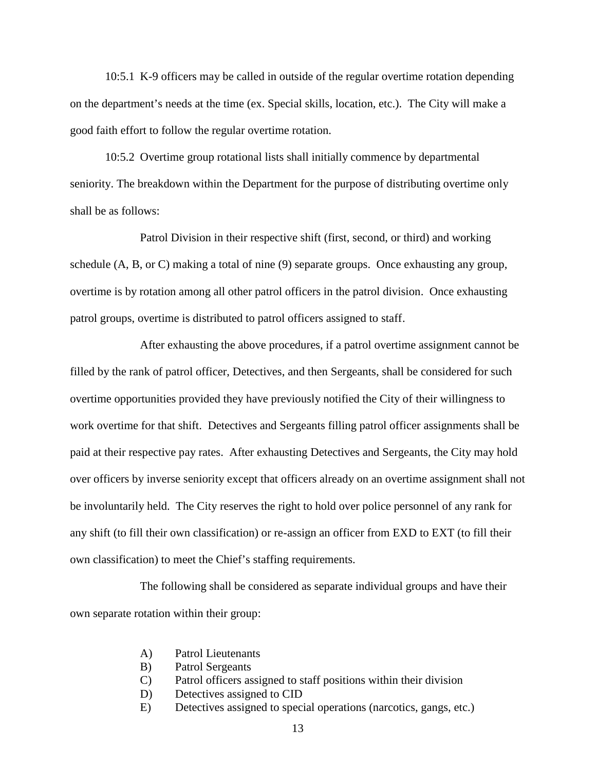10:5.1 K-9 officers may be called in outside of the regular overtime rotation depending on the department's needs at the time (ex. Special skills, location, etc.). The City will make a good faith effort to follow the regular overtime rotation.

10:5.2 Overtime group rotational lists shall initially commence by departmental seniority. The breakdown within the Department for the purpose of distributing overtime only shall be as follows:

Patrol Division in their respective shift (first, second, or third) and working schedule (A, B, or C) making a total of nine (9) separate groups. Once exhausting any group, overtime is by rotation among all other patrol officers in the patrol division. Once exhausting patrol groups, overtime is distributed to patrol officers assigned to staff.

After exhausting the above procedures, if a patrol overtime assignment cannot be filled by the rank of patrol officer, Detectives, and then Sergeants, shall be considered for such overtime opportunities provided they have previously notified the City of their willingness to work overtime for that shift. Detectives and Sergeants filling patrol officer assignments shall be paid at their respective pay rates. After exhausting Detectives and Sergeants, the City may hold over officers by inverse seniority except that officers already on an overtime assignment shall not be involuntarily held. The City reserves the right to hold over police personnel of any rank for any shift (to fill their own classification) or re-assign an officer from EXD to EXT (to fill their own classification) to meet the Chief's staffing requirements.

The following shall be considered as separate individual groups and have their own separate rotation within their group:

A) Patrol Lieutenants
B) Patrol Sergeants
C) Patrol officers assigned to staff positions within their division
D) Detectives assigned to CID
E) Detectives assigned to special operations (narcotics, gangs, etc.)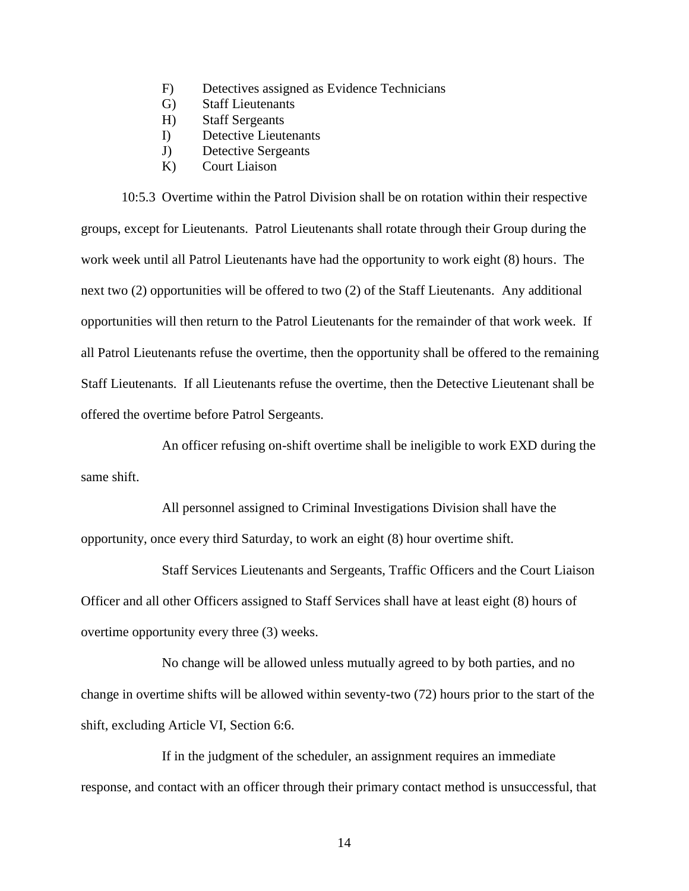F) Detectives assigned as Evidence Technicians
G) Staff Lieutenants
H) Staff Sergeants
I) Detective Lieutenants
J) Detective Sergeants
K) Court Liaison

10:5.3 Overtime within the Patrol Division shall be on rotation within their respective groups, except for Lieutenants. Patrol Lieutenants shall rotate through their Group during the work week until all Patrol Lieutenants have had the opportunity to work eight (8) hours. The next two (2) opportunities will be offered to two (2) of the Staff Lieutenants. Any additional opportunities will then return to the Patrol Lieutenants for the remainder of that work week. If all Patrol Lieutenants refuse the overtime, then the opportunity shall be offered to the remaining Staff Lieutenants. If all Lieutenants refuse the overtime, then the Detective Lieutenant shall be offered the overtime before Patrol Sergeants.

An officer refusing on-shift overtime shall be ineligible to work EXD during the same shift.

All personnel assigned to Criminal Investigations Division shall have the opportunity, once every third Saturday, to work an eight (8) hour overtime shift.

Staff Services Lieutenants and Sergeants, Traffic Officers and the Court Liaison Officer and all other Officers assigned to Staff Services shall have at least eight (8) hours of overtime opportunity every three (3) weeks.

No change will be allowed unless mutually agreed to by both parties, and no change in overtime shifts will be allowed within seventy-two (72) hours prior to the start of the shift, excluding Article VI, Section 6:6.

If in the judgment of the scheduler, an assignment requires an immediate response, and contact with an officer through their primary contact method is unsuccessful, that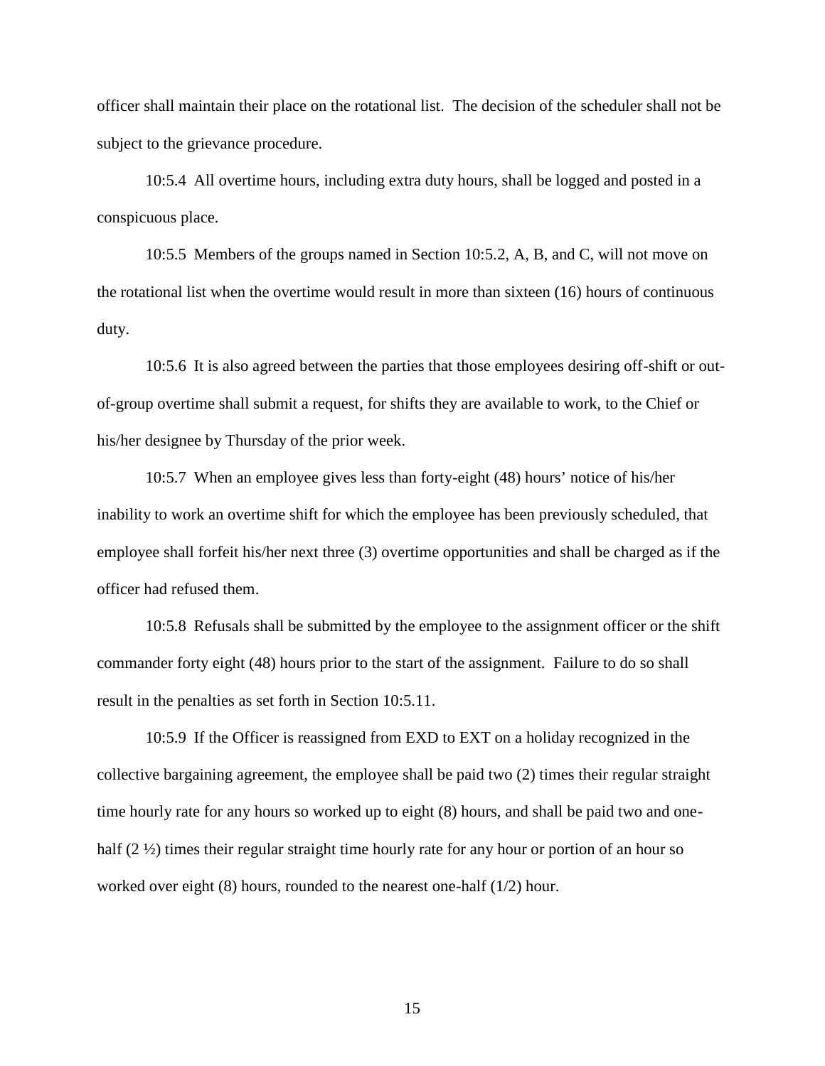officer shall maintain their place on the rotational list. The decision of the scheduler shall not be subject to the grievance procedure.

10:5.4 All overtime hours, including extra duty hours, shall be logged and posted in a conspicuous place.

10:5.5 Members of the groups named in Section 10:5.2, A, B, and C, will not move on the rotational list when the overtime would result in more than sixteen (16) hours of continuous duty.

10:5.6 It is also agreed between the parties that those employees desiring off-shift or out-of-group overtime shall submit a request, for shifts they are available to work, to the Chief or his/her designee by Thursday of the prior week.

10:5.7 When an employee gives less than forty-eight (48) hours' notice of his/her inability to work an overtime shift for which the employee has been previously scheduled, that employee shall forfeit his/her next three (3) overtime opportunities and shall be charged as if the officer had refused them.

10:5.8 Refusals shall be submitted by the employee to the assignment officer or the shift commander forty eight (48) hours prior to the start of the assignment. Failure to do so shall result in the penalties as set forth in Section 10:5.11.

10:5.9 If the Officer is reassigned from EXD to EXT on a holiday recognized in the collective bargaining agreement, the employee shall be paid two (2) times their regular straight time hourly rate for any hours so worked up to eight (8) hours, and shall be paid two and one-half (2 ½) times their regular straight time hourly rate for any hour or portion of an hour so worked over eight (8) hours, rounded to the nearest one-half (1/2) hour.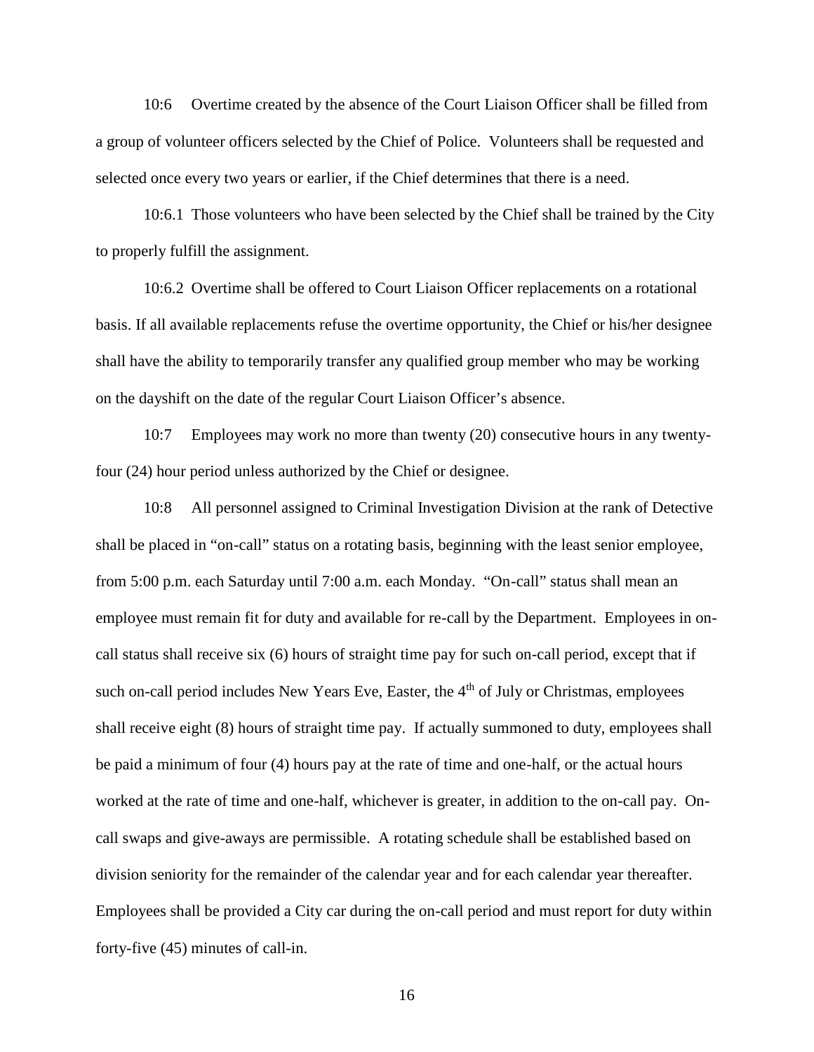10:6 Overtime created by the absence of the Court Liaison Officer shall be filled from a group of volunteer officers selected by the Chief of Police. Volunteers shall be requested and selected once every two years or earlier, if the Chief determines that there is a need.

10:6.1 Those volunteers who have been selected by the Chief shall be trained by the City to properly fulfill the assignment.

10:6.2 Overtime shall be offered to Court Liaison Officer replacements on a rotational basis. If all available replacements refuse the overtime opportunity, the Chief or his/her designee shall have the ability to temporarily transfer any qualified group member who may be working on the dayshift on the date of the regular Court Liaison Officer's absence.

10:7 Employees may work no more than twenty (20) consecutive hours in any twenty-four (24) hour period unless authorized by the Chief or designee.

10:8 All personnel assigned to Criminal Investigation Division at the rank of Detective shall be placed in "on-call" status on a rotating basis, beginning with the least senior employee, from 5:00 p.m. each Saturday until 7:00 a.m. each Monday. "On-call" status shall mean an employee must remain fit for duty and available for re-call by the Department. Employees in on-call status shall receive six (6) hours of straight time pay for such on-call period, except that if such on-call period includes New Years Eve, Easter, the 4th of July or Christmas, employees shall receive eight (8) hours of straight time pay. If actually summoned to duty, employees shall be paid a minimum of four (4) hours pay at the rate of time and one-half, or the actual hours worked at the rate of time and one-half, whichever is greater, in addition to the on-call pay. On-call swaps and give-aways are permissible. A rotating schedule shall be established based on division seniority for the remainder of the calendar year and for each calendar year thereafter. Employees shall be provided a City car during the on-call period and must report for duty within forty-five (45) minutes of call-in.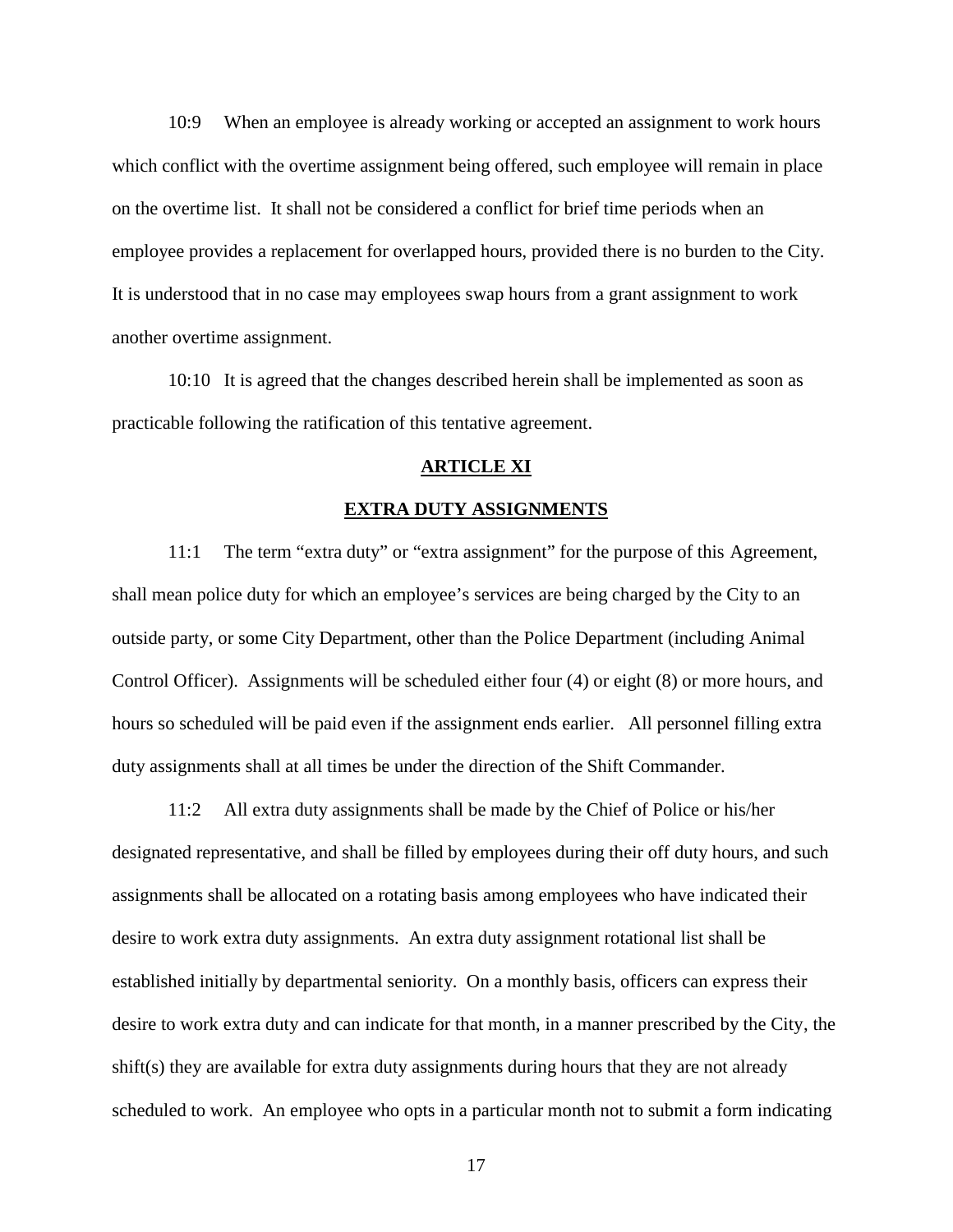10:9 When an employee is already working or accepted an assignment to work hours which conflict with the overtime assignment being offered, such employee will remain in place on the overtime list. It shall not be considered a conflict for brief time periods when an employee provides a replacement for overlapped hours, provided there is no burden to the City. It is understood that in no case may employees swap hours from a grant assignment to work another overtime assignment.

10:10 It is agreed that the changes described herein shall be implemented as soon as practicable following the ratification of this tentative agreement.

## ARTICLE XI

## EXTRA DUTY ASSIGNMENTS

11:1 The term “extra duty” or “extra assignment” for the purpose of this Agreement, shall mean police duty for which an employee’s services are being charged by the City to an outside party, or some City Department, other than the Police Department (including Animal Control Officer). Assignments will be scheduled either four (4) or eight (8) or more hours, and hours so scheduled will be paid even if the assignment ends earlier. All personnel filling extra duty assignments shall at all times be under the direction of the Shift Commander.

11:2 All extra duty assignments shall be made by the Chief of Police or his/her designated representative, and shall be filled by employees during their off duty hours, and such assignments shall be allocated on a rotating basis among employees who have indicated their desire to work extra duty assignments. An extra duty assignment rotational list shall be established initially by departmental seniority. On a monthly basis, officers can express their desire to work extra duty and can indicate for that month, in a manner prescribed by the City, the shift(s) they are available for extra duty assignments during hours that they are not already scheduled to work. An employee who opts in a particular month not to submit a form indicating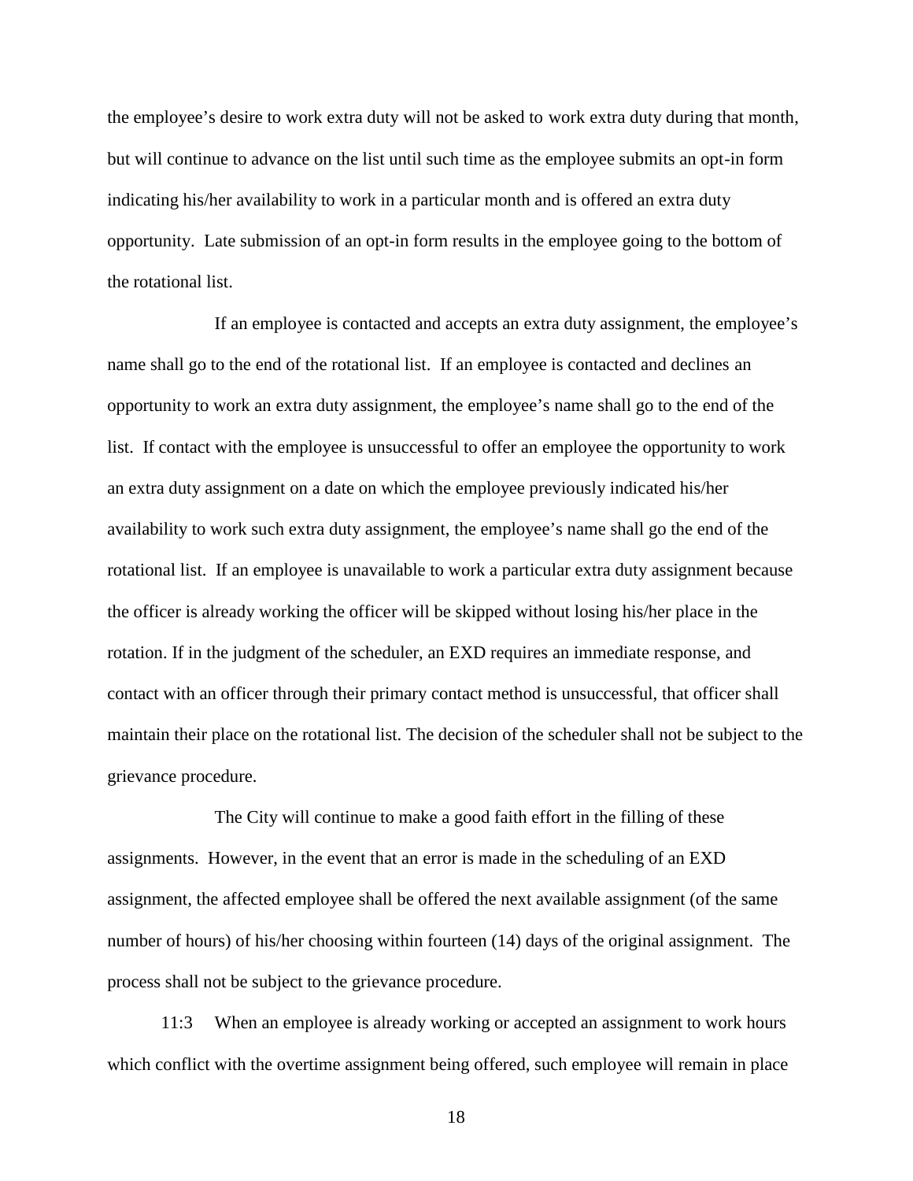the employee's desire to work extra duty will not be asked to work extra duty during that month, but will continue to advance on the list until such time as the employee submits an opt-in form indicating his/her availability to work in a particular month and is offered an extra duty opportunity. Late submission of an opt-in form results in the employee going to the bottom of the rotational list.

If an employee is contacted and accepts an extra duty assignment, the employee's name shall go to the end of the rotational list. If an employee is contacted and declines an opportunity to work an extra duty assignment, the employee's name shall go to the end of the list. If contact with the employee is unsuccessful to offer an employee the opportunity to work an extra duty assignment on a date on which the employee previously indicated his/her availability to work such extra duty assignment, the employee's name shall go the end of the rotational list. If an employee is unavailable to work a particular extra duty assignment because the officer is already working the officer will be skipped without losing his/her place in the rotation. If in the judgment of the scheduler, an EXD requires an immediate response, and contact with an officer through their primary contact method is unsuccessful, that officer shall maintain their place on the rotational list. The decision of the scheduler shall not be subject to the grievance procedure.

The City will continue to make a good faith effort in the filling of these assignments. However, in the event that an error is made in the scheduling of an EXD assignment, the affected employee shall be offered the next available assignment (of the same number of hours) of his/her choosing within fourteen (14) days of the original assignment. The process shall not be subject to the grievance procedure.

11:3 When an employee is already working or accepted an assignment to work hours which conflict with the overtime assignment being offered, such employee will remain in place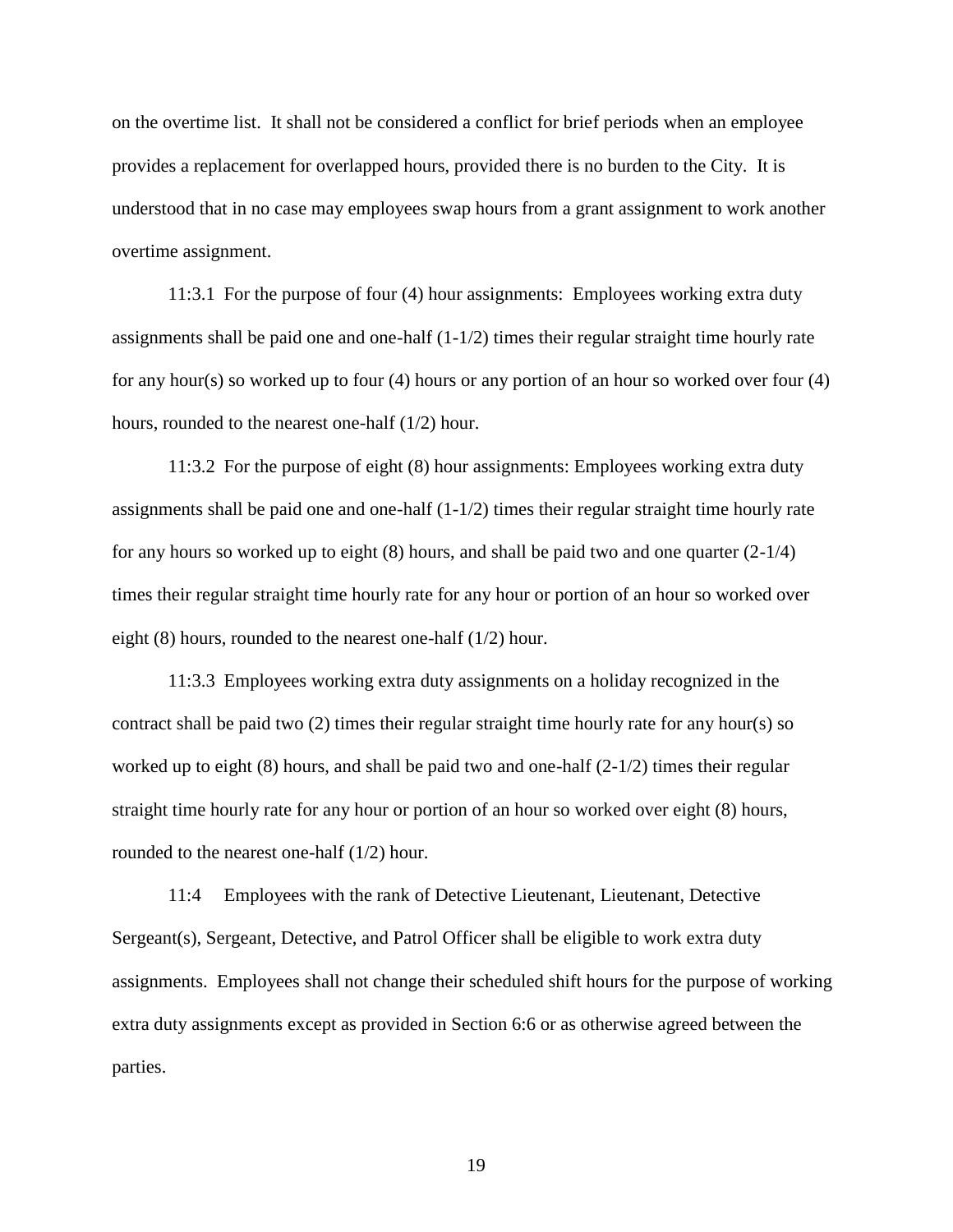on the overtime list. It shall not be considered a conflict for brief periods when an employee provides a replacement for overlapped hours, provided there is no burden to the City. It is understood that in no case may employees swap hours from a grant assignment to work another overtime assignment.

11:3.1 For the purpose of four (4) hour assignments: Employees working extra duty assignments shall be paid one and one-half (1-1/2) times their regular straight time hourly rate for any hour(s) so worked up to four (4) hours or any portion of an hour so worked over four (4) hours, rounded to the nearest one-half (1/2) hour.

11:3.2 For the purpose of eight (8) hour assignments: Employees working extra duty assignments shall be paid one and one-half (1-1/2) times their regular straight time hourly rate for any hours so worked up to eight (8) hours, and shall be paid two and one quarter (2-1/4) times their regular straight time hourly rate for any hour or portion of an hour so worked over eight (8) hours, rounded to the nearest one-half (1/2) hour.

11:3.3 Employees working extra duty assignments on a holiday recognized in the contract shall be paid two (2) times their regular straight time hourly rate for any hour(s) so worked up to eight (8) hours, and shall be paid two and one-half (2-1/2) times their regular straight time hourly rate for any hour or portion of an hour so worked over eight (8) hours, rounded to the nearest one-half (1/2) hour.

11:4 Employees with the rank of Detective Lieutenant, Lieutenant, Detective Sergeant(s), Sergeant, Detective, and Patrol Officer shall be eligible to work extra duty assignments. Employees shall not change their scheduled shift hours for the purpose of working extra duty assignments except as provided in Section 6:6 or as otherwise agreed between the parties.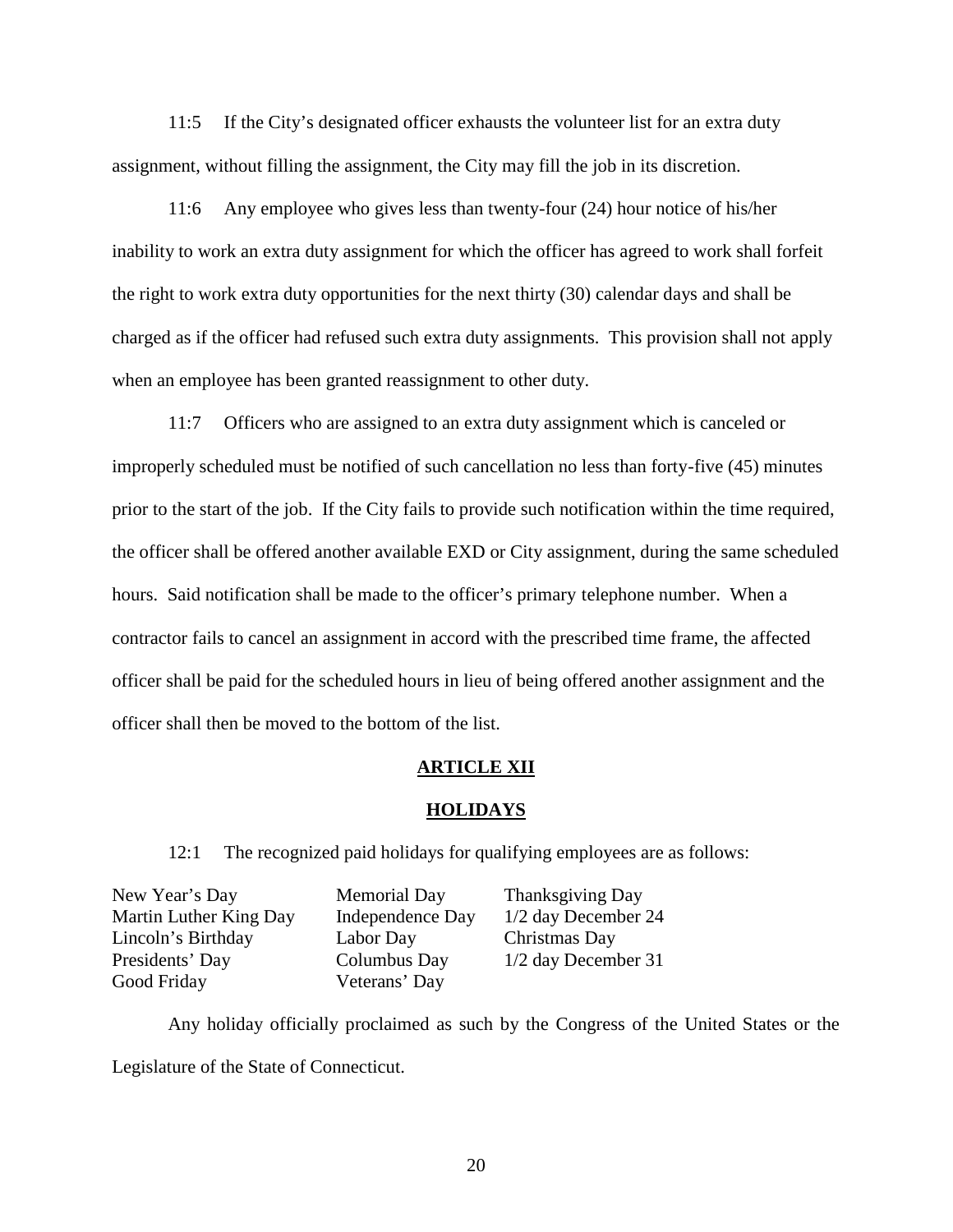11:5 If the City's designated officer exhausts the volunteer list for an extra duty assignment, without filling the assignment, the City may fill the job in its discretion.

11:6 Any employee who gives less than twenty-four (24) hour notice of his/her inability to work an extra duty assignment for which the officer has agreed to work shall forfeit the right to work extra duty opportunities for the next thirty (30) calendar days and shall be charged as if the officer had refused such extra duty assignments. This provision shall not apply when an employee has been granted reassignment to other duty.

11:7 Officers who are assigned to an extra duty assignment which is canceled or improperly scheduled must be notified of such cancellation no less than forty-five (45) minutes prior to the start of the job. If the City fails to provide such notification within the time required, the officer shall be offered another available EXD or City assignment, during the same scheduled hours. Said notification shall be made to the officer's primary telephone number. When a contractor fails to cancel an assignment in accord with the prescribed time frame, the affected officer shall be paid for the scheduled hours in lieu of being offered another assignment and the officer shall then be moved to the bottom of the list.

## ARTICLE XII

## HOLIDAYS

12:1 The recognized paid holidays for qualifying employees are as follows:

| | | |
|---|---|---|
| New Year's Day | Memorial Day | Thanksgiving Day |
| Martin Luther King Day | Independence Day | 1/2 day December 24 |
| Lincoln's Birthday | Labor Day | Christmas Day |
| Presidents' Day | Columbus Day | 1/2 day December 31 |
| Good Friday | Veterans' Day | |

Any holiday officially proclaimed as such by the Congress of the United States or the Legislature of the State of Connecticut.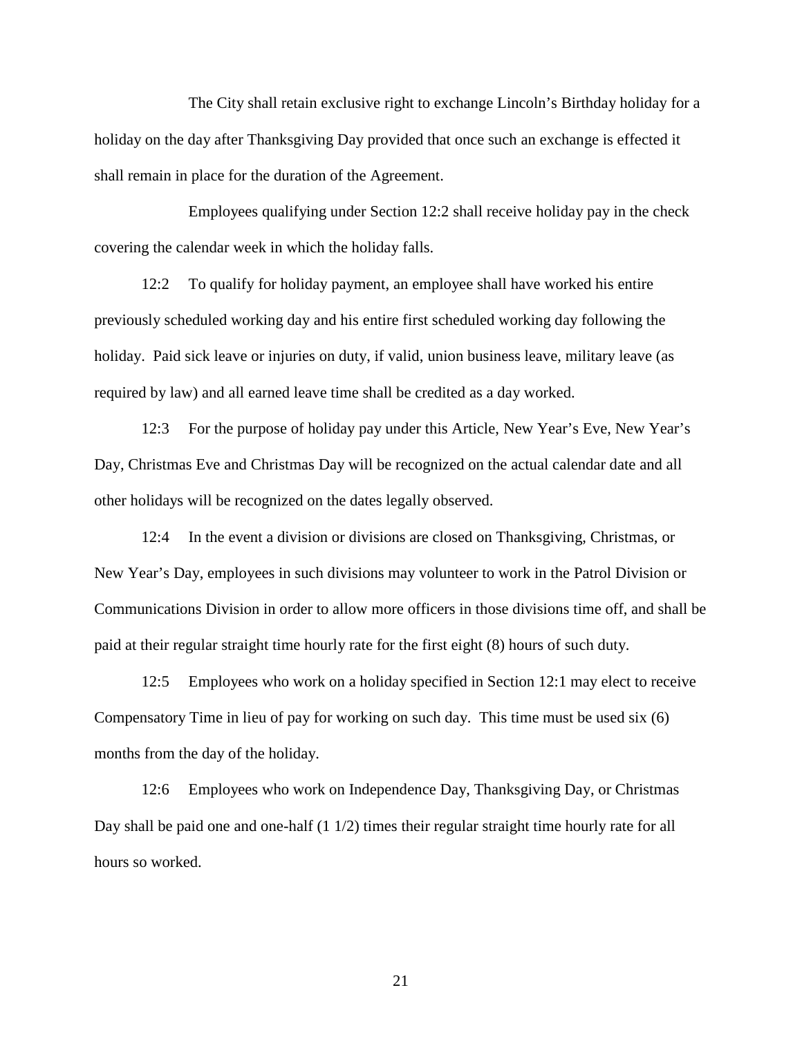The City shall retain exclusive right to exchange Lincoln's Birthday holiday for a holiday on the day after Thanksgiving Day provided that once such an exchange is effected it shall remain in place for the duration of the Agreement.

Employees qualifying under Section 12:2 shall receive holiday pay in the check covering the calendar week in which the holiday falls.

12:2 To qualify for holiday payment, an employee shall have worked his entire previously scheduled working day and his entire first scheduled working day following the holiday. Paid sick leave or injuries on duty, if valid, union business leave, military leave (as required by law) and all earned leave time shall be credited as a day worked.

12:3 For the purpose of holiday pay under this Article, New Year's Eve, New Year's Day, Christmas Eve and Christmas Day will be recognized on the actual calendar date and all other holidays will be recognized on the dates legally observed.

12:4 In the event a division or divisions are closed on Thanksgiving, Christmas, or New Year's Day, employees in such divisions may volunteer to work in the Patrol Division or Communications Division in order to allow more officers in those divisions time off, and shall be paid at their regular straight time hourly rate for the first eight (8) hours of such duty.

12:5 Employees who work on a holiday specified in Section 12:1 may elect to receive Compensatory Time in lieu of pay for working on such day. This time must be used six (6) months from the day of the holiday.

12:6 Employees who work on Independence Day, Thanksgiving Day, or Christmas Day shall be paid one and one-half (1 1/2) times their regular straight time hourly rate for all hours so worked.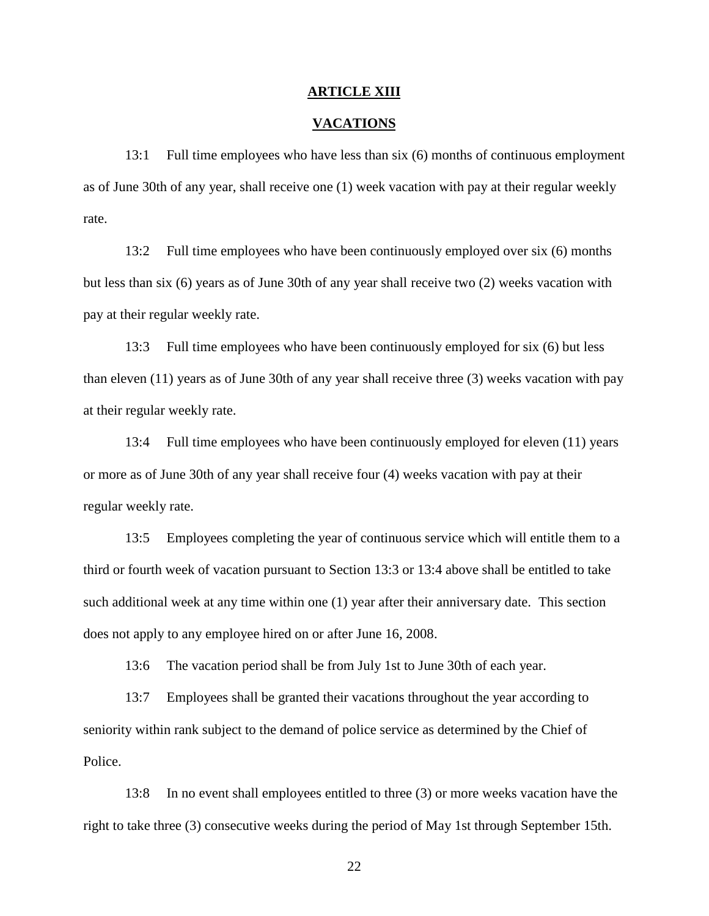## ARTICLE XIII

## VACATIONS

13:1 Full time employees who have less than six (6) months of continuous employment as of June 30th of any year, shall receive one (1) week vacation with pay at their regular weekly rate.

13:2 Full time employees who have been continuously employed over six (6) months but less than six (6) years as of June 30th of any year shall receive two (2) weeks vacation with pay at their regular weekly rate.

13:3 Full time employees who have been continuously employed for six (6) but less than eleven (11) years as of June 30th of any year shall receive three (3) weeks vacation with pay at their regular weekly rate.

13:4 Full time employees who have been continuously employed for eleven (11) years or more as of June 30th of any year shall receive four (4) weeks vacation with pay at their regular weekly rate.

13:5 Employees completing the year of continuous service which will entitle them to a third or fourth week of vacation pursuant to Section 13:3 or 13:4 above shall be entitled to take such additional week at any time within one (1) year after their anniversary date. This section does not apply to any employee hired on or after June 16, 2008.

13:6 The vacation period shall be from July 1st to June 30th of each year.

13:7 Employees shall be granted their vacations throughout the year according to seniority within rank subject to the demand of police service as determined by the Chief of Police.

13:8 In no event shall employees entitled to three (3) or more weeks vacation have the right to take three (3) consecutive weeks during the period of May 1st through September 15th.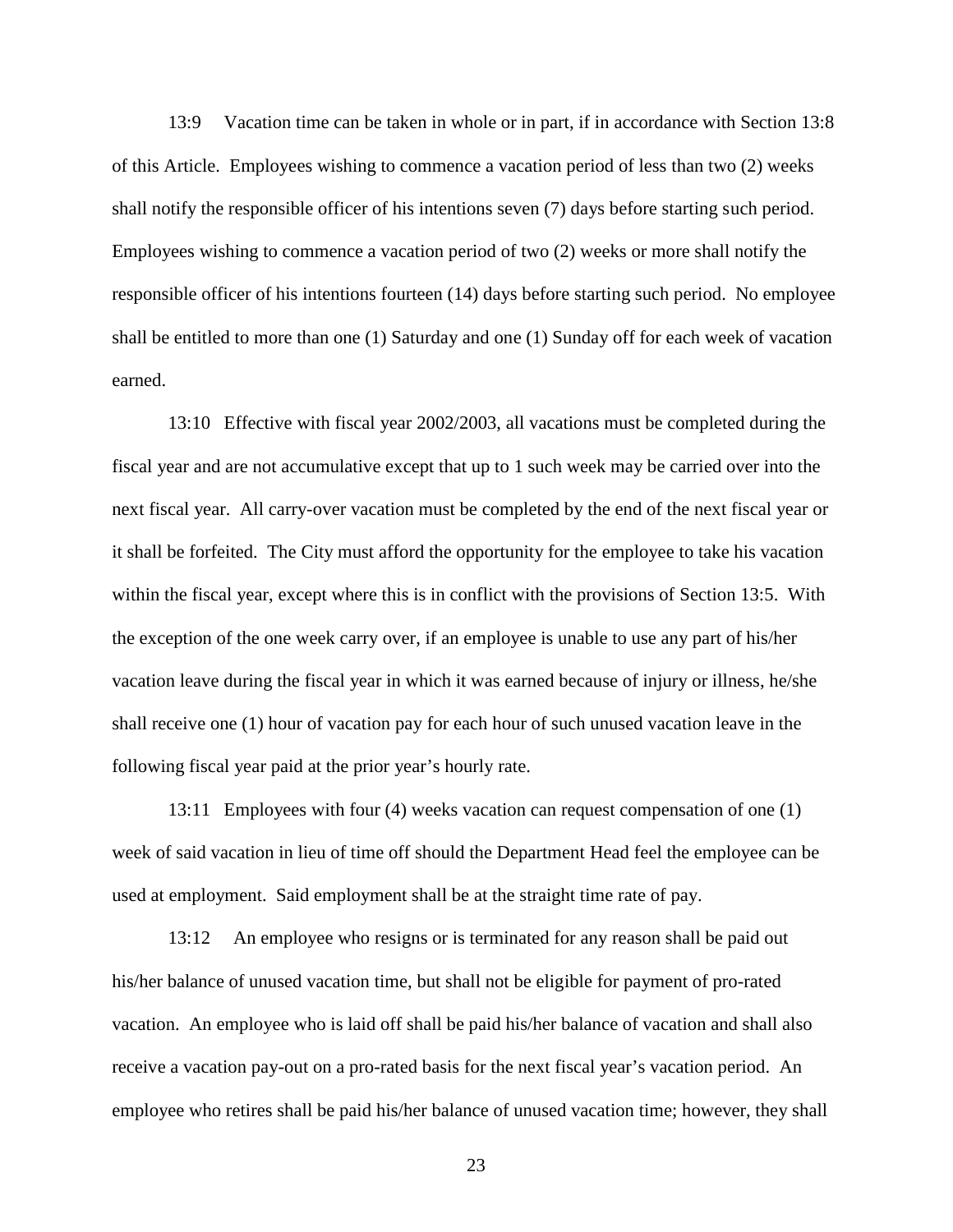13:9 Vacation time can be taken in whole or in part, if in accordance with Section 13:8 of this Article. Employees wishing to commence a vacation period of less than two (2) weeks shall notify the responsible officer of his intentions seven (7) days before starting such period. Employees wishing to commence a vacation period of two (2) weeks or more shall notify the responsible officer of his intentions fourteen (14) days before starting such period. No employee shall be entitled to more than one (1) Saturday and one (1) Sunday off for each week of vacation earned.

13:10 Effective with fiscal year 2002/2003, all vacations must be completed during the fiscal year and are not accumulative except that up to 1 such week may be carried over into the next fiscal year. All carry-over vacation must be completed by the end of the next fiscal year or it shall be forfeited. The City must afford the opportunity for the employee to take his vacation within the fiscal year, except where this is in conflict with the provisions of Section 13:5. With the exception of the one week carry over, if an employee is unable to use any part of his/her vacation leave during the fiscal year in which it was earned because of injury or illness, he/she shall receive one (1) hour of vacation pay for each hour of such unused vacation leave in the following fiscal year paid at the prior year's hourly rate.

13:11 Employees with four (4) weeks vacation can request compensation of one (1) week of said vacation in lieu of time off should the Department Head feel the employee can be used at employment. Said employment shall be at the straight time rate of pay.

13:12 An employee who resigns or is terminated for any reason shall be paid out his/her balance of unused vacation time, but shall not be eligible for payment of pro-rated vacation. An employee who is laid off shall be paid his/her balance of vacation and shall also receive a vacation pay-out on a pro-rated basis for the next fiscal year's vacation period. An employee who retires shall be paid his/her balance of unused vacation time; however, they shall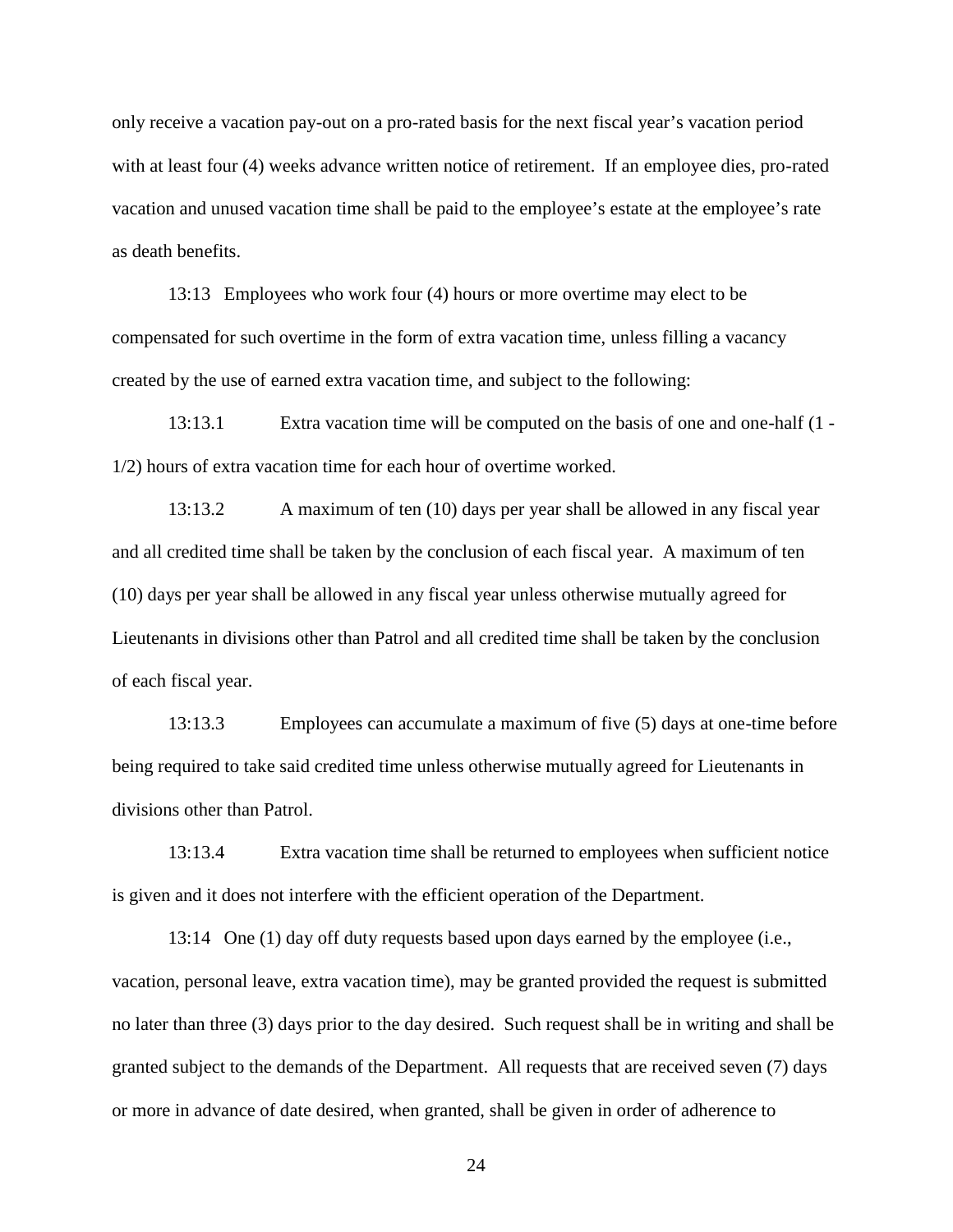only receive a vacation pay-out on a pro-rated basis for the next fiscal year's vacation period with at least four (4) weeks advance written notice of retirement. If an employee dies, pro-rated vacation and unused vacation time shall be paid to the employee's estate at the employee's rate as death benefits.

13:13 Employees who work four (4) hours or more overtime may elect to be compensated for such overtime in the form of extra vacation time, unless filling a vacancy created by the use of earned extra vacation time, and subject to the following:

13:13.1 Extra vacation time will be computed on the basis of one and one-half (1 - 1/2) hours of extra vacation time for each hour of overtime worked.

13:13.2 A maximum of ten (10) days per year shall be allowed in any fiscal year and all credited time shall be taken by the conclusion of each fiscal year. A maximum of ten (10) days per year shall be allowed in any fiscal year unless otherwise mutually agreed for Lieutenants in divisions other than Patrol and all credited time shall be taken by the conclusion of each fiscal year.

13:13.3 Employees can accumulate a maximum of five (5) days at one-time before being required to take said credited time unless otherwise mutually agreed for Lieutenants in divisions other than Patrol.

13:13.4 Extra vacation time shall be returned to employees when sufficient notice is given and it does not interfere with the efficient operation of the Department.

13:14 One (1) day off duty requests based upon days earned by the employee (i.e., vacation, personal leave, extra vacation time), may be granted provided the request is submitted no later than three (3) days prior to the day desired. Such request shall be in writing and shall be granted subject to the demands of the Department. All requests that are received seven (7) days or more in advance of date desired, when granted, shall be given in order of adherence to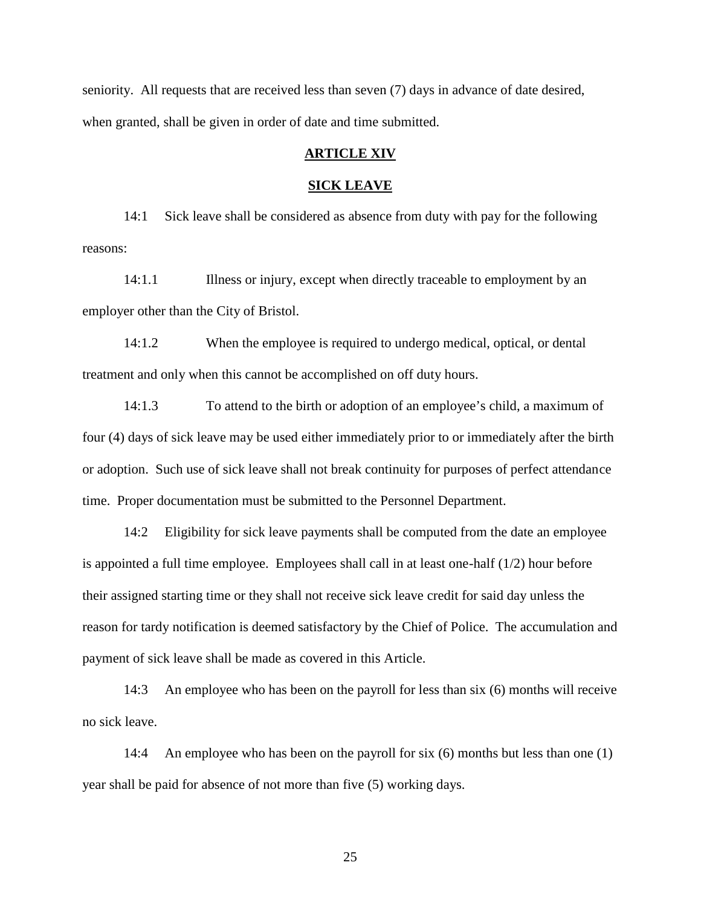seniority. All requests that are received less than seven (7) days in advance of date desired, when granted, shall be given in order of date and time submitted.

## ARTICLE XIV

## SICK LEAVE

14:1 Sick leave shall be considered as absence from duty with pay for the following reasons:

14:1.1 Illness or injury, except when directly traceable to employment by an employer other than the City of Bristol.

14:1.2 When the employee is required to undergo medical, optical, or dental treatment and only when this cannot be accomplished on off duty hours.

14:1.3 To attend to the birth or adoption of an employee's child, a maximum of four (4) days of sick leave may be used either immediately prior to or immediately after the birth or adoption. Such use of sick leave shall not break continuity for purposes of perfect attendance time. Proper documentation must be submitted to the Personnel Department.

14:2 Eligibility for sick leave payments shall be computed from the date an employee is appointed a full time employee. Employees shall call in at least one-half (1/2) hour before their assigned starting time or they shall not receive sick leave credit for said day unless the reason for tardy notification is deemed satisfactory by the Chief of Police. The accumulation and payment of sick leave shall be made as covered in this Article.

14:3 An employee who has been on the payroll for less than six (6) months will receive no sick leave.

14:4 An employee who has been on the payroll for six (6) months but less than one (1) year shall be paid for absence of not more than five (5) working days.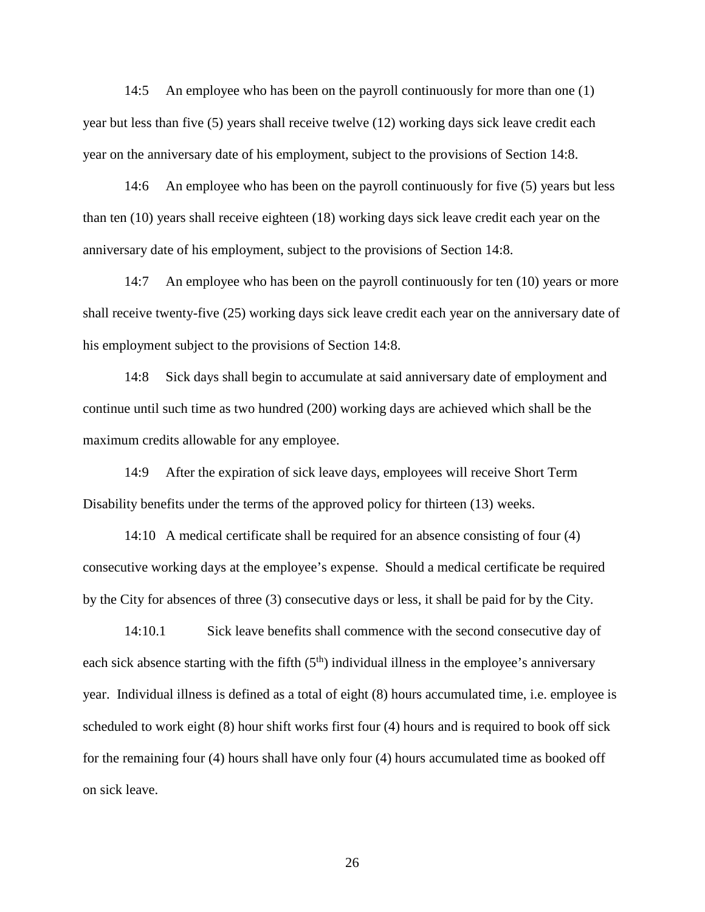14:5 An employee who has been on the payroll continuously for more than one (1) year but less than five (5) years shall receive twelve (12) working days sick leave credit each year on the anniversary date of his employment, subject to the provisions of Section 14:8.

14:6 An employee who has been on the payroll continuously for five (5) years but less than ten (10) years shall receive eighteen (18) working days sick leave credit each year on the anniversary date of his employment, subject to the provisions of Section 14:8.

14:7 An employee who has been on the payroll continuously for ten (10) years or more shall receive twenty-five (25) working days sick leave credit each year on the anniversary date of his employment subject to the provisions of Section 14:8.

14:8 Sick days shall begin to accumulate at said anniversary date of employment and continue until such time as two hundred (200) working days are achieved which shall be the maximum credits allowable for any employee.

14:9 After the expiration of sick leave days, employees will receive Short Term Disability benefits under the terms of the approved policy for thirteen (13) weeks.

14:10 A medical certificate shall be required for an absence consisting of four (4) consecutive working days at the employee's expense. Should a medical certificate be required by the City for absences of three (3) consecutive days or less, it shall be paid for by the City.

14:10.1 Sick leave benefits shall commence with the second consecutive day of each sick absence starting with the fifth (5th) individual illness in the employee's anniversary year. Individual illness is defined as a total of eight (8) hours accumulated time, i.e. employee is scheduled to work eight (8) hour shift works first four (4) hours and is required to book off sick for the remaining four (4) hours shall have only four (4) hours accumulated time as booked off on sick leave.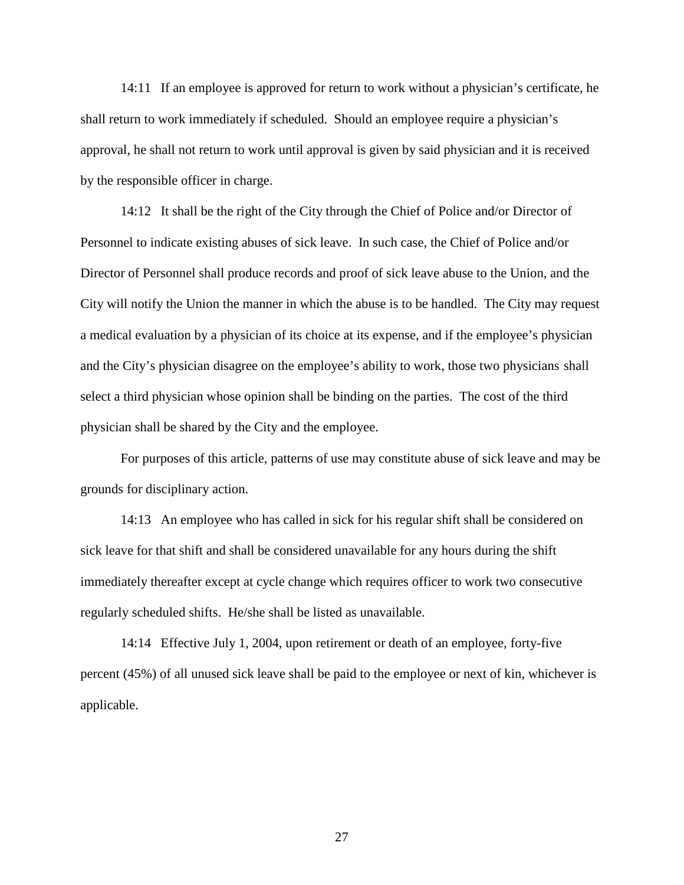14:11 If an employee is approved for return to work without a physician's certificate, he shall return to work immediately if scheduled. Should an employee require a physician's approval, he shall not return to work until approval is given by said physician and it is received by the responsible officer in charge.

14:12 It shall be the right of the City through the Chief of Police and/or Director of Personnel to indicate existing abuses of sick leave. In such case, the Chief of Police and/or Director of Personnel shall produce records and proof of sick leave abuse to the Union, and the City will notify the Union the manner in which the abuse is to be handled. The City may request a medical evaluation by a physician of its choice at its expense, and if the employee's physician and the City's physician disagree on the employee's ability to work, those two physicians shall select a third physician whose opinion shall be binding on the parties. The cost of the third physician shall be shared by the City and the employee.

For purposes of this article, patterns of use may constitute abuse of sick leave and may be grounds for disciplinary action.

14:13 An employee who has called in sick for his regular shift shall be considered on sick leave for that shift and shall be considered unavailable for any hours during the shift immediately thereafter except at cycle change which requires officer to work two consecutive regularly scheduled shifts. He/she shall be listed as unavailable.

14:14 Effective July 1, 2004, upon retirement or death of an employee, forty-five percent (45%) of all unused sick leave shall be paid to the employee or next of kin, whichever is applicable.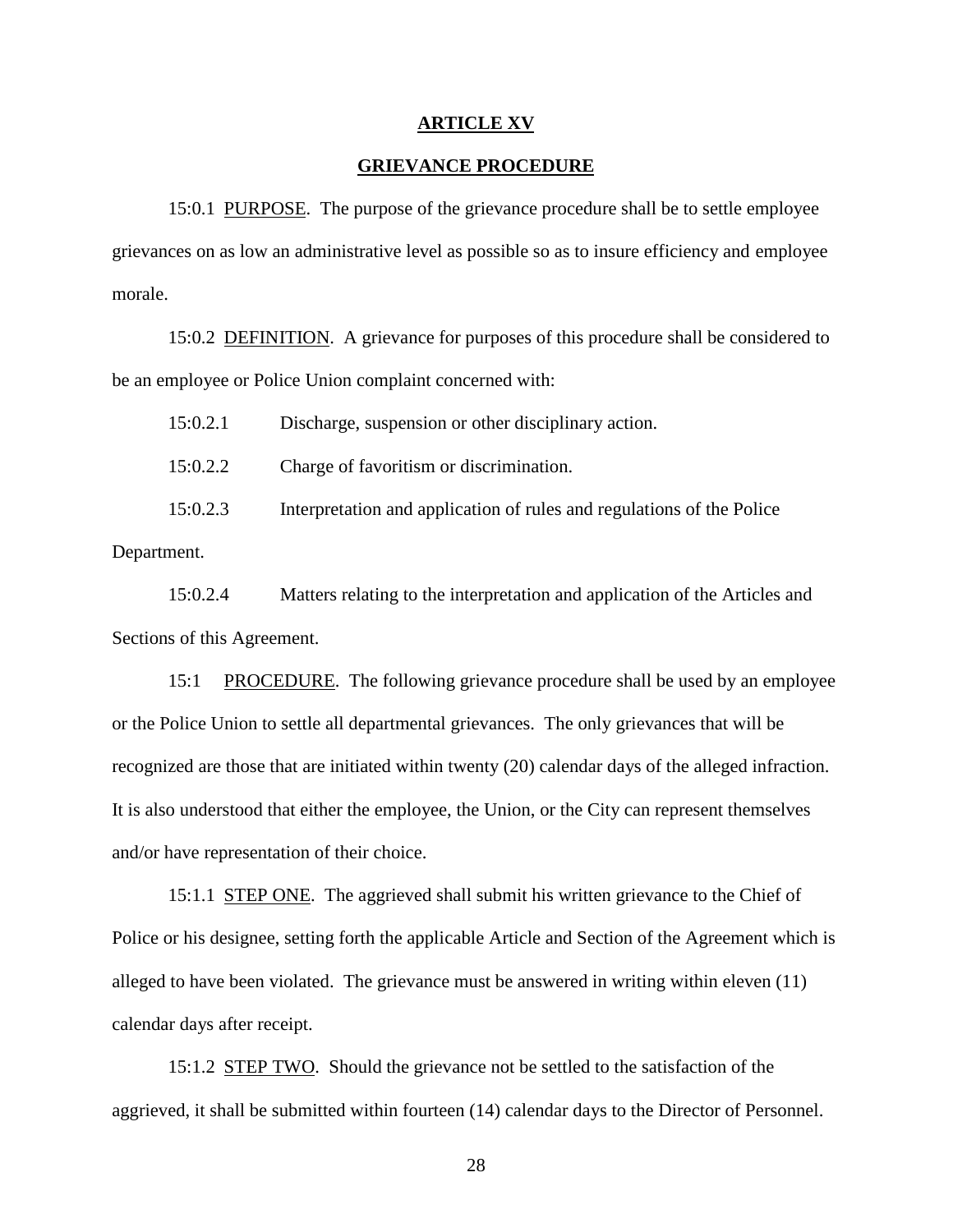## ARTICLE XV

## GRIEVANCE PROCEDURE

15:0.1 PURPOSE. The purpose of the grievance procedure shall be to settle employee grievances on as low an administrative level as possible so as to insure efficiency and employee morale.

15:0.2 DEFINITION. A grievance for purposes of this procedure shall be considered to be an employee or Police Union complaint concerned with:

15:0.2.1 Discharge, suspension or other disciplinary action.

15:0.2.2 Charge of favoritism or discrimination.

15:0.2.3 Interpretation and application of rules and regulations of the Police Department.

15:0.2.4 Matters relating to the interpretation and application of the Articles and Sections of this Agreement.

15:1 PROCEDURE. The following grievance procedure shall be used by an employee or the Police Union to settle all departmental grievances. The only grievances that will be recognized are those that are initiated within twenty (20) calendar days of the alleged infraction. It is also understood that either the employee, the Union, or the City can represent themselves and/or have representation of their choice.

15:1.1 STEP ONE. The aggrieved shall submit his written grievance to the Chief of Police or his designee, setting forth the applicable Article and Section of the Agreement which is alleged to have been violated. The grievance must be answered in writing within eleven (11) calendar days after receipt.

15:1.2 STEP TWO. Should the grievance not be settled to the satisfaction of the aggrieved, it shall be submitted within fourteen (14) calendar days to the Director of Personnel.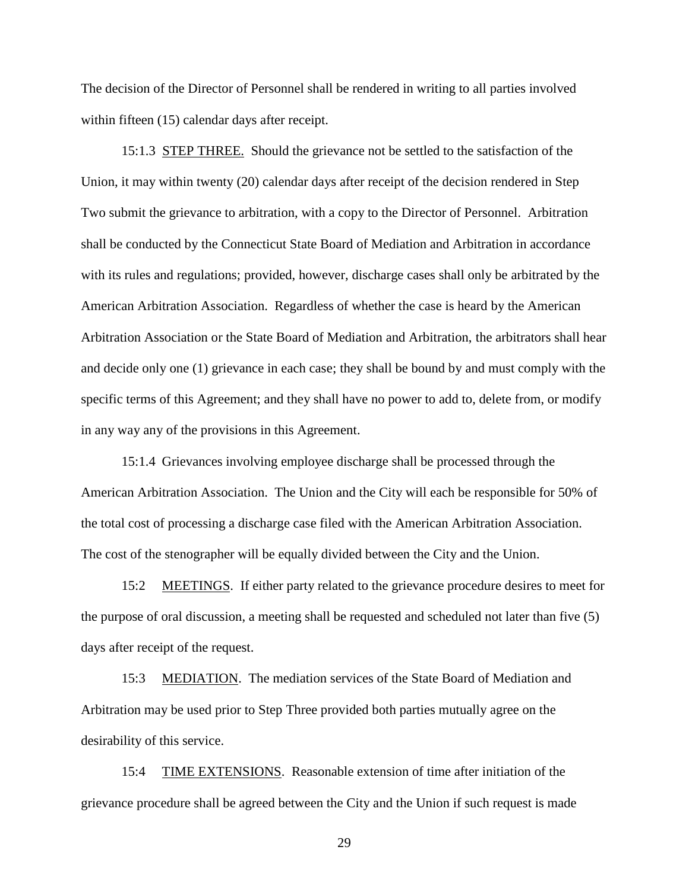The decision of the Director of Personnel shall be rendered in writing to all parties involved within fifteen (15) calendar days after receipt.

15:1.3 STEP THREE. Should the grievance not be settled to the satisfaction of the Union, it may within twenty (20) calendar days after receipt of the decision rendered in Step Two submit the grievance to arbitration, with a copy to the Director of Personnel. Arbitration shall be conducted by the Connecticut State Board of Mediation and Arbitration in accordance with its rules and regulations; provided, however, discharge cases shall only be arbitrated by the American Arbitration Association. Regardless of whether the case is heard by the American Arbitration Association or the State Board of Mediation and Arbitration, the arbitrators shall hear and decide only one (1) grievance in each case; they shall be bound by and must comply with the specific terms of this Agreement; and they shall have no power to add to, delete from, or modify in any way any of the provisions in this Agreement.

15:1.4 Grievances involving employee discharge shall be processed through the American Arbitration Association. The Union and the City will each be responsible for 50% of the total cost of processing a discharge case filed with the American Arbitration Association. The cost of the stenographer will be equally divided between the City and the Union.

15:2 MEETINGS. If either party related to the grievance procedure desires to meet for the purpose of oral discussion, a meeting shall be requested and scheduled not later than five (5) days after receipt of the request.

15:3 MEDIATION. The mediation services of the State Board of Mediation and Arbitration may be used prior to Step Three provided both parties mutually agree on the desirability of this service.

15:4 TIME EXTENSIONS. Reasonable extension of time after initiation of the grievance procedure shall be agreed between the City and the Union if such request is made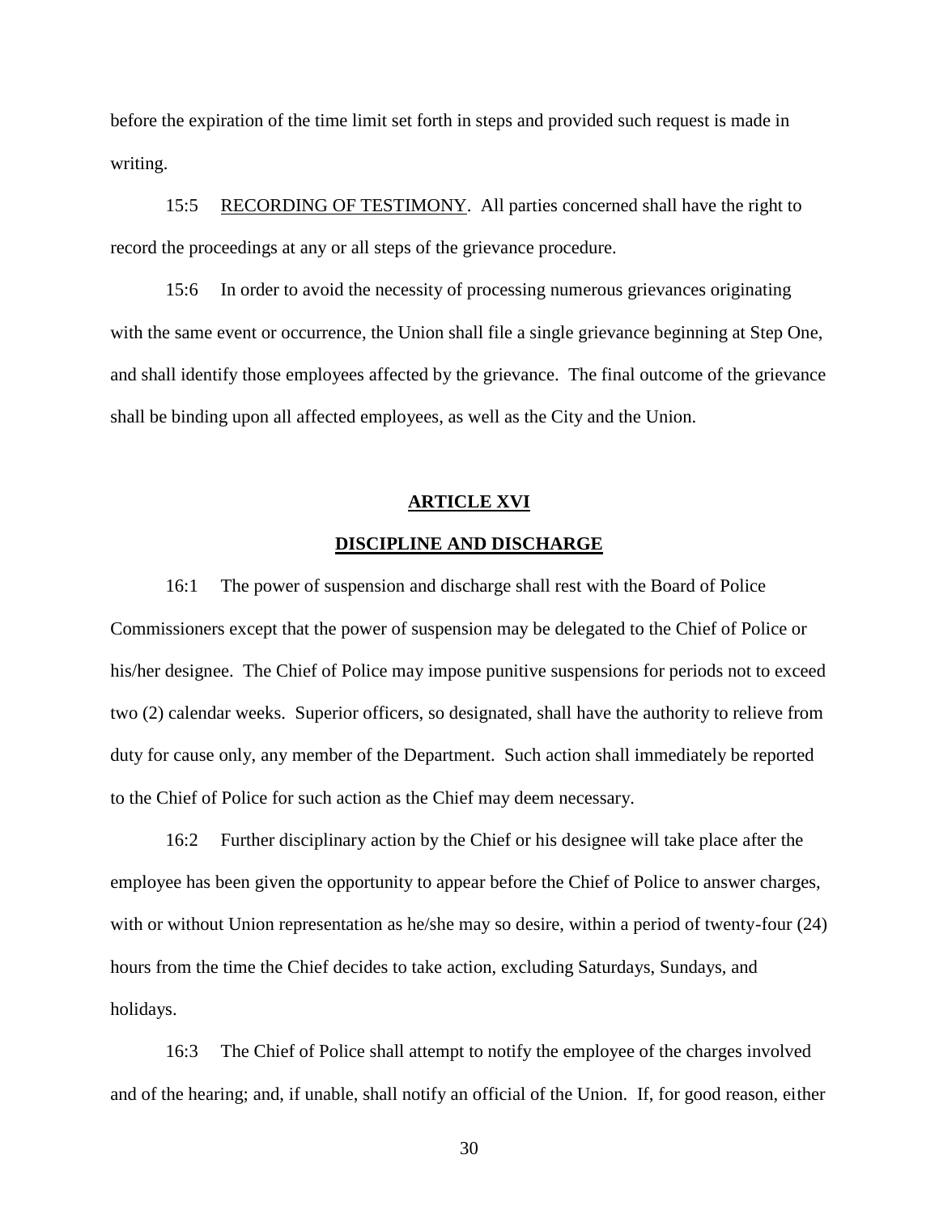before the expiration of the time limit set forth in steps and provided such request is made in writing.

15:5 RECORDING OF TESTIMONY. All parties concerned shall have the right to record the proceedings at any or all steps of the grievance procedure.

15:6 In order to avoid the necessity of processing numerous grievances originating with the same event or occurrence, the Union shall file a single grievance beginning at Step One, and shall identify those employees affected by the grievance. The final outcome of the grievance shall be binding upon all affected employees, as well as the City and the Union.

## ARTICLE XVI

## DISCIPLINE AND DISCHARGE

16:1 The power of suspension and discharge shall rest with the Board of Police Commissioners except that the power of suspension may be delegated to the Chief of Police or his/her designee. The Chief of Police may impose punitive suspensions for periods not to exceed two (2) calendar weeks. Superior officers, so designated, shall have the authority to relieve from duty for cause only, any member of the Department. Such action shall immediately be reported to the Chief of Police for such action as the Chief may deem necessary.

16:2 Further disciplinary action by the Chief or his designee will take place after the employee has been given the opportunity to appear before the Chief of Police to answer charges, with or without Union representation as he/she may so desire, within a period of twenty-four (24) hours from the time the Chief decides to take action, excluding Saturdays, Sundays, and holidays.

16:3 The Chief of Police shall attempt to notify the employee of the charges involved and of the hearing; and, if unable, shall notify an official of the Union. If, for good reason, either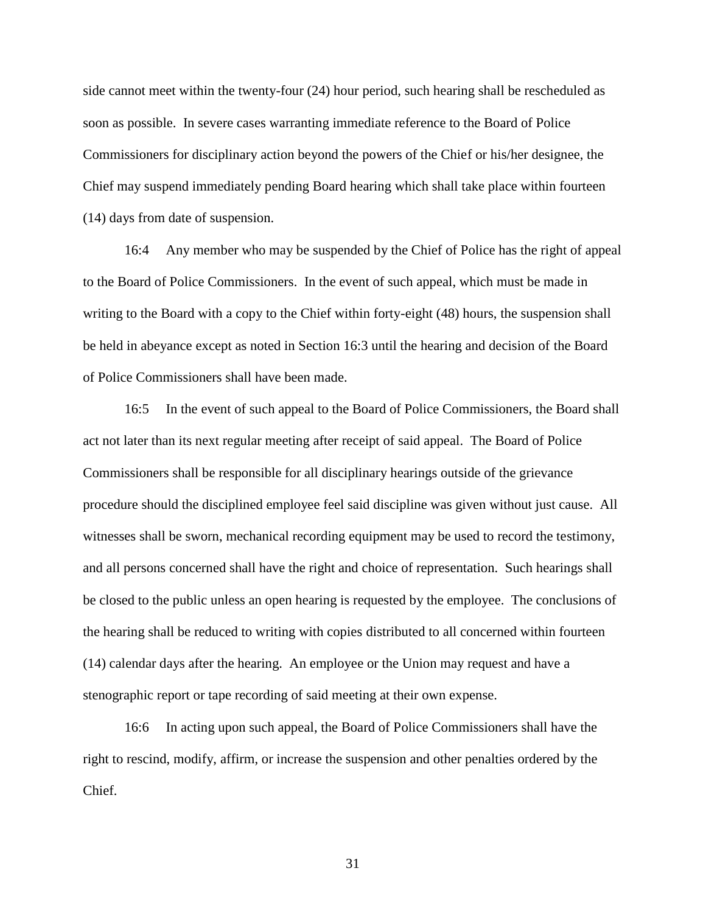side cannot meet within the twenty-four (24) hour period, such hearing shall be rescheduled as soon as possible. In severe cases warranting immediate reference to the Board of Police Commissioners for disciplinary action beyond the powers of the Chief or his/her designee, the Chief may suspend immediately pending Board hearing which shall take place within fourteen (14) days from date of suspension.

16:4 Any member who may be suspended by the Chief of Police has the right of appeal to the Board of Police Commissioners. In the event of such appeal, which must be made in writing to the Board with a copy to the Chief within forty-eight (48) hours, the suspension shall be held in abeyance except as noted in Section 16:3 until the hearing and decision of the Board of Police Commissioners shall have been made.

16:5 In the event of such appeal to the Board of Police Commissioners, the Board shall act not later than its next regular meeting after receipt of said appeal. The Board of Police Commissioners shall be responsible for all disciplinary hearings outside of the grievance procedure should the disciplined employee feel said discipline was given without just cause. All witnesses shall be sworn, mechanical recording equipment may be used to record the testimony, and all persons concerned shall have the right and choice of representation. Such hearings shall be closed to the public unless an open hearing is requested by the employee. The conclusions of the hearing shall be reduced to writing with copies distributed to all concerned within fourteen (14) calendar days after the hearing. An employee or the Union may request and have a stenographic report or tape recording of said meeting at their own expense.

16:6 In acting upon such appeal, the Board of Police Commissioners shall have the right to rescind, modify, affirm, or increase the suspension and other penalties ordered by the Chief.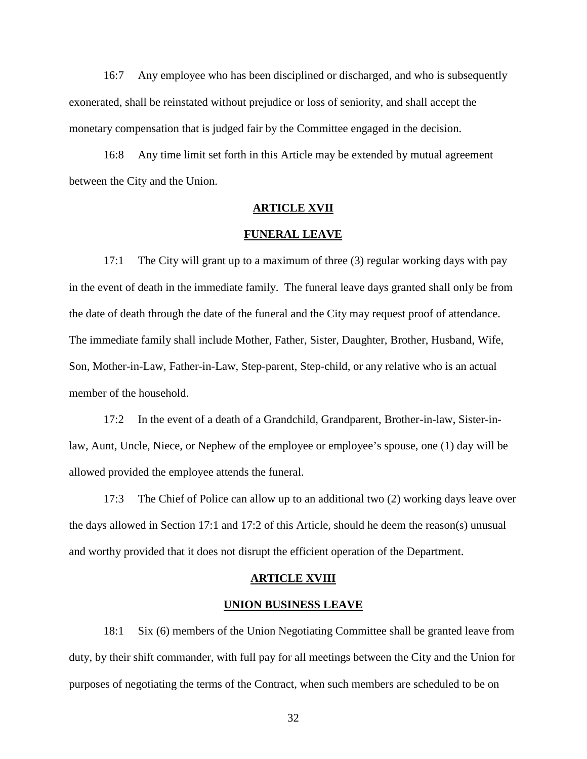16:7 Any employee who has been disciplined or discharged, and who is subsequently exonerated, shall be reinstated without prejudice or loss of seniority, and shall accept the monetary compensation that is judged fair by the Committee engaged in the decision.

16:8 Any time limit set forth in this Article may be extended by mutual agreement between the City and the Union.

## ARTICLE XVII

## FUNERAL LEAVE

17:1 The City will grant up to a maximum of three (3) regular working days with pay in the event of death in the immediate family. The funeral leave days granted shall only be from the date of death through the date of the funeral and the City may request proof of attendance. The immediate family shall include Mother, Father, Sister, Daughter, Brother, Husband, Wife, Son, Mother-in-Law, Father-in-Law, Step-parent, Step-child, or any relative who is an actual member of the household.

17:2 In the event of a death of a Grandchild, Grandparent, Brother-in-law, Sister-in-law, Aunt, Uncle, Niece, or Nephew of the employee or employee's spouse, one (1) day will be allowed provided the employee attends the funeral.

17:3 The Chief of Police can allow up to an additional two (2) working days leave over the days allowed in Section 17:1 and 17:2 of this Article, should he deem the reason(s) unusual and worthy provided that it does not disrupt the efficient operation of the Department.

## ARTICLE XVIII

## UNION BUSINESS LEAVE

18:1 Six (6) members of the Union Negotiating Committee shall be granted leave from duty, by their shift commander, with full pay for all meetings between the City and the Union for purposes of negotiating the terms of the Contract, when such members are scheduled to be on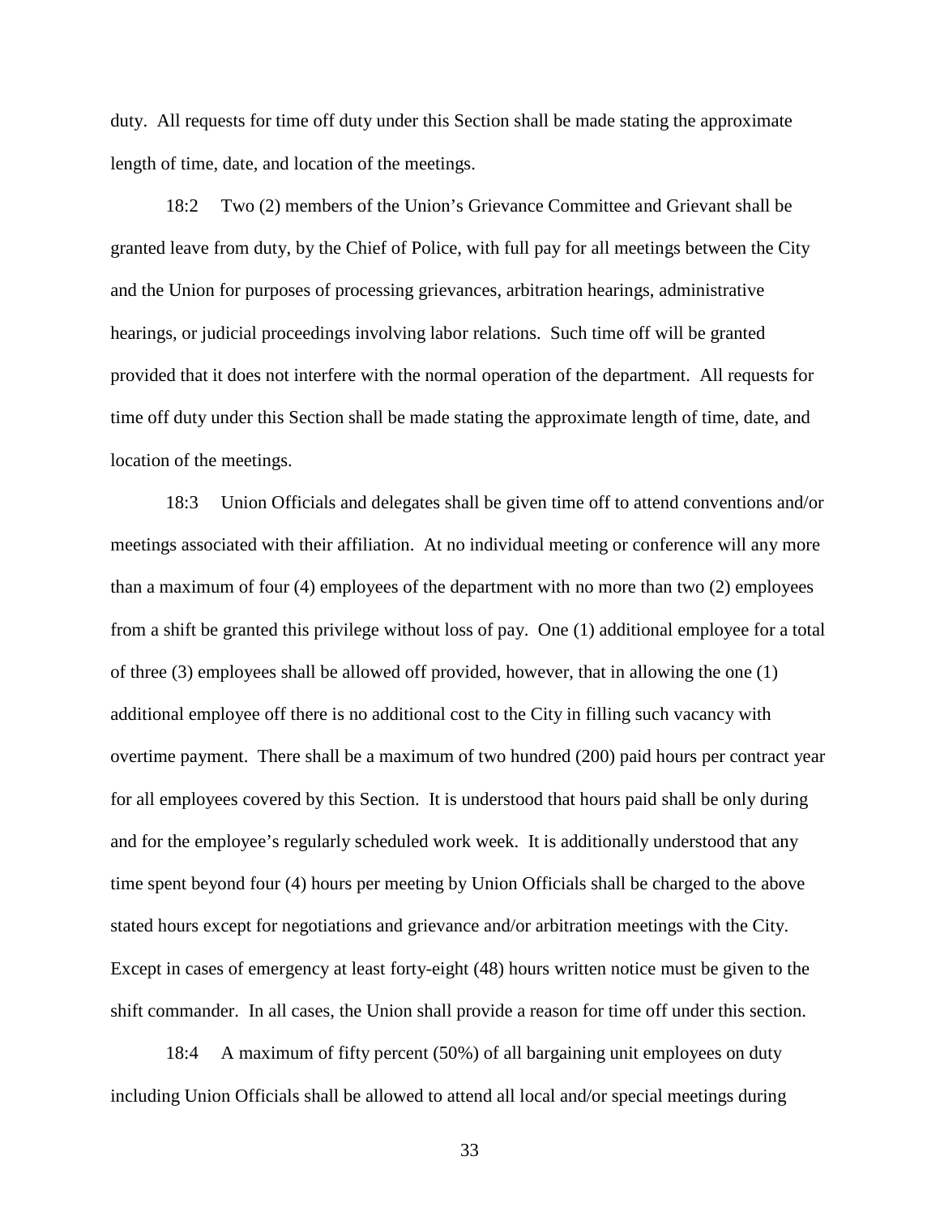duty. All requests for time off duty under this Section shall be made stating the approximate length of time, date, and location of the meetings.

18:2 Two (2) members of the Union's Grievance Committee and Grievant shall be granted leave from duty, by the Chief of Police, with full pay for all meetings between the City and the Union for purposes of processing grievances, arbitration hearings, administrative hearings, or judicial proceedings involving labor relations. Such time off will be granted provided that it does not interfere with the normal operation of the department. All requests for time off duty under this Section shall be made stating the approximate length of time, date, and location of the meetings.

18:3 Union Officials and delegates shall be given time off to attend conventions and/or meetings associated with their affiliation. At no individual meeting or conference will any more than a maximum of four (4) employees of the department with no more than two (2) employees from a shift be granted this privilege without loss of pay. One (1) additional employee for a total of three (3) employees shall be allowed off provided, however, that in allowing the one (1) additional employee off there is no additional cost to the City in filling such vacancy with overtime payment. There shall be a maximum of two hundred (200) paid hours per contract year for all employees covered by this Section. It is understood that hours paid shall be only during and for the employee's regularly scheduled work week. It is additionally understood that any time spent beyond four (4) hours per meeting by Union Officials shall be charged to the above stated hours except for negotiations and grievance and/or arbitration meetings with the City. Except in cases of emergency at least forty-eight (48) hours written notice must be given to the shift commander. In all cases, the Union shall provide a reason for time off under this section.

18:4 A maximum of fifty percent (50%) of all bargaining unit employees on duty including Union Officials shall be allowed to attend all local and/or special meetings during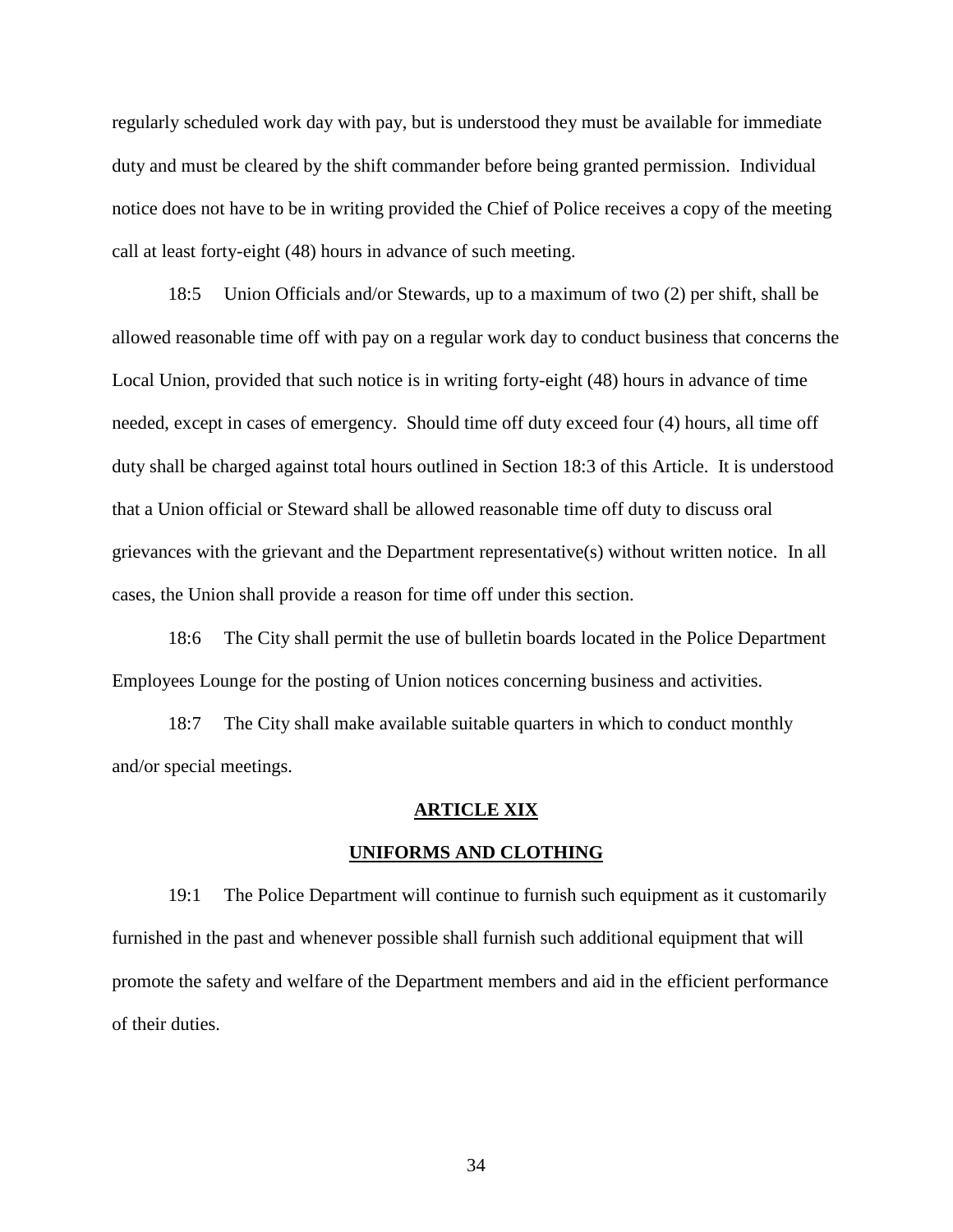regularly scheduled work day with pay, but is understood they must be available for immediate duty and must be cleared by the shift commander before being granted permission. Individual notice does not have to be in writing provided the Chief of Police receives a copy of the meeting call at least forty-eight (48) hours in advance of such meeting.

18:5 Union Officials and/or Stewards, up to a maximum of two (2) per shift, shall be allowed reasonable time off with pay on a regular work day to conduct business that concerns the Local Union, provided that such notice is in writing forty-eight (48) hours in advance of time needed, except in cases of emergency. Should time off duty exceed four (4) hours, all time off duty shall be charged against total hours outlined in Section 18:3 of this Article. It is understood that a Union official or Steward shall be allowed reasonable time off duty to discuss oral grievances with the grievant and the Department representative(s) without written notice. In all cases, the Union shall provide a reason for time off under this section.

18:6 The City shall permit the use of bulletin boards located in the Police Department Employees Lounge for the posting of Union notices concerning business and activities.

18:7 The City shall make available suitable quarters in which to conduct monthly and/or special meetings.

## ARTICLE XIX

## UNIFORMS AND CLOTHING

19:1 The Police Department will continue to furnish such equipment as it customarily furnished in the past and whenever possible shall furnish such additional equipment that will promote the safety and welfare of the Department members and aid in the efficient performance of their duties.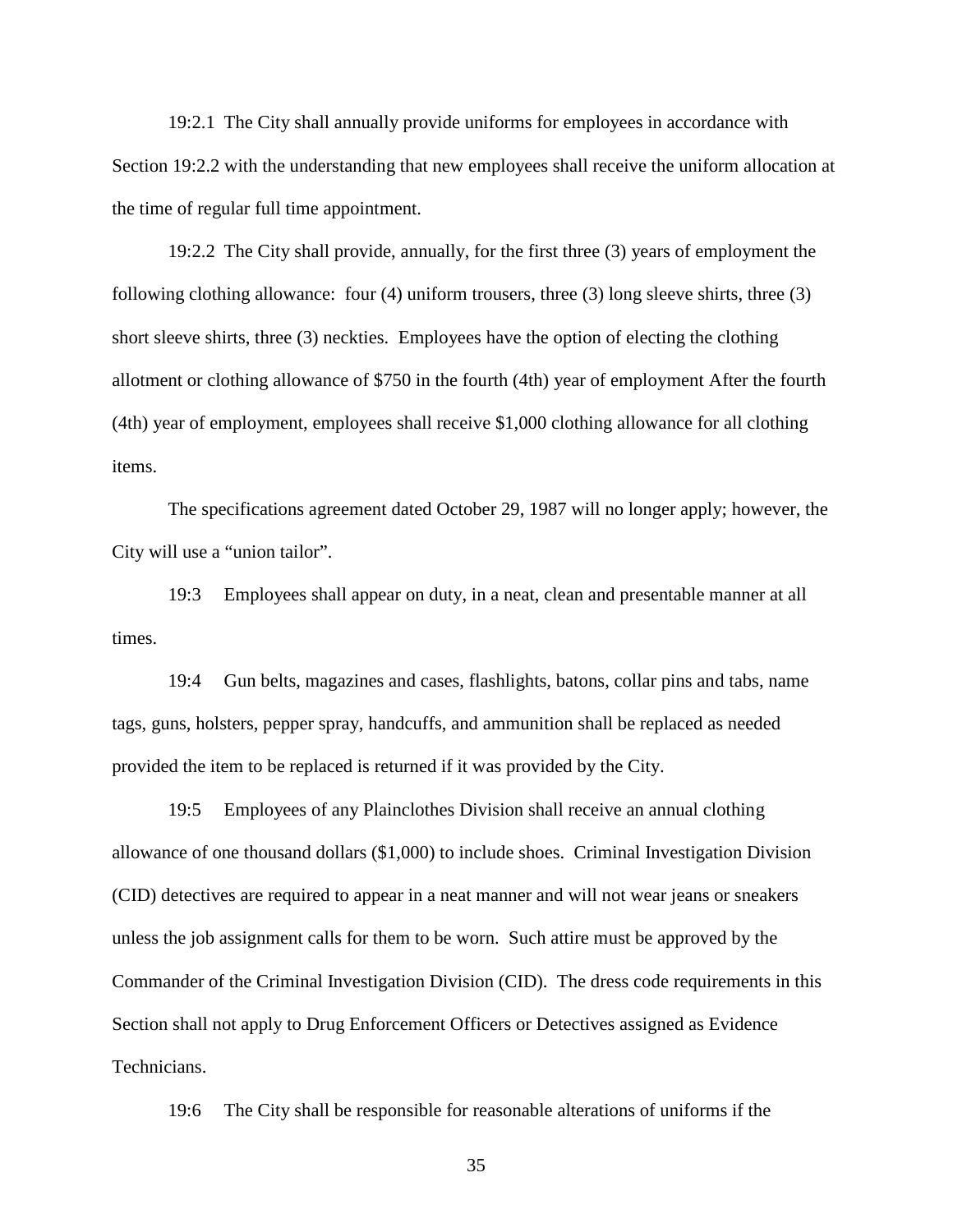19:2.1 The City shall annually provide uniforms for employees in accordance with Section 19:2.2 with the understanding that new employees shall receive the uniform allocation at the time of regular full time appointment.

19:2.2 The City shall provide, annually, for the first three (3) years of employment the following clothing allowance: four (4) uniform trousers, three (3) long sleeve shirts, three (3) short sleeve shirts, three (3) neckties. Employees have the option of electing the clothing allotment or clothing allowance of $750 in the fourth (4th) year of employment After the fourth (4th) year of employment, employees shall receive $1,000 clothing allowance for all clothing items.

The specifications agreement dated October 29, 1987 will no longer apply; however, the City will use a "union tailor".

19:3 Employees shall appear on duty, in a neat, clean and presentable manner at all times.

19:4 Gun belts, magazines and cases, flashlights, batons, collar pins and tabs, name tags, guns, holsters, pepper spray, handcuffs, and ammunition shall be replaced as needed provided the item to be replaced is returned if it was provided by the City.

19:5 Employees of any Plainclothes Division shall receive an annual clothing allowance of one thousand dollars ($1,000) to include shoes. Criminal Investigation Division (CID) detectives are required to appear in a neat manner and will not wear jeans or sneakers unless the job assignment calls for them to be worn. Such attire must be approved by the Commander of the Criminal Investigation Division (CID). The dress code requirements in this Section shall not apply to Drug Enforcement Officers or Detectives assigned as Evidence Technicians.

19:6 The City shall be responsible for reasonable alterations of uniforms if the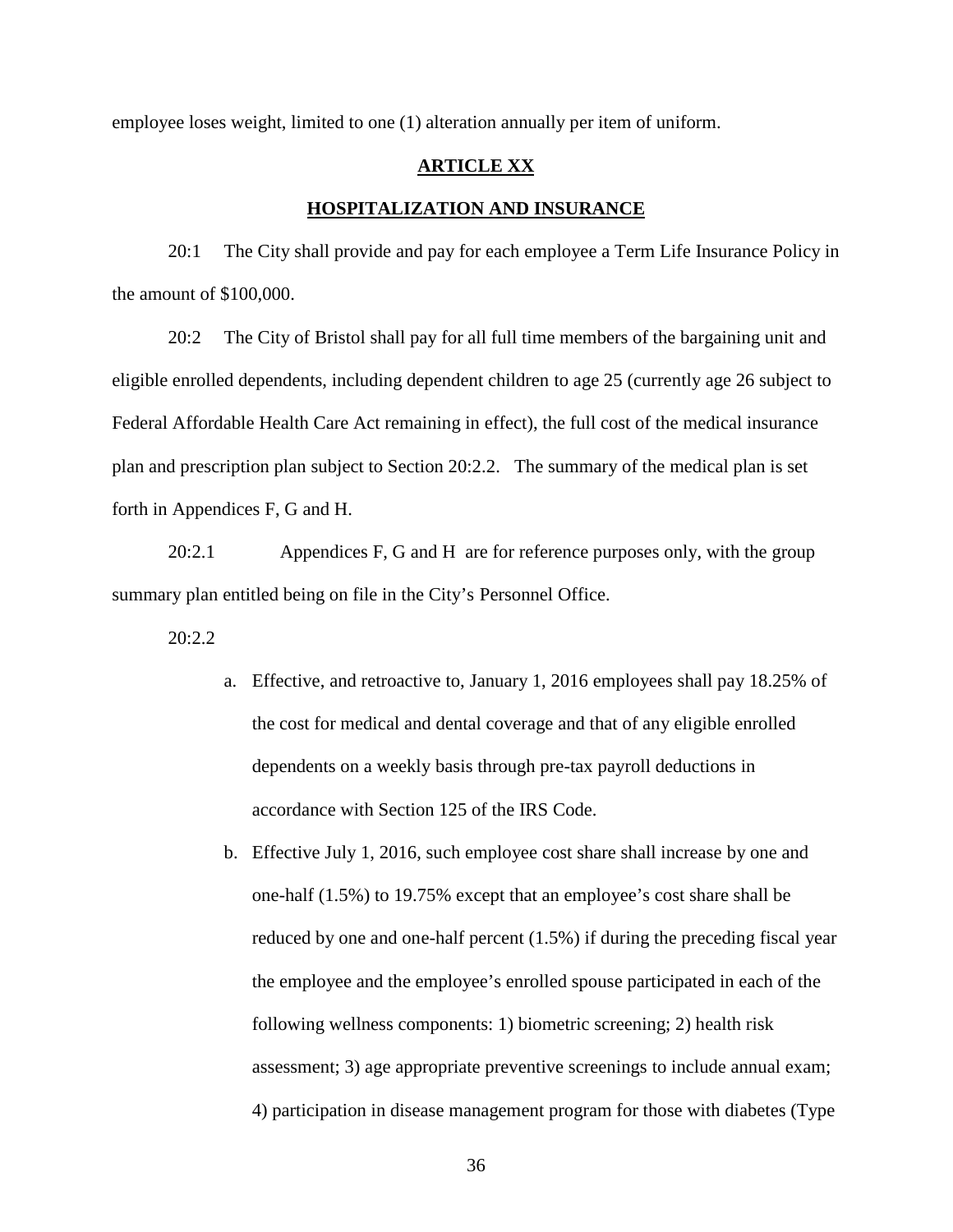employee loses weight, limited to one (1) alteration annually per item of uniform.

## ARTICLE XX

## HOSPITALIZATION AND INSURANCE

20:1 The City shall provide and pay for each employee a Term Life Insurance Policy in the amount of $100,000.

20:2 The City of Bristol shall pay for all full time members of the bargaining unit and eligible enrolled dependents, including dependent children to age 25 (currently age 26 subject to Federal Affordable Health Care Act remaining in effect), the full cost of the medical insurance plan and prescription plan subject to Section 20:2.2. The summary of the medical plan is set forth in Appendices F, G and H.

20:2.1 Appendices F, G and H are for reference purposes only, with the group summary plan entitled being on file in the City's Personnel Office.

20:2.2

a. Effective, and retroactive to, January 1, 2016 employees shall pay 18.25% of the cost for medical and dental coverage and that of any eligible enrolled dependents on a weekly basis through pre-tax payroll deductions in accordance with Section 125 of the IRS Code.

b. Effective July 1, 2016, such employee cost share shall increase by one and one-half (1.5%) to 19.75% except that an employee's cost share shall be reduced by one and one-half percent (1.5%) if during the preceding fiscal year the employee and the employee's enrolled spouse participated in each of the following wellness components: 1) biometric screening; 2) health risk assessment; 3) age appropriate preventive screenings to include annual exam; 4) participation in disease management program for those with diabetes (Type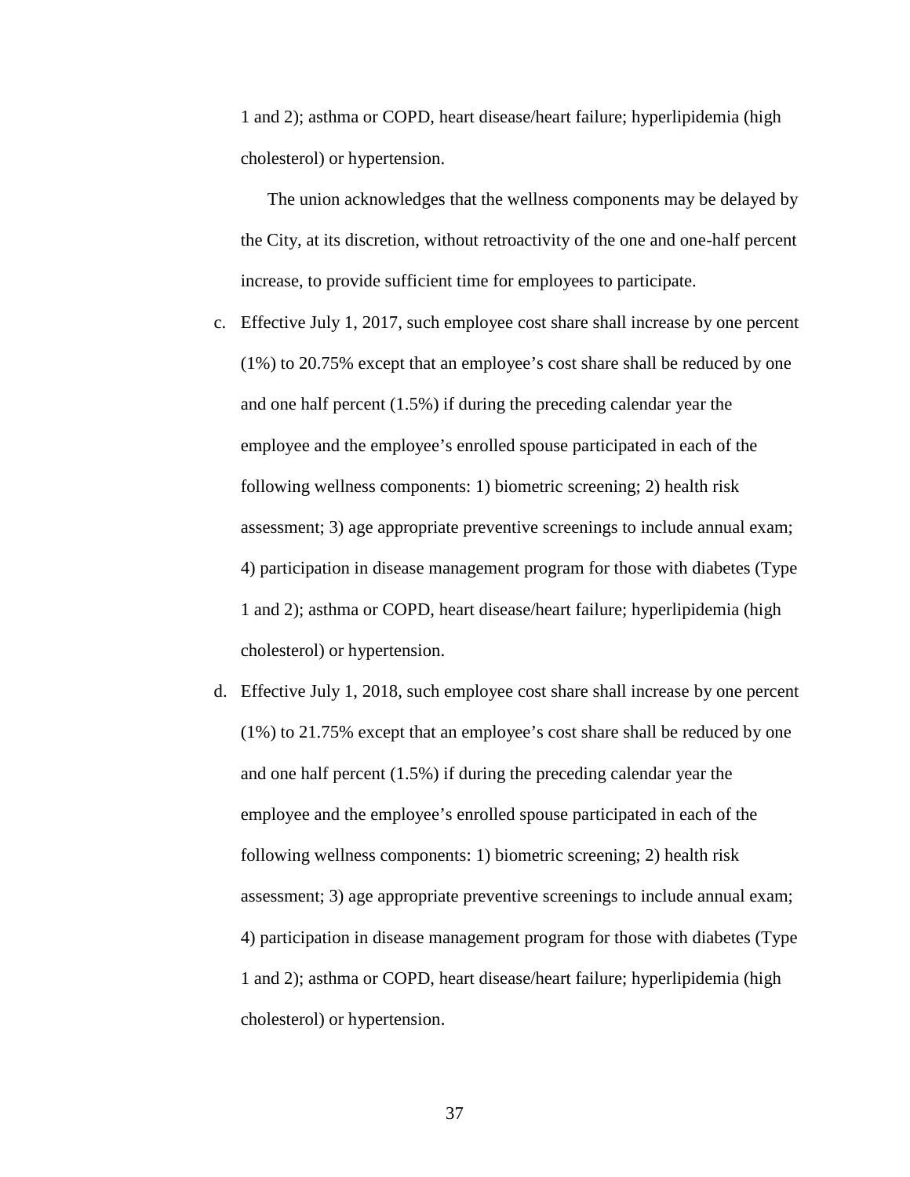1 and 2); asthma or COPD, heart disease/heart failure; hyperlipidemia (high cholesterol) or hypertension.

The union acknowledges that the wellness components may be delayed by the City, at its discretion, without retroactivity of the one and one-half percent increase, to provide sufficient time for employees to participate.

c. Effective July 1, 2017, such employee cost share shall increase by one percent (1%) to 20.75% except that an employee's cost share shall be reduced by one and one half percent (1.5%) if during the preceding calendar year the employee and the employee's enrolled spouse participated in each of the following wellness components: 1) biometric screening; 2) health risk assessment; 3) age appropriate preventive screenings to include annual exam; 4) participation in disease management program for those with diabetes (Type 1 and 2); asthma or COPD, heart disease/heart failure; hyperlipidemia (high cholesterol) or hypertension.

d. Effective July 1, 2018, such employee cost share shall increase by one percent (1%) to 21.75% except that an employee's cost share shall be reduced by one and one half percent (1.5%) if during the preceding calendar year the employee and the employee's enrolled spouse participated in each of the following wellness components: 1) biometric screening; 2) health risk assessment; 3) age appropriate preventive screenings to include annual exam; 4) participation in disease management program for those with diabetes (Type 1 and 2); asthma or COPD, heart disease/heart failure; hyperlipidemia (high cholesterol) or hypertension.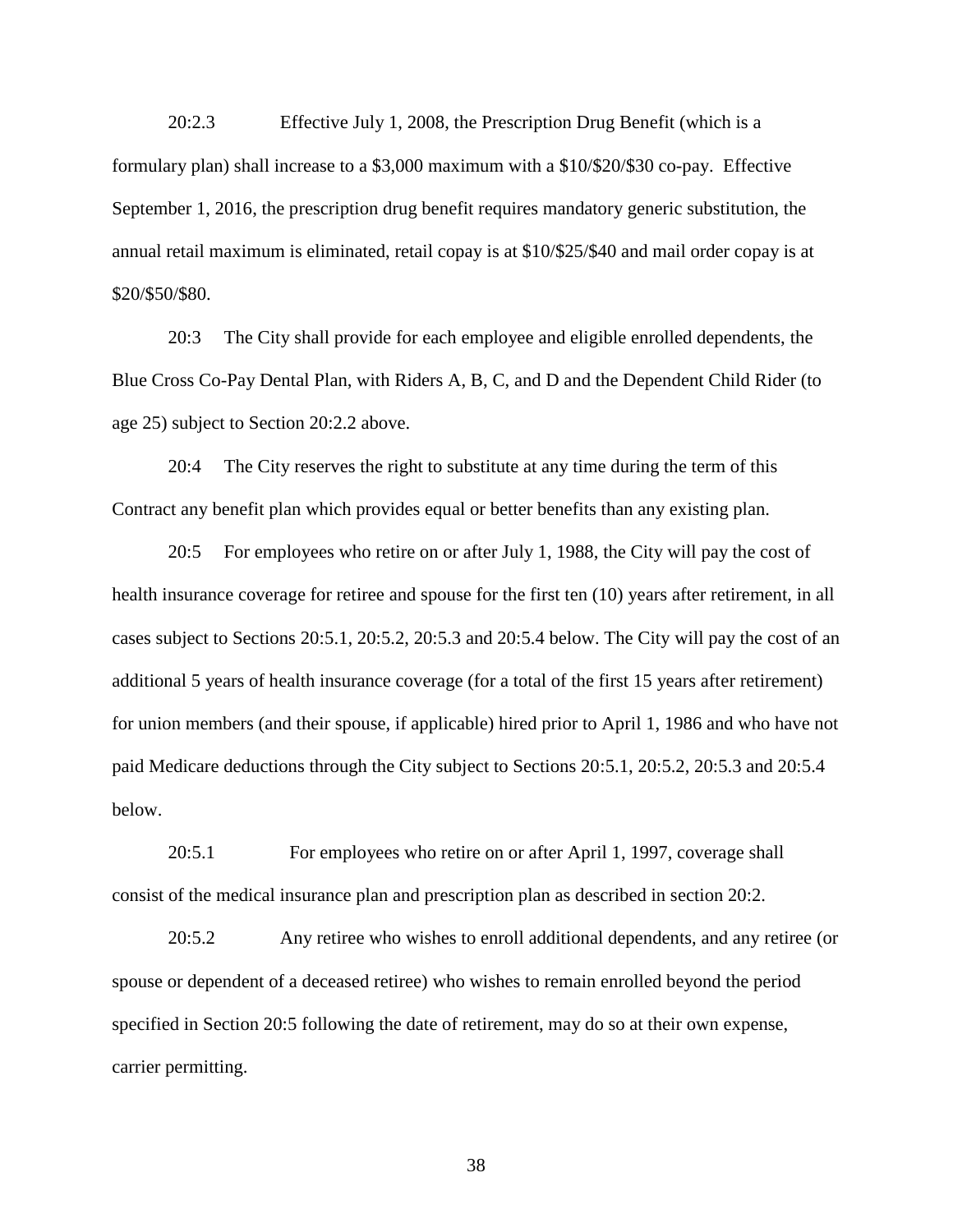20:2.3 Effective July 1, 2008, the Prescription Drug Benefit (which is a formulary plan) shall increase to a $3,000 maximum with a $10/$20/$30 co-pay. Effective September 1, 2016, the prescription drug benefit requires mandatory generic substitution, the annual retail maximum is eliminated, retail copay is at $10/$25/$40 and mail order copay is at $20/$50/$80.

20:3 The City shall provide for each employee and eligible enrolled dependents, the Blue Cross Co-Pay Dental Plan, with Riders A, B, C, and D and the Dependent Child Rider (to age 25) subject to Section 20:2.2 above.

20:4 The City reserves the right to substitute at any time during the term of this Contract any benefit plan which provides equal or better benefits than any existing plan.

20:5 For employees who retire on or after July 1, 1988, the City will pay the cost of health insurance coverage for retiree and spouse for the first ten (10) years after retirement, in all cases subject to Sections 20:5.1, 20:5.2, 20:5.3 and 20:5.4 below. The City will pay the cost of an additional 5 years of health insurance coverage (for a total of the first 15 years after retirement) for union members (and their spouse, if applicable) hired prior to April 1, 1986 and who have not paid Medicare deductions through the City subject to Sections 20:5.1, 20:5.2, 20:5.3 and 20:5.4 below.

20:5.1 For employees who retire on or after April 1, 1997, coverage shall consist of the medical insurance plan and prescription plan as described in section 20:2.

20:5.2 Any retiree who wishes to enroll additional dependents, and any retiree (or spouse or dependent of a deceased retiree) who wishes to remain enrolled beyond the period specified in Section 20:5 following the date of retirement, may do so at their own expense, carrier permitting.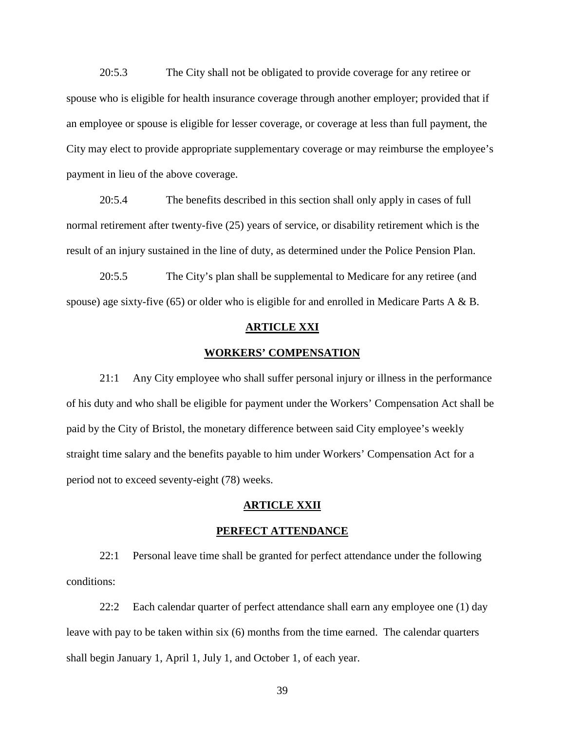20:5.3 The City shall not be obligated to provide coverage for any retiree or spouse who is eligible for health insurance coverage through another employer; provided that if an employee or spouse is eligible for lesser coverage, or coverage at less than full payment, the City may elect to provide appropriate supplementary coverage or may reimburse the employee's payment in lieu of the above coverage.

20:5.4 The benefits described in this section shall only apply in cases of full normal retirement after twenty-five (25) years of service, or disability retirement which is the result of an injury sustained in the line of duty, as determined under the Police Pension Plan.

20:5.5 The City's plan shall be supplemental to Medicare for any retiree (and spouse) age sixty-five (65) or older who is eligible for and enrolled in Medicare Parts A & B.

## ARTICLE XXI

## WORKERS' COMPENSATION

21:1 Any City employee who shall suffer personal injury or illness in the performance of his duty and who shall be eligible for payment under the Workers' Compensation Act shall be paid by the City of Bristol, the monetary difference between said City employee's weekly straight time salary and the benefits payable to him under Workers' Compensation Act for a period not to exceed seventy-eight (78) weeks.

## ARTICLE XXII

## PERFECT ATTENDANCE

22:1 Personal leave time shall be granted for perfect attendance under the following conditions:

22:2 Each calendar quarter of perfect attendance shall earn any employee one (1) day leave with pay to be taken within six (6) months from the time earned. The calendar quarters shall begin January 1, April 1, July 1, and October 1, of each year.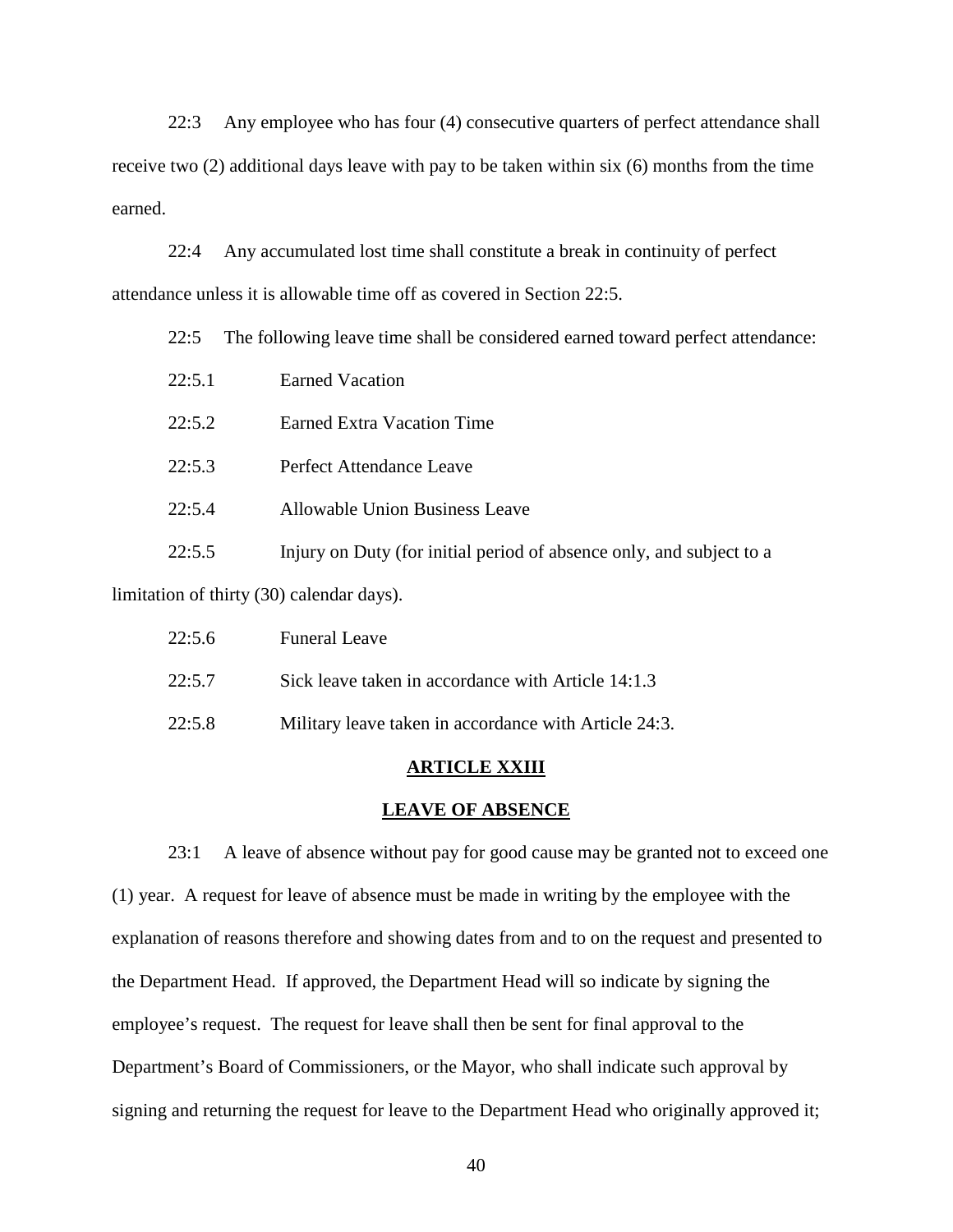22:3 Any employee who has four (4) consecutive quarters of perfect attendance shall receive two (2) additional days leave with pay to be taken within six (6) months from the time earned.

22:4 Any accumulated lost time shall constitute a break in continuity of perfect attendance unless it is allowable time off as covered in Section 22:5.

22:5 The following leave time shall be considered earned toward perfect attendance:

22:5.1 Earned Vacation

22:5.2 Earned Extra Vacation Time

22:5.3 Perfect Attendance Leave

22:5.4 Allowable Union Business Leave

22:5.5 Injury on Duty (for initial period of absence only, and subject to a limitation of thirty (30) calendar days).

22:5.6 Funeral Leave

22:5.7 Sick leave taken in accordance with Article 14:1.3

22:5.8 Military leave taken in accordance with Article 24:3.

## ARTICLE XXIII

## LEAVE OF ABSENCE

23:1 A leave of absence without pay for good cause may be granted not to exceed one (1) year. A request for leave of absence must be made in writing by the employee with the explanation of reasons therefore and showing dates from and to on the request and presented to the Department Head. If approved, the Department Head will so indicate by signing the employee's request. The request for leave shall then be sent for final approval to the Department's Board of Commissioners, or the Mayor, who shall indicate such approval by signing and returning the request for leave to the Department Head who originally approved it;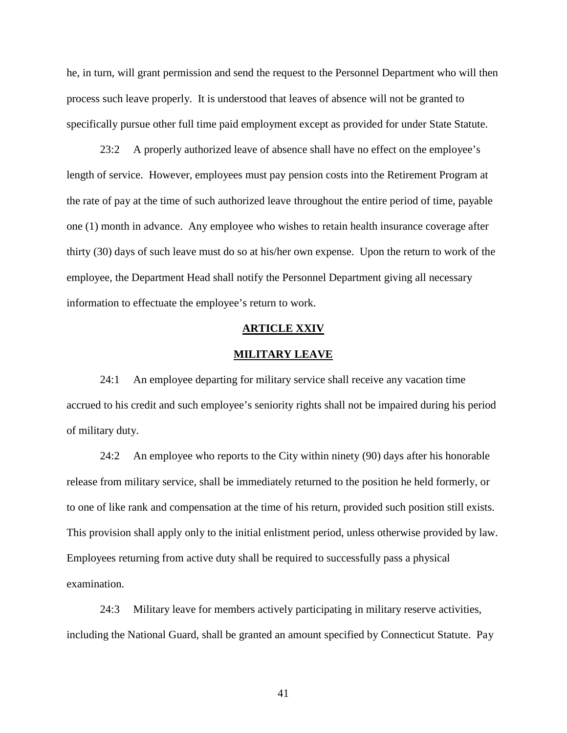he, in turn, will grant permission and send the request to the Personnel Department who will then process such leave properly. It is understood that leaves of absence will not be granted to specifically pursue other full time paid employment except as provided for under State Statute.

23:2 A properly authorized leave of absence shall have no effect on the employee's length of service. However, employees must pay pension costs into the Retirement Program at the rate of pay at the time of such authorized leave throughout the entire period of time, payable one (1) month in advance. Any employee who wishes to retain health insurance coverage after thirty (30) days of such leave must do so at his/her own expense. Upon the return to work of the employee, the Department Head shall notify the Personnel Department giving all necessary information to effectuate the employee's return to work.

## ARTICLE XXIV

## MILITARY LEAVE

24:1 An employee departing for military service shall receive any vacation time accrued to his credit and such employee's seniority rights shall not be impaired during his period of military duty.

24:2 An employee who reports to the City within ninety (90) days after his honorable release from military service, shall be immediately returned to the position he held formerly, or to one of like rank and compensation at the time of his return, provided such position still exists. This provision shall apply only to the initial enlistment period, unless otherwise provided by law. Employees returning from active duty shall be required to successfully pass a physical examination.

24:3 Military leave for members actively participating in military reserve activities, including the National Guard, shall be granted an amount specified by Connecticut Statute. Pay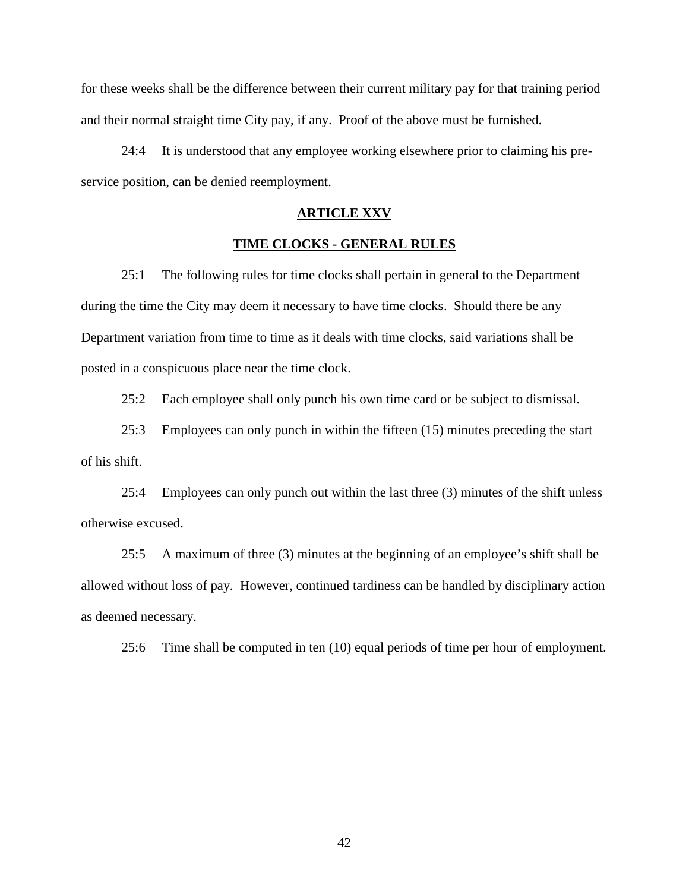for these weeks shall be the difference between their current military pay for that training period and their normal straight time City pay, if any. Proof of the above must be furnished.

24:4 It is understood that any employee working elsewhere prior to claiming his pre-service position, can be denied reemployment.

## ARTICLE XXV

## TIME CLOCKS - GENERAL RULES

25:1 The following rules for time clocks shall pertain in general to the Department during the time the City may deem it necessary to have time clocks. Should there be any Department variation from time to time as it deals with time clocks, said variations shall be posted in a conspicuous place near the time clock.

25:2 Each employee shall only punch his own time card or be subject to dismissal.

25:3 Employees can only punch in within the fifteen (15) minutes preceding the start of his shift.

25:4 Employees can only punch out within the last three (3) minutes of the shift unless otherwise excused.

25:5 A maximum of three (3) minutes at the beginning of an employee's shift shall be allowed without loss of pay. However, continued tardiness can be handled by disciplinary action as deemed necessary.

25:6 Time shall be computed in ten (10) equal periods of time per hour of employment.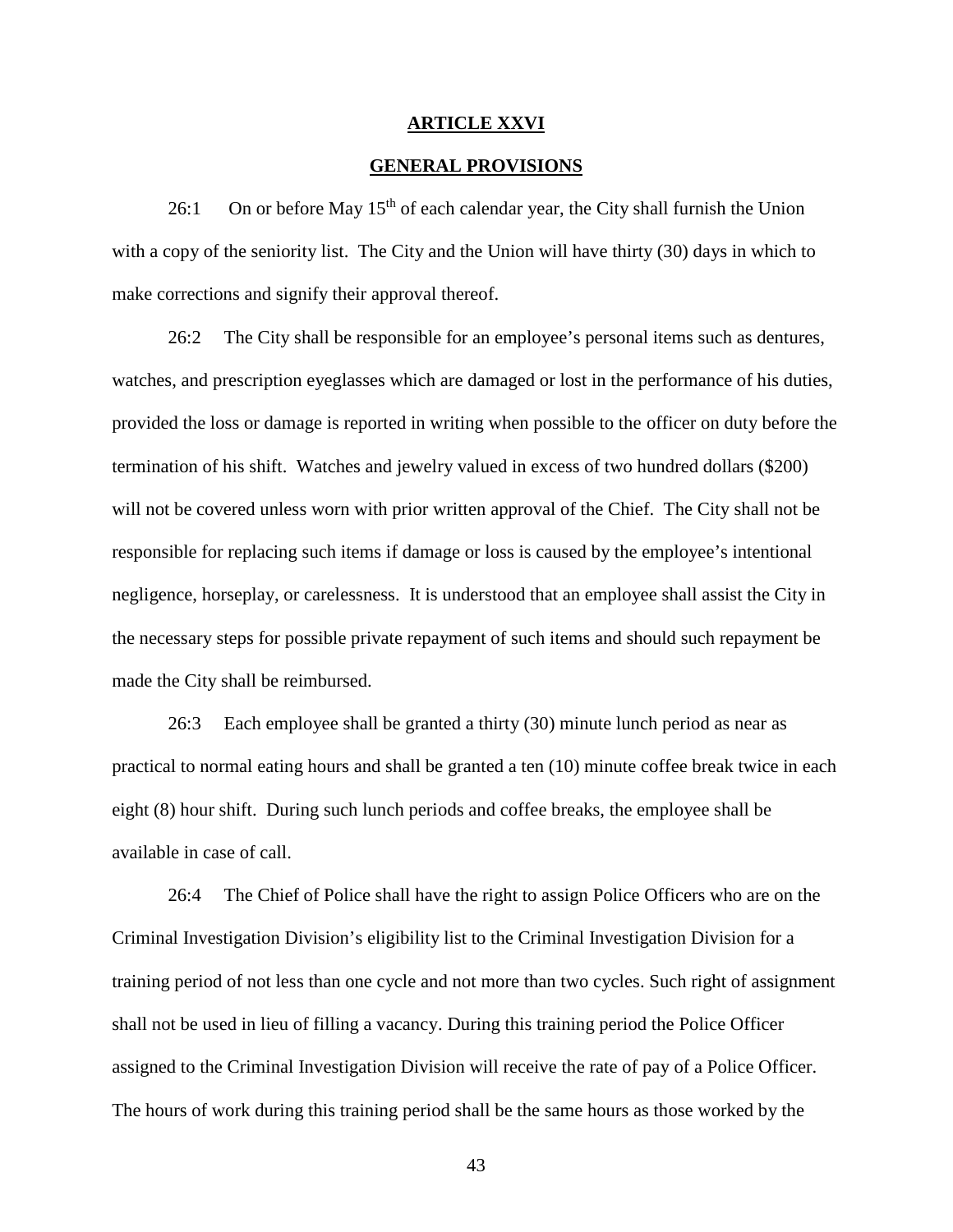# ARTICLE XXVI

## GENERAL PROVISIONS

26:1 On or before May 15th of each calendar year, the City shall furnish the Union with a copy of the seniority list. The City and the Union will have thirty (30) days in which to make corrections and signify their approval thereof.

26:2 The City shall be responsible for an employee's personal items such as dentures, watches, and prescription eyeglasses which are damaged or lost in the performance of his duties, provided the loss or damage is reported in writing when possible to the officer on duty before the termination of his shift. Watches and jewelry valued in excess of two hundred dollars ($200) will not be covered unless worn with prior written approval of the Chief. The City shall not be responsible for replacing such items if damage or loss is caused by the employee's intentional negligence, horseplay, or carelessness. It is understood that an employee shall assist the City in the necessary steps for possible private repayment of such items and should such repayment be made the City shall be reimbursed.

26:3 Each employee shall be granted a thirty (30) minute lunch period as near as practical to normal eating hours and shall be granted a ten (10) minute coffee break twice in each eight (8) hour shift. During such lunch periods and coffee breaks, the employee shall be available in case of call.

26:4 The Chief of Police shall have the right to assign Police Officers who are on the Criminal Investigation Division's eligibility list to the Criminal Investigation Division for a training period of not less than one cycle and not more than two cycles. Such right of assignment shall not be used in lieu of filling a vacancy. During this training period the Police Officer assigned to the Criminal Investigation Division will receive the rate of pay of a Police Officer. The hours of work during this training period shall be the same hours as those worked by the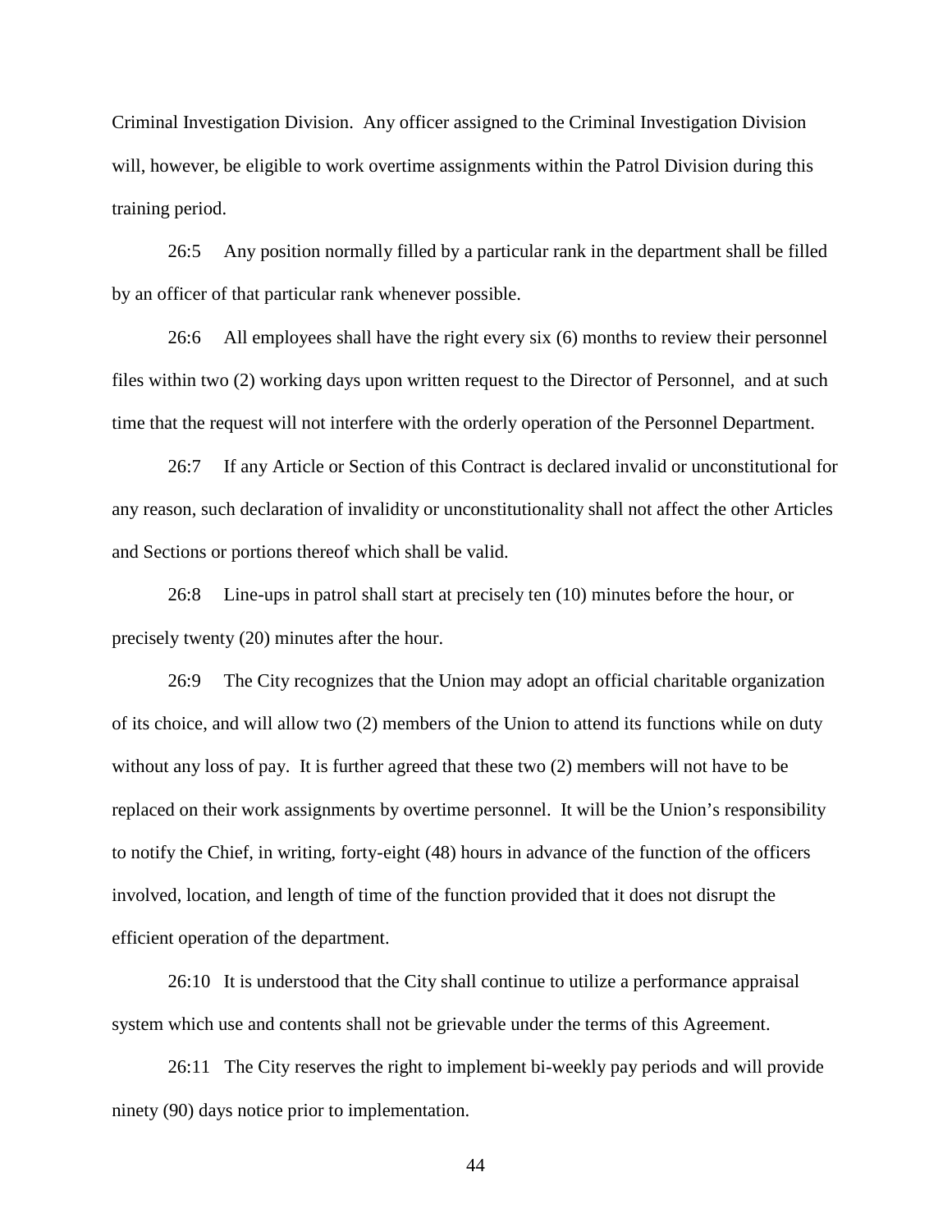Criminal Investigation Division. Any officer assigned to the Criminal Investigation Division will, however, be eligible to work overtime assignments within the Patrol Division during this training period.

26:5 Any position normally filled by a particular rank in the department shall be filled by an officer of that particular rank whenever possible.

26:6 All employees shall have the right every six (6) months to review their personnel files within two (2) working days upon written request to the Director of Personnel, and at such time that the request will not interfere with the orderly operation of the Personnel Department.

26:7 If any Article or Section of this Contract is declared invalid or unconstitutional for any reason, such declaration of invalidity or unconstitutionality shall not affect the other Articles and Sections or portions thereof which shall be valid.

26:8 Line-ups in patrol shall start at precisely ten (10) minutes before the hour, or precisely twenty (20) minutes after the hour.

26:9 The City recognizes that the Union may adopt an official charitable organization of its choice, and will allow two (2) members of the Union to attend its functions while on duty without any loss of pay. It is further agreed that these two (2) members will not have to be replaced on their work assignments by overtime personnel. It will be the Union's responsibility to notify the Chief, in writing, forty-eight (48) hours in advance of the function of the officers involved, location, and length of time of the function provided that it does not disrupt the efficient operation of the department.

26:10 It is understood that the City shall continue to utilize a performance appraisal system which use and contents shall not be grievable under the terms of this Agreement.

26:11 The City reserves the right to implement bi-weekly pay periods and will provide ninety (90) days notice prior to implementation.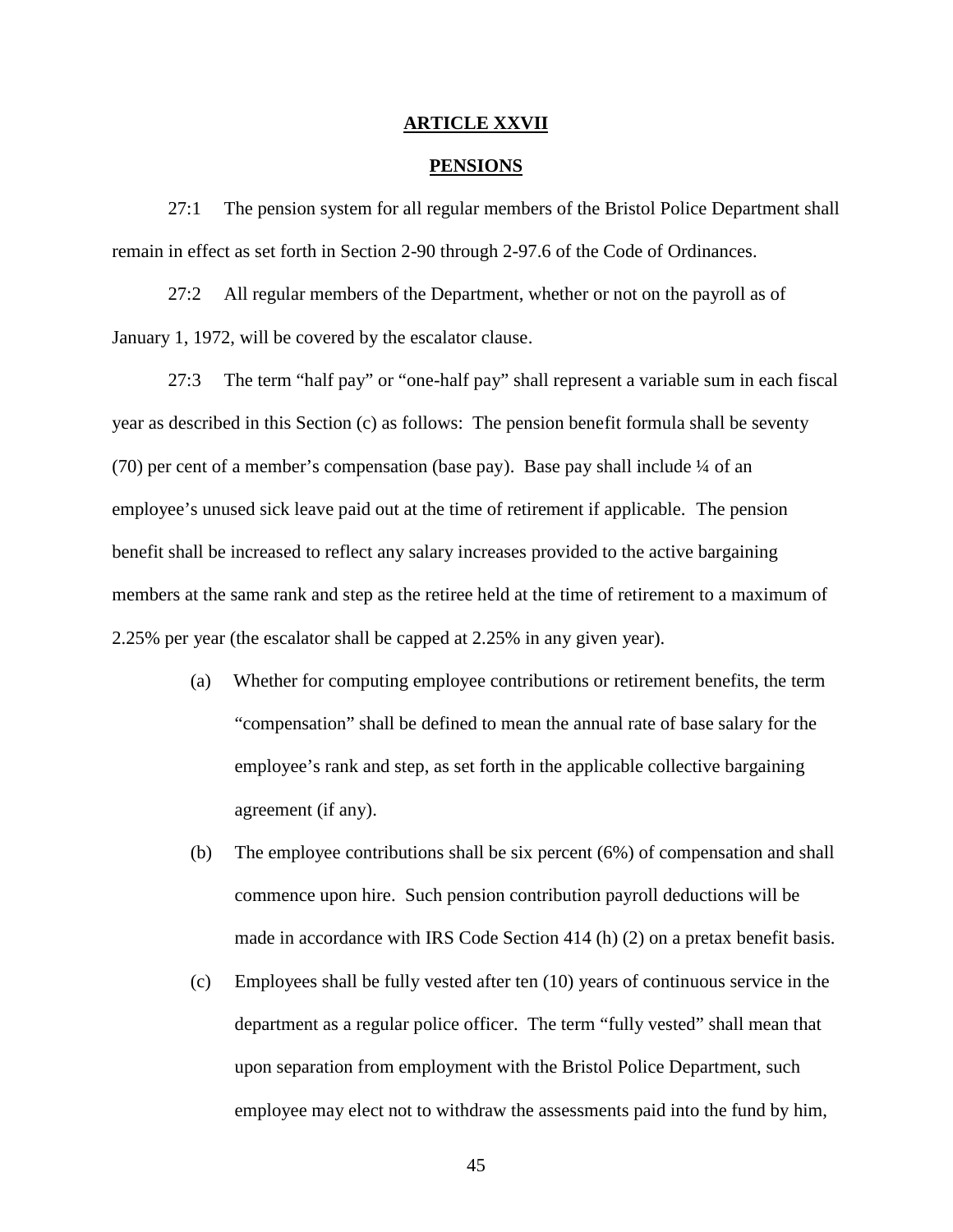# ARTICLE XXVII

## PENSIONS

27:1 The pension system for all regular members of the Bristol Police Department shall remain in effect as set forth in Section 2-90 through 2-97.6 of the Code of Ordinances.

27:2 All regular members of the Department, whether or not on the payroll as of January 1, 1972, will be covered by the escalator clause.

27:3 The term "half pay" or "one-half pay" shall represent a variable sum in each fiscal year as described in this Section (c) as follows: The pension benefit formula shall be seventy (70) per cent of a member's compensation (base pay). Base pay shall include ¼ of an employee's unused sick leave paid out at the time of retirement if applicable. The pension benefit shall be increased to reflect any salary increases provided to the active bargaining members at the same rank and step as the retiree held at the time of retirement to a maximum of 2.25% per year (the escalator shall be capped at 2.25% in any given year).

(a) Whether for computing employee contributions or retirement benefits, the term "compensation" shall be defined to mean the annual rate of base salary for the employee's rank and step, as set forth in the applicable collective bargaining agreement (if any).

(b) The employee contributions shall be six percent (6%) of compensation and shall commence upon hire. Such pension contribution payroll deductions will be made in accordance with IRS Code Section 414 (h) (2) on a pretax benefit basis.

(c) Employees shall be fully vested after ten (10) years of continuous service in the department as a regular police officer. The term "fully vested" shall mean that upon separation from employment with the Bristol Police Department, such employee may elect not to withdraw the assessments paid into the fund by him,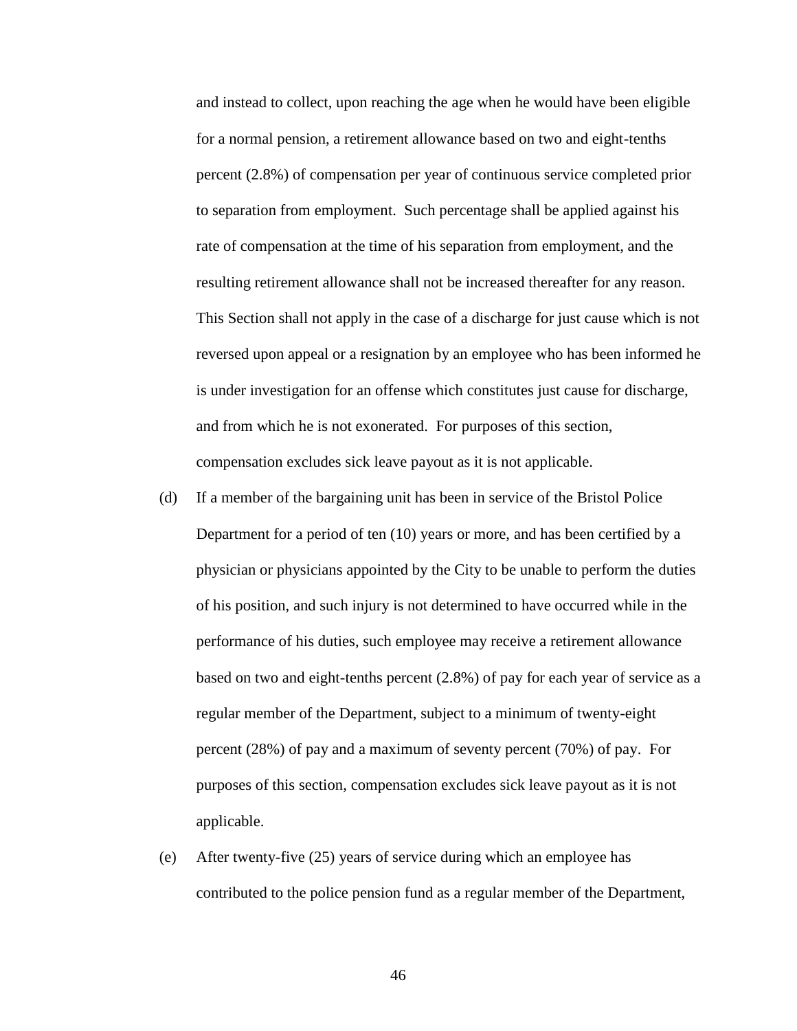and instead to collect, upon reaching the age when he would have been eligible for a normal pension, a retirement allowance based on two and eight-tenths percent (2.8%) of compensation per year of continuous service completed prior to separation from employment. Such percentage shall be applied against his rate of compensation at the time of his separation from employment, and the resulting retirement allowance shall not be increased thereafter for any reason. This Section shall not apply in the case of a discharge for just cause which is not reversed upon appeal or a resignation by an employee who has been informed he is under investigation for an offense which constitutes just cause for discharge, and from which he is not exonerated. For purposes of this section, compensation excludes sick leave payout as it is not applicable.

(d) If a member of the bargaining unit has been in service of the Bristol Police Department for a period of ten (10) years or more, and has been certified by a physician or physicians appointed by the City to be unable to perform the duties of his position, and such injury is not determined to have occurred while in the performance of his duties, such employee may receive a retirement allowance based on two and eight-tenths percent (2.8%) of pay for each year of service as a regular member of the Department, subject to a minimum of twenty-eight percent (28%) of pay and a maximum of seventy percent (70%) of pay. For purposes of this section, compensation excludes sick leave payout as it is not applicable.

(e) After twenty-five (25) years of service during which an employee has contributed to the police pension fund as a regular member of the Department,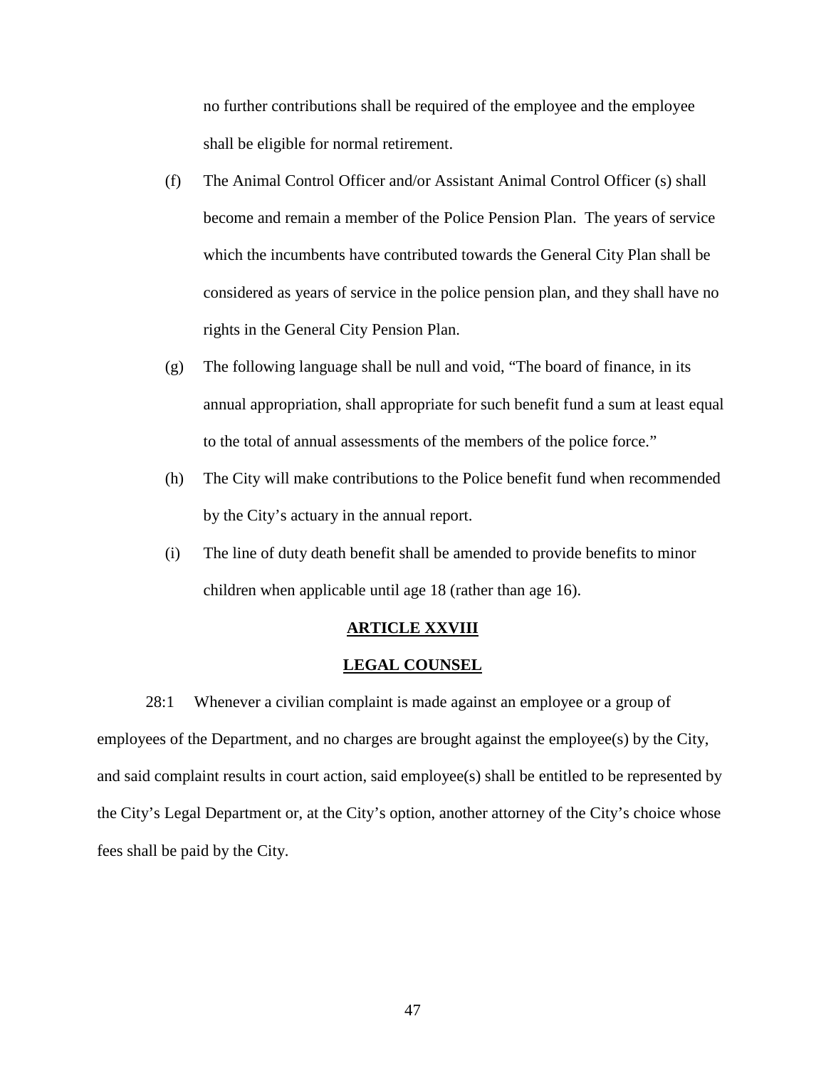no further contributions shall be required of the employee and the employee shall be eligible for normal retirement.

(f) The Animal Control Officer and/or Assistant Animal Control Officer (s) shall become and remain a member of the Police Pension Plan. The years of service which the incumbents have contributed towards the General City Plan shall be considered as years of service in the police pension plan, and they shall have no rights in the General City Pension Plan.

(g) The following language shall be null and void, "The board of finance, in its annual appropriation, shall appropriate for such benefit fund a sum at least equal to the total of annual assessments of the members of the police force."

(h) The City will make contributions to the Police benefit fund when recommended by the City's actuary in the annual report.

(i) The line of duty death benefit shall be amended to provide benefits to minor children when applicable until age 18 (rather than age 16).

## ARTICLE XXVIII

## LEGAL COUNSEL

28:1 Whenever a civilian complaint is made against an employee or a group of employees of the Department, and no charges are brought against the employee(s) by the City, and said complaint results in court action, said employee(s) shall be entitled to be represented by the City's Legal Department or, at the City's option, another attorney of the City's choice whose fees shall be paid by the City.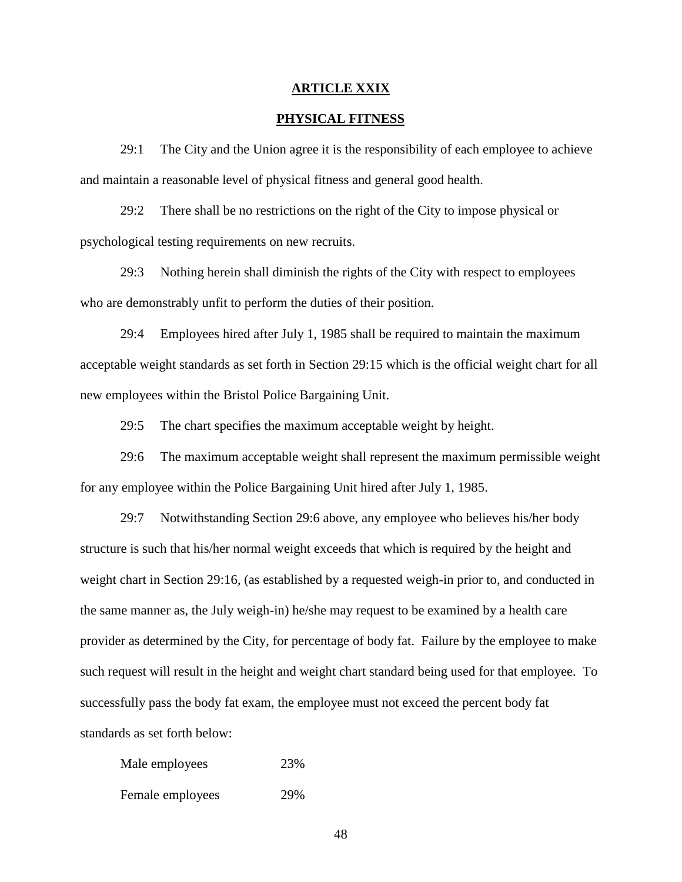# ARTICLE XXIX

## PHYSICAL FITNESS

29:1 The City and the Union agree it is the responsibility of each employee to achieve and maintain a reasonable level of physical fitness and general good health.

29:2 There shall be no restrictions on the right of the City to impose physical or psychological testing requirements on new recruits.

29:3 Nothing herein shall diminish the rights of the City with respect to employees who are demonstrably unfit to perform the duties of their position.

29:4 Employees hired after July 1, 1985 shall be required to maintain the maximum acceptable weight standards as set forth in Section 29:15 which is the official weight chart for all new employees within the Bristol Police Bargaining Unit.

29:5 The chart specifies the maximum acceptable weight by height.

29:6 The maximum acceptable weight shall represent the maximum permissible weight for any employee within the Police Bargaining Unit hired after July 1, 1985.

29:7 Notwithstanding Section 29:6 above, any employee who believes his/her body structure is such that his/her normal weight exceeds that which is required by the height and weight chart in Section 29:16, (as established by a requested weigh-in prior to, and conducted in the same manner as, the July weigh-in) he/she may request to be examined by a health care provider as determined by the City, for percentage of body fat. Failure by the employee to make such request will result in the height and weight chart standard being used for that employee. To successfully pass the body fat exam, the employee must not exceed the percent body fat standards as set forth below:

| | |
|---|---|
| Male employees | 23% |
| Female employees | 29% |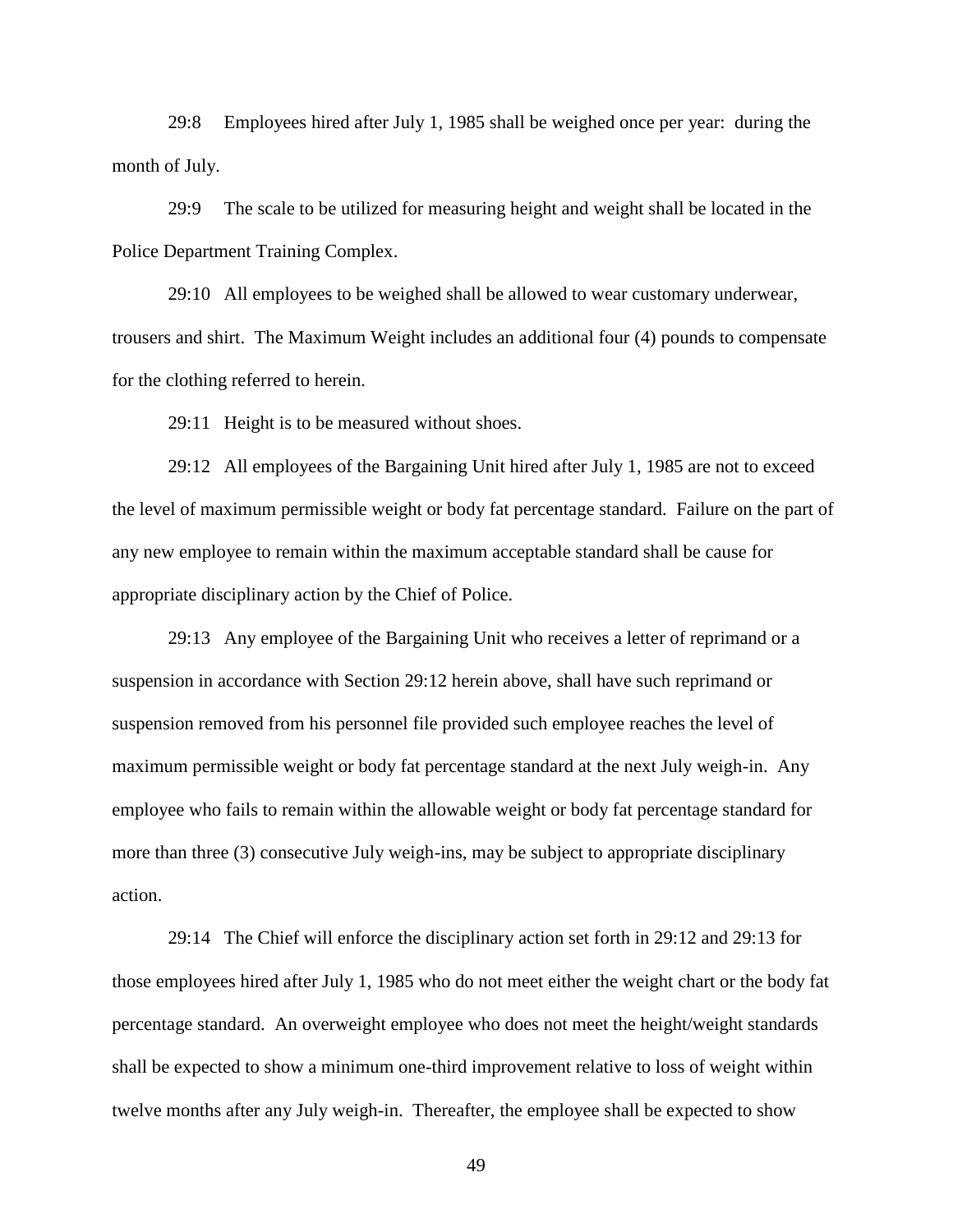29:8 Employees hired after July 1, 1985 shall be weighed once per year: during the month of July.

29:9 The scale to be utilized for measuring height and weight shall be located in the Police Department Training Complex.

29:10 All employees to be weighed shall be allowed to wear customary underwear, trousers and shirt. The Maximum Weight includes an additional four (4) pounds to compensate for the clothing referred to herein.

29:11 Height is to be measured without shoes.

29:12 All employees of the Bargaining Unit hired after July 1, 1985 are not to exceed the level of maximum permissible weight or body fat percentage standard. Failure on the part of any new employee to remain within the maximum acceptable standard shall be cause for appropriate disciplinary action by the Chief of Police.

29:13 Any employee of the Bargaining Unit who receives a letter of reprimand or a suspension in accordance with Section 29:12 herein above, shall have such reprimand or suspension removed from his personnel file provided such employee reaches the level of maximum permissible weight or body fat percentage standard at the next July weigh-in. Any employee who fails to remain within the allowable weight or body fat percentage standard for more than three (3) consecutive July weigh-ins, may be subject to appropriate disciplinary action.

29:14 The Chief will enforce the disciplinary action set forth in 29:12 and 29:13 for those employees hired after July 1, 1985 who do not meet either the weight chart or the body fat percentage standard. An overweight employee who does not meet the height/weight standards shall be expected to show a minimum one-third improvement relative to loss of weight within twelve months after any July weigh-in. Thereafter, the employee shall be expected to show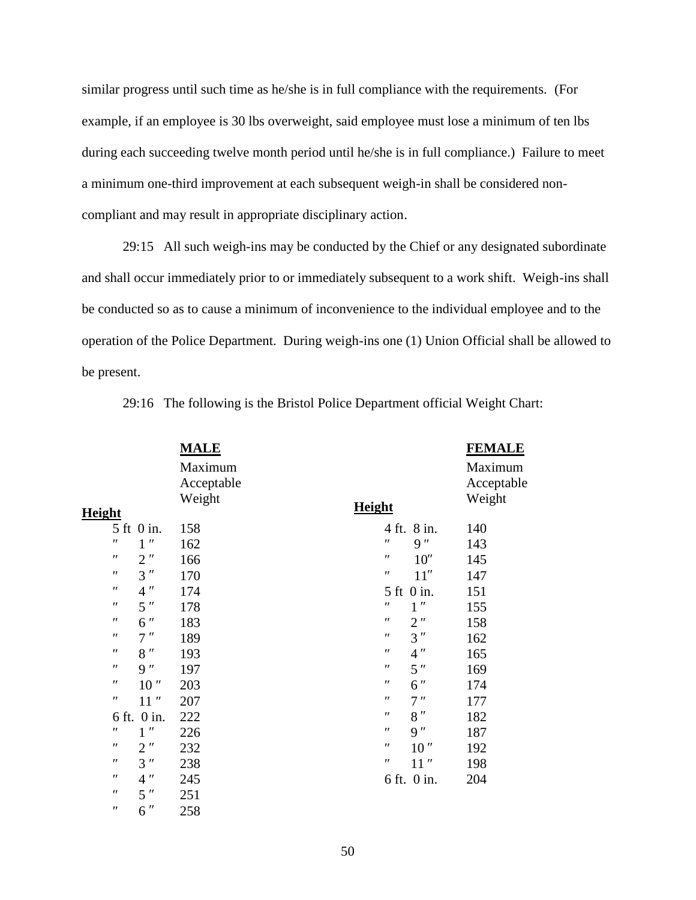similar progress until such time as he/she is in full compliance with the requirements. (For example, if an employee is 30 lbs overweight, said employee must lose a minimum of ten lbs during each succeeding twelve month period until he/she is in full compliance.) Failure to meet a minimum one-third improvement at each subsequent weigh-in shall be considered non-compliant and may result in appropriate disciplinary action.

29:15 All such weigh-ins may be conducted by the Chief or any designated subordinate and shall occur immediately prior to or immediately subsequent to a work shift. Weigh-ins shall be conducted so as to cause a minimum of inconvenience to the individual employee and to the operation of the Police Department. During weigh-ins one (1) Union Official shall be allowed to be present.

29:16 The following is the Bristol Police Department official Weight Chart:

| MALE | | FEMALE | |
|---|---|---|---|
| **Height** | Maximum Acceptable Weight | **Height** | Maximum Acceptable Weight |
| 5 ft 0 in. | 158 | 4 ft. 8 in. | 140 |
| ″ 1 ″ | 162 | ″ 9 ″ | 143 |
| ″ 2 ″ | 166 | ″ 10″ | 145 |
| ″ 3 ″ | 170 | ″ 11″ | 147 |
| ″ 4 ″ | 174 | 5 ft 0 in. | 151 |
| ″ 5 ″ | 178 | ″ 1 ″ | 155 |
| ″ 6 ″ | 183 | ″ 2 ″ | 158 |
| ″ 7 ″ | 189 | ″ 3 ″ | 162 |
| ″ 8 ″ | 193 | ″ 4 ″ | 165 |
| ″ 9 ″ | 197 | ″ 5 ″ | 169 |
| ″ 10 ″ | 203 | ″ 6 ″ | 174 |
| ″ 11 ″ | 207 | ″ 7 ″ | 177 |
| 6 ft. 0 in. | 222 | ″ 8 ″ | 182 |
| ″ 1 ″ | 226 | ″ 9 ″ | 187 |
| ″ 2 ″ | 232 | ″ 10 ″ | 192 |
| ″ 3 ″ | 238 | ″ 11 ″ | 198 |
| ″ 4 ″ | 245 | 6 ft. 0 in. | 204 |
| ″ 5 ″ | 251 | | |
| ″ 6 ″ | 258 | | |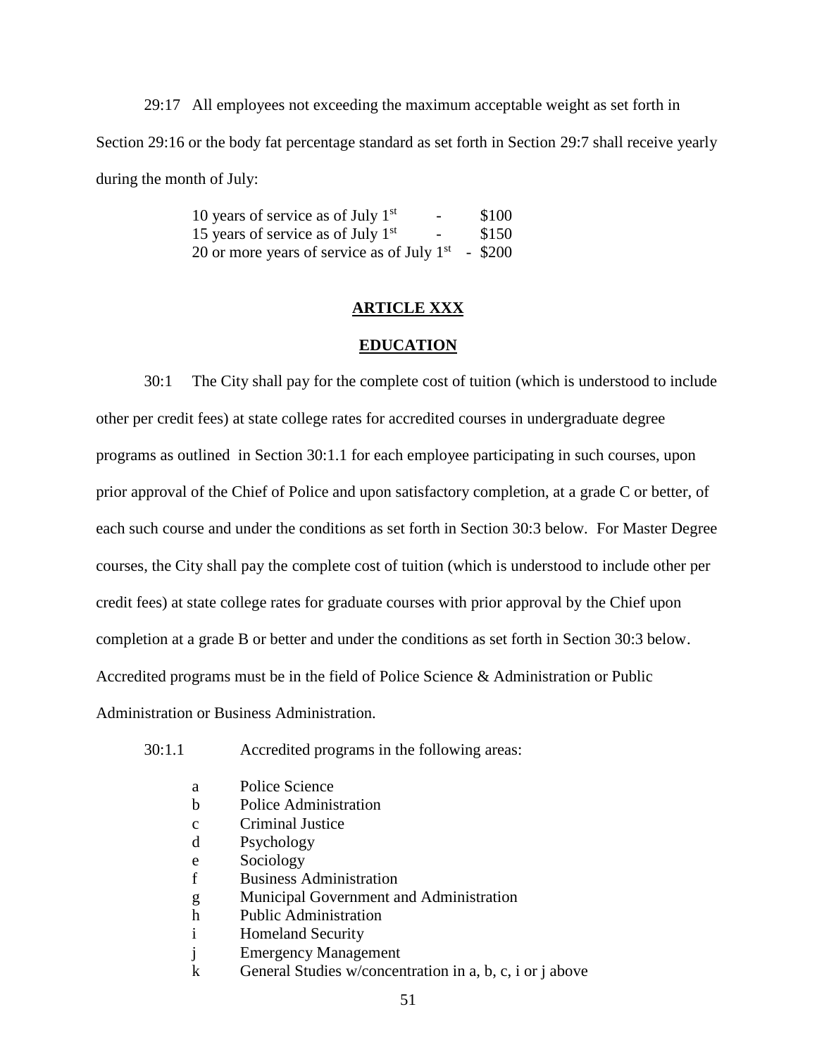29:17 All employees not exceeding the maximum acceptable weight as set forth in Section 29:16 or the body fat percentage standard as set forth in Section 29:7 shall receive yearly during the month of July:

10 years of service as of July 1st - $100
15 years of service as of July 1st - $150
20 or more years of service as of July 1st - $200

## ARTICLE XXX

## EDUCATION

30:1 The City shall pay for the complete cost of tuition (which is understood to include other per credit fees) at state college rates for accredited courses in undergraduate degree programs as outlined in Section 30:1.1 for each employee participating in such courses, upon prior approval of the Chief of Police and upon satisfactory completion, at a grade C or better, of each such course and under the conditions as set forth in Section 30:3 below. For Master Degree courses, the City shall pay the complete cost of tuition (which is understood to include other per credit fees) at state college rates for graduate courses with prior approval by the Chief upon completion at a grade B or better and under the conditions as set forth in Section 30:3 below. Accredited programs must be in the field of Police Science & Administration or Public Administration or Business Administration.

30:1.1 Accredited programs in the following areas:

a Police Science
b Police Administration
c Criminal Justice
d Psychology
e Sociology
f Business Administration
g Municipal Government and Administration
h Public Administration
i Homeland Security
j Emergency Management
k General Studies w/concentration in a, b, c, i or j above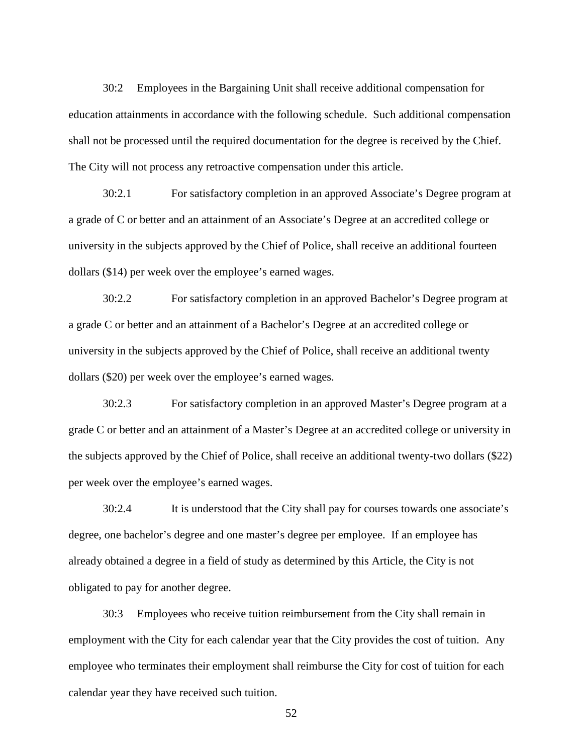30:2 Employees in the Bargaining Unit shall receive additional compensation for education attainments in accordance with the following schedule. Such additional compensation shall not be processed until the required documentation for the degree is received by the Chief. The City will not process any retroactive compensation under this article.

30:2.1 For satisfactory completion in an approved Associate's Degree program at a grade of C or better and an attainment of an Associate's Degree at an accredited college or university in the subjects approved by the Chief of Police, shall receive an additional fourteen dollars ($14) per week over the employee's earned wages.

30:2.2 For satisfactory completion in an approved Bachelor's Degree program at a grade C or better and an attainment of a Bachelor's Degree at an accredited college or university in the subjects approved by the Chief of Police, shall receive an additional twenty dollars ($20) per week over the employee's earned wages.

30:2.3 For satisfactory completion in an approved Master's Degree program at a grade C or better and an attainment of a Master's Degree at an accredited college or university in the subjects approved by the Chief of Police, shall receive an additional twenty-two dollars ($22) per week over the employee's earned wages.

30:2.4 It is understood that the City shall pay for courses towards one associate's degree, one bachelor's degree and one master's degree per employee. If an employee has already obtained a degree in a field of study as determined by this Article, the City is not obligated to pay for another degree.

30:3 Employees who receive tuition reimbursement from the City shall remain in employment with the City for each calendar year that the City provides the cost of tuition. Any employee who terminates their employment shall reimburse the City for cost of tuition for each calendar year they have received such tuition.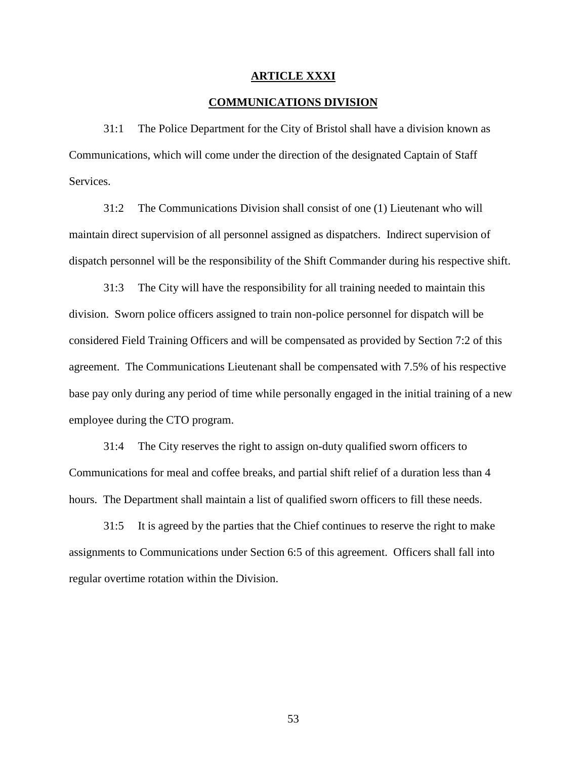## ARTICLE XXXI

## COMMUNICATIONS DIVISION

31:1 The Police Department for the City of Bristol shall have a division known as Communications, which will come under the direction of the designated Captain of Staff Services.

31:2 The Communications Division shall consist of one (1) Lieutenant who will maintain direct supervision of all personnel assigned as dispatchers. Indirect supervision of dispatch personnel will be the responsibility of the Shift Commander during his respective shift.

31:3 The City will have the responsibility for all training needed to maintain this division. Sworn police officers assigned to train non-police personnel for dispatch will be considered Field Training Officers and will be compensated as provided by Section 7:2 of this agreement. The Communications Lieutenant shall be compensated with 7.5% of his respective base pay only during any period of time while personally engaged in the initial training of a new employee during the CTO program.

31:4 The City reserves the right to assign on-duty qualified sworn officers to Communications for meal and coffee breaks, and partial shift relief of a duration less than 4 hours. The Department shall maintain a list of qualified sworn officers to fill these needs.

31:5 It is agreed by the parties that the Chief continues to reserve the right to make assignments to Communications under Section 6:5 of this agreement. Officers shall fall into regular overtime rotation within the Division.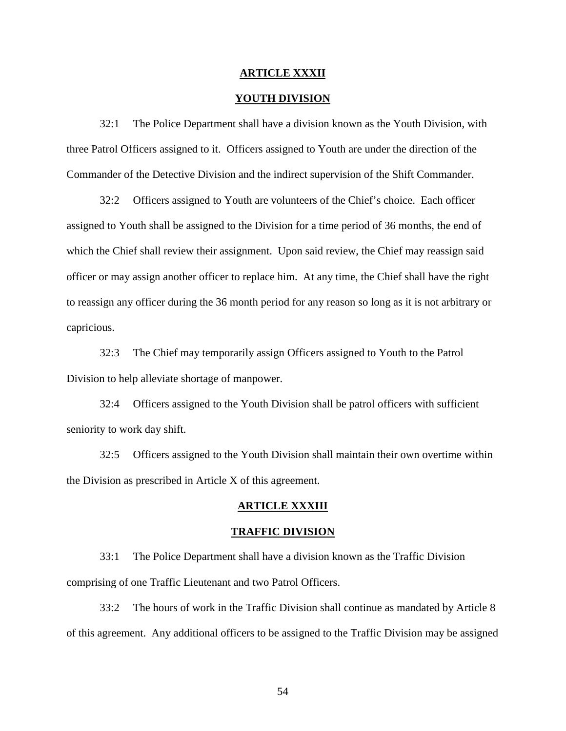## ARTICLE XXXII

## YOUTH DIVISION

32:1 The Police Department shall have a division known as the Youth Division, with three Patrol Officers assigned to it. Officers assigned to Youth are under the direction of the Commander of the Detective Division and the indirect supervision of the Shift Commander.

32:2 Officers assigned to Youth are volunteers of the Chief's choice. Each officer assigned to Youth shall be assigned to the Division for a time period of 36 months, the end of which the Chief shall review their assignment. Upon said review, the Chief may reassign said officer or may assign another officer to replace him. At any time, the Chief shall have the right to reassign any officer during the 36 month period for any reason so long as it is not arbitrary or capricious.

32:3 The Chief may temporarily assign Officers assigned to Youth to the Patrol Division to help alleviate shortage of manpower.

32:4 Officers assigned to the Youth Division shall be patrol officers with sufficient seniority to work day shift.

32:5 Officers assigned to the Youth Division shall maintain their own overtime within the Division as prescribed in Article X of this agreement.

## ARTICLE XXXIII

## TRAFFIC DIVISION

33:1 The Police Department shall have a division known as the Traffic Division comprising of one Traffic Lieutenant and two Patrol Officers.

33:2 The hours of work in the Traffic Division shall continue as mandated by Article 8 of this agreement. Any additional officers to be assigned to the Traffic Division may be assigned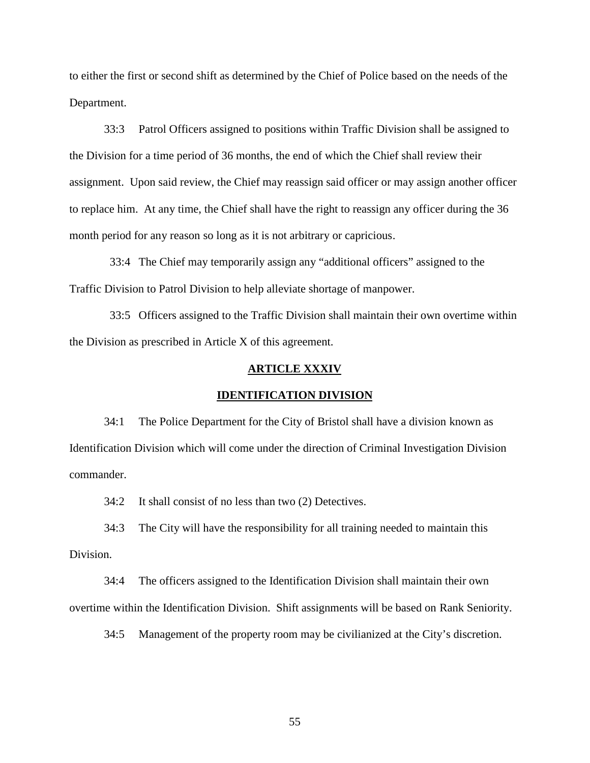to either the first or second shift as determined by the Chief of Police based on the needs of the Department.

33:3 Patrol Officers assigned to positions within Traffic Division shall be assigned to the Division for a time period of 36 months, the end of which the Chief shall review their assignment. Upon said review, the Chief may reassign said officer or may assign another officer to replace him. At any time, the Chief shall have the right to reassign any officer during the 36 month period for any reason so long as it is not arbitrary or capricious.

33:4 The Chief may temporarily assign any "additional officers" assigned to the Traffic Division to Patrol Division to help alleviate shortage of manpower.

33:5 Officers assigned to the Traffic Division shall maintain their own overtime within the Division as prescribed in Article X of this agreement.

## ARTICLE XXXIV

## IDENTIFICATION DIVISION

34:1 The Police Department for the City of Bristol shall have a division known as Identification Division which will come under the direction of Criminal Investigation Division commander.

34:2 It shall consist of no less than two (2) Detectives.

34:3 The City will have the responsibility for all training needed to maintain this Division.

34:4 The officers assigned to the Identification Division shall maintain their own overtime within the Identification Division. Shift assignments will be based on Rank Seniority.

34:5 Management of the property room may be civilianized at the City's discretion.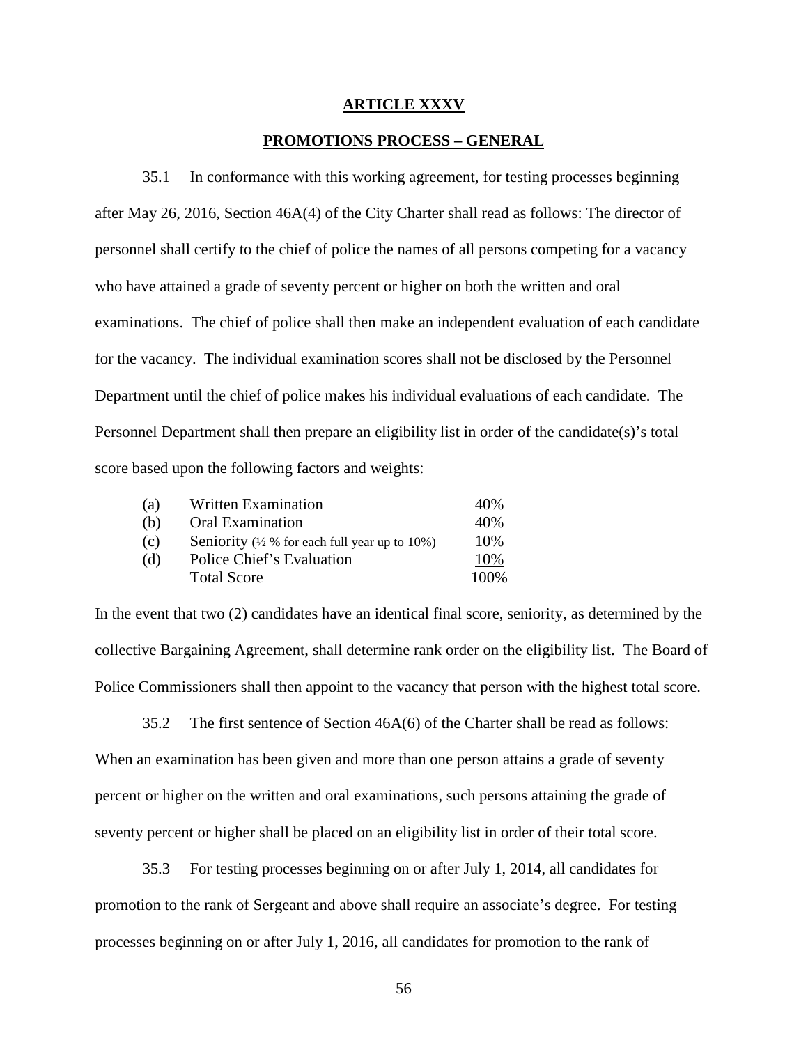## ARTICLE XXXV

## PROMOTIONS PROCESS – GENERAL

35.1 In conformance with this working agreement, for testing processes beginning after May 26, 2016, Section 46A(4) of the City Charter shall read as follows: The director of personnel shall certify to the chief of police the names of all persons competing for a vacancy who have attained a grade of seventy percent or higher on both the written and oral examinations. The chief of police shall then make an independent evaluation of each candidate for the vacancy. The individual examination scores shall not be disclosed by the Personnel Department until the chief of police makes his individual evaluations of each candidate. The Personnel Department shall then prepare an eligibility list in order of the candidate(s)'s total score based upon the following factors and weights:

| | | |
|---|---|---|
| (a) | Written Examination | 40% |
| (b) | Oral Examination | 40% |
| (c) | Seniority (½ % for each full year up to 10%) | 10% |
| (d) | Police Chief's Evaluation | 10% |
| | Total Score | 100% |

In the event that two (2) candidates have an identical final score, seniority, as determined by the collective Bargaining Agreement, shall determine rank order on the eligibility list. The Board of Police Commissioners shall then appoint to the vacancy that person with the highest total score.

35.2 The first sentence of Section 46A(6) of the Charter shall be read as follows: When an examination has been given and more than one person attains a grade of seventy percent or higher on the written and oral examinations, such persons attaining the grade of seventy percent or higher shall be placed on an eligibility list in order of their total score.

35.3 For testing processes beginning on or after July 1, 2014, all candidates for promotion to the rank of Sergeant and above shall require an associate's degree. For testing processes beginning on or after July 1, 2016, all candidates for promotion to the rank of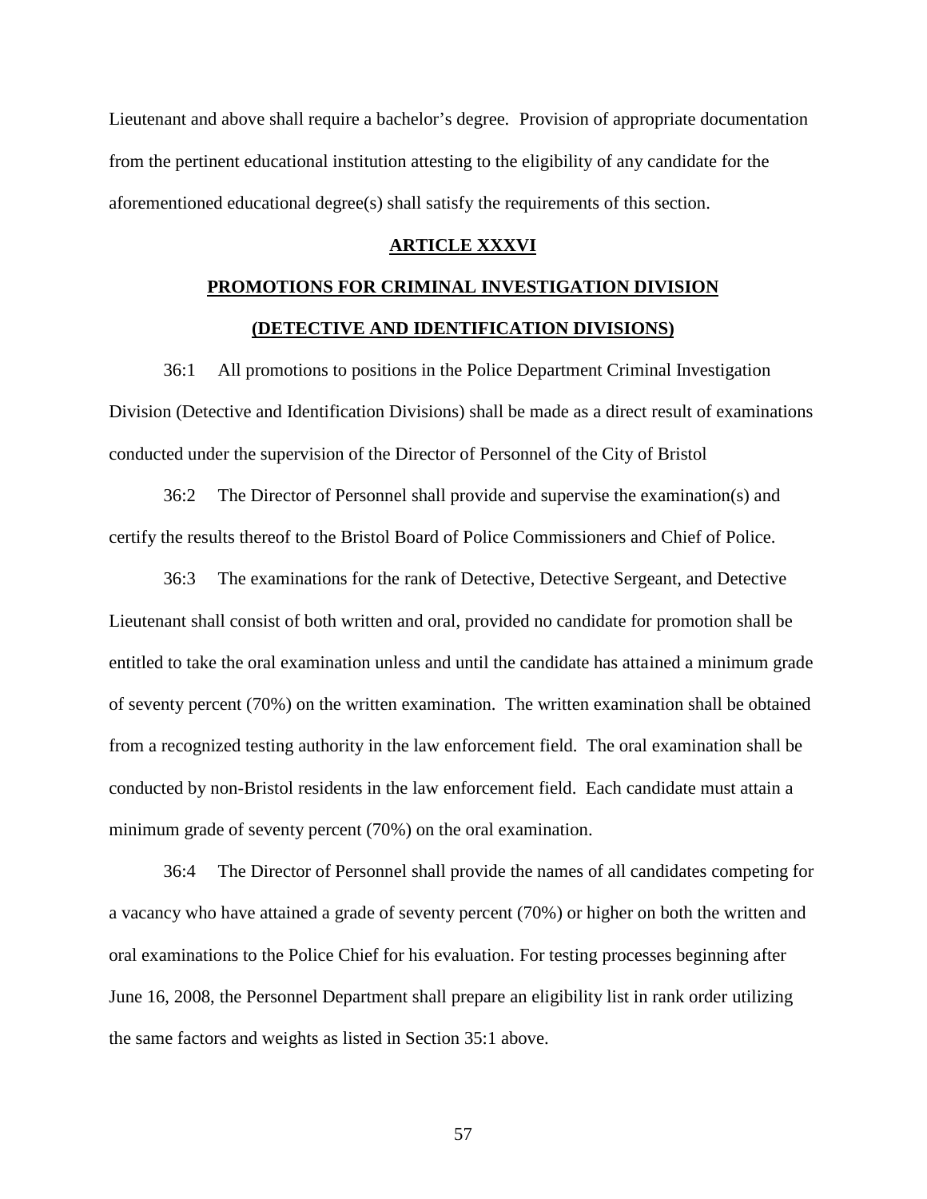Lieutenant and above shall require a bachelor's degree. Provision of appropriate documentation from the pertinent educational institution attesting to the eligibility of any candidate for the aforementioned educational degree(s) shall satisfy the requirements of this section.

## ARTICLE XXXVI

## PROMOTIONS FOR CRIMINAL INVESTIGATION DIVISION

## (DETECTIVE AND IDENTIFICATION DIVISIONS)

36:1 All promotions to positions in the Police Department Criminal Investigation Division (Detective and Identification Divisions) shall be made as a direct result of examinations conducted under the supervision of the Director of Personnel of the City of Bristol

36:2 The Director of Personnel shall provide and supervise the examination(s) and certify the results thereof to the Bristol Board of Police Commissioners and Chief of Police.

36:3 The examinations for the rank of Detective, Detective Sergeant, and Detective Lieutenant shall consist of both written and oral, provided no candidate for promotion shall be entitled to take the oral examination unless and until the candidate has attained a minimum grade of seventy percent (70%) on the written examination. The written examination shall be obtained from a recognized testing authority in the law enforcement field. The oral examination shall be conducted by non-Bristol residents in the law enforcement field. Each candidate must attain a minimum grade of seventy percent (70%) on the oral examination.

36:4 The Director of Personnel shall provide the names of all candidates competing for a vacancy who have attained a grade of seventy percent (70%) or higher on both the written and oral examinations to the Police Chief for his evaluation. For testing processes beginning after June 16, 2008, the Personnel Department shall prepare an eligibility list in rank order utilizing the same factors and weights as listed in Section 35:1 above.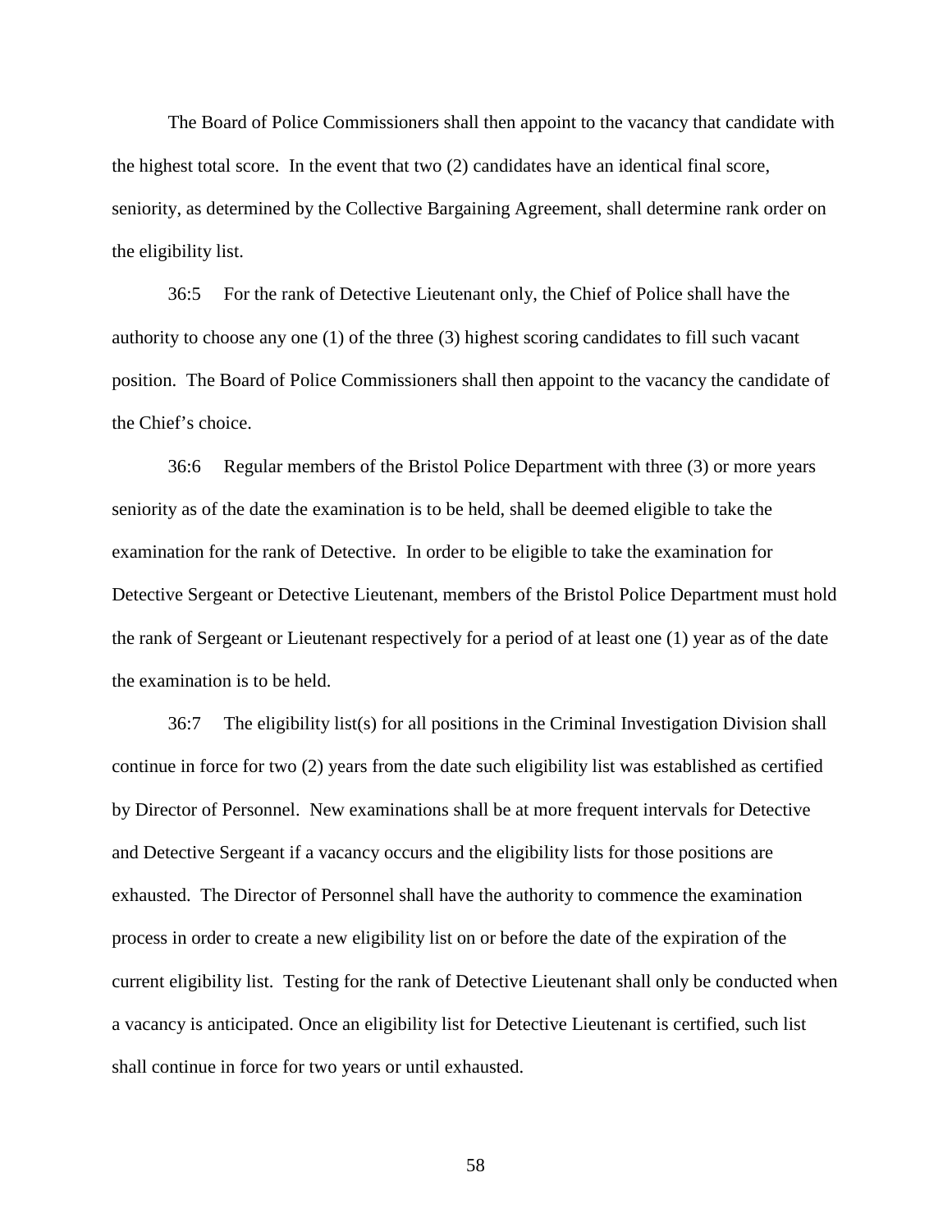The Board of Police Commissioners shall then appoint to the vacancy that candidate with the highest total score. In the event that two (2) candidates have an identical final score, seniority, as determined by the Collective Bargaining Agreement, shall determine rank order on the eligibility list.

36:5 For the rank of Detective Lieutenant only, the Chief of Police shall have the authority to choose any one (1) of the three (3) highest scoring candidates to fill such vacant position. The Board of Police Commissioners shall then appoint to the vacancy the candidate of the Chief's choice.

36:6 Regular members of the Bristol Police Department with three (3) or more years seniority as of the date the examination is to be held, shall be deemed eligible to take the examination for the rank of Detective. In order to be eligible to take the examination for Detective Sergeant or Detective Lieutenant, members of the Bristol Police Department must hold the rank of Sergeant or Lieutenant respectively for a period of at least one (1) year as of the date the examination is to be held.

36:7 The eligibility list(s) for all positions in the Criminal Investigation Division shall continue in force for two (2) years from the date such eligibility list was established as certified by Director of Personnel. New examinations shall be at more frequent intervals for Detective and Detective Sergeant if a vacancy occurs and the eligibility lists for those positions are exhausted. The Director of Personnel shall have the authority to commence the examination process in order to create a new eligibility list on or before the date of the expiration of the current eligibility list. Testing for the rank of Detective Lieutenant shall only be conducted when a vacancy is anticipated. Once an eligibility list for Detective Lieutenant is certified, such list shall continue in force for two years or until exhausted.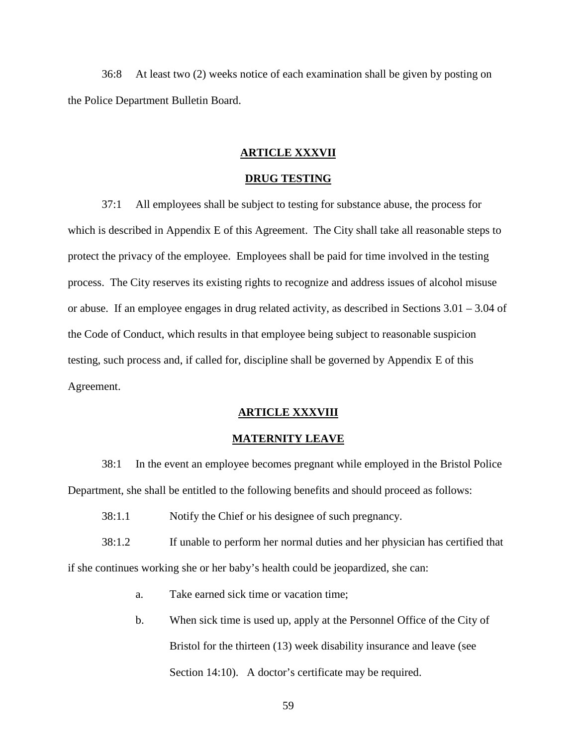36:8 At least two (2) weeks notice of each examination shall be given by posting on the Police Department Bulletin Board.

## ARTICLE XXXVII

## DRUG TESTING

37:1 All employees shall be subject to testing for substance abuse, the process for which is described in Appendix E of this Agreement. The City shall take all reasonable steps to protect the privacy of the employee. Employees shall be paid for time involved in the testing process. The City reserves its existing rights to recognize and address issues of alcohol misuse or abuse. If an employee engages in drug related activity, as described in Sections 3.01 – 3.04 of the Code of Conduct, which results in that employee being subject to reasonable suspicion testing, such process and, if called for, discipline shall be governed by Appendix E of this Agreement.

## ARTICLE XXXVIII

## MATERNITY LEAVE

38:1 In the event an employee becomes pregnant while employed in the Bristol Police Department, she shall be entitled to the following benefits and should proceed as follows:

38:1.1 Notify the Chief or his designee of such pregnancy.

38:1.2 If unable to perform her normal duties and her physician has certified that if she continues working she or her baby's health could be jeopardized, she can:

a. Take earned sick time or vacation time;

b. When sick time is used up, apply at the Personnel Office of the City of Bristol for the thirteen (13) week disability insurance and leave (see Section 14:10). A doctor's certificate may be required.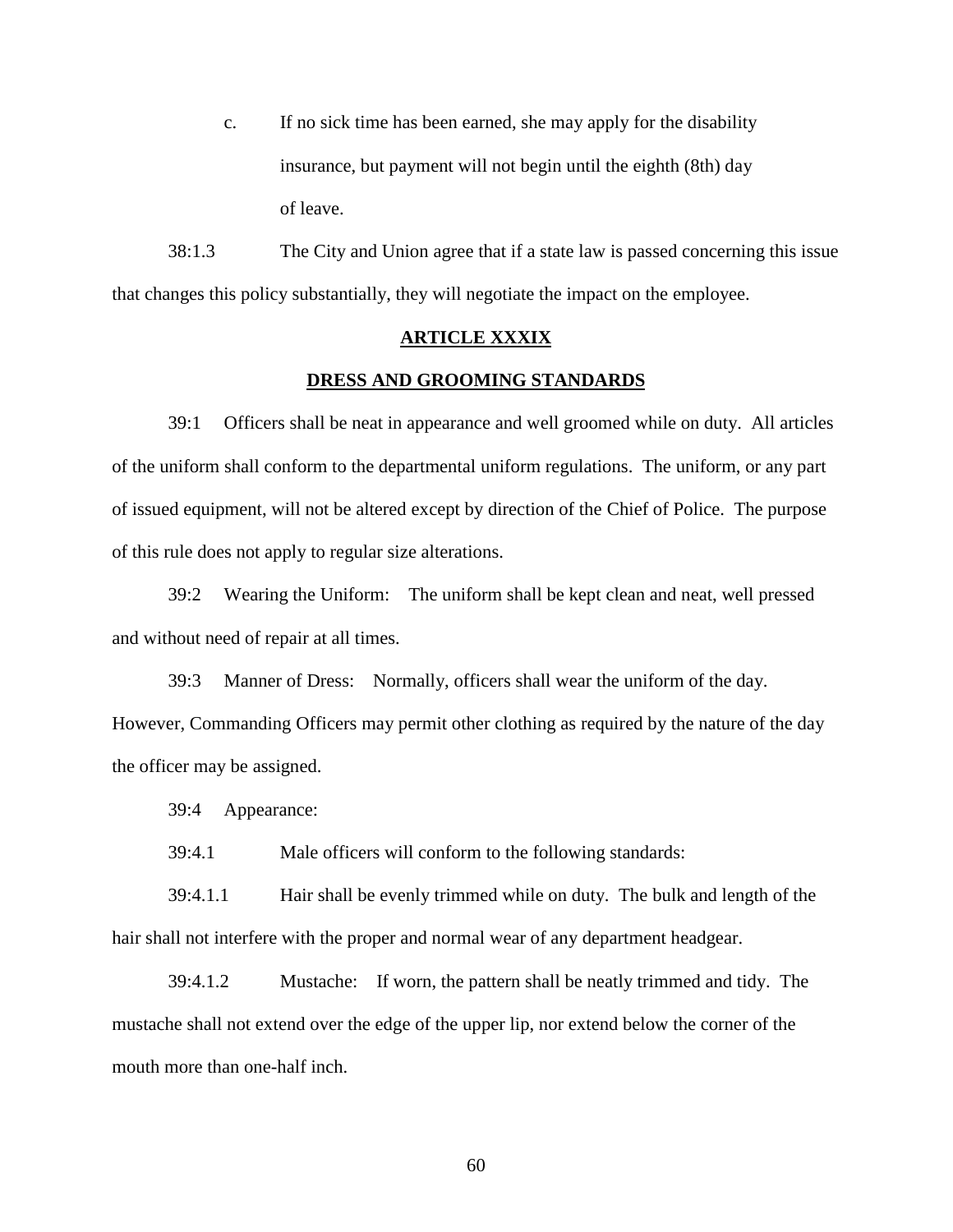c. If no sick time has been earned, she may apply for the disability insurance, but payment will not begin until the eighth (8th) day of leave.

38:1.3 The City and Union agree that if a state law is passed concerning this issue that changes this policy substantially, they will negotiate the impact on the employee.

## ARTICLE XXXIX

## DRESS AND GROOMING STANDARDS

39:1 Officers shall be neat in appearance and well groomed while on duty. All articles of the uniform shall conform to the departmental uniform regulations. The uniform, or any part of issued equipment, will not be altered except by direction of the Chief of Police. The purpose of this rule does not apply to regular size alterations.

39:2 Wearing the Uniform: The uniform shall be kept clean and neat, well pressed and without need of repair at all times.

39:3 Manner of Dress: Normally, officers shall wear the uniform of the day. However, Commanding Officers may permit other clothing as required by the nature of the day the officer may be assigned.

39:4 Appearance:

39:4.1 Male officers will conform to the following standards:

39:4.1.1 Hair shall be evenly trimmed while on duty. The bulk and length of the hair shall not interfere with the proper and normal wear of any department headgear.

39:4.1.2 Mustache: If worn, the pattern shall be neatly trimmed and tidy. The mustache shall not extend over the edge of the upper lip, nor extend below the corner of the mouth more than one-half inch.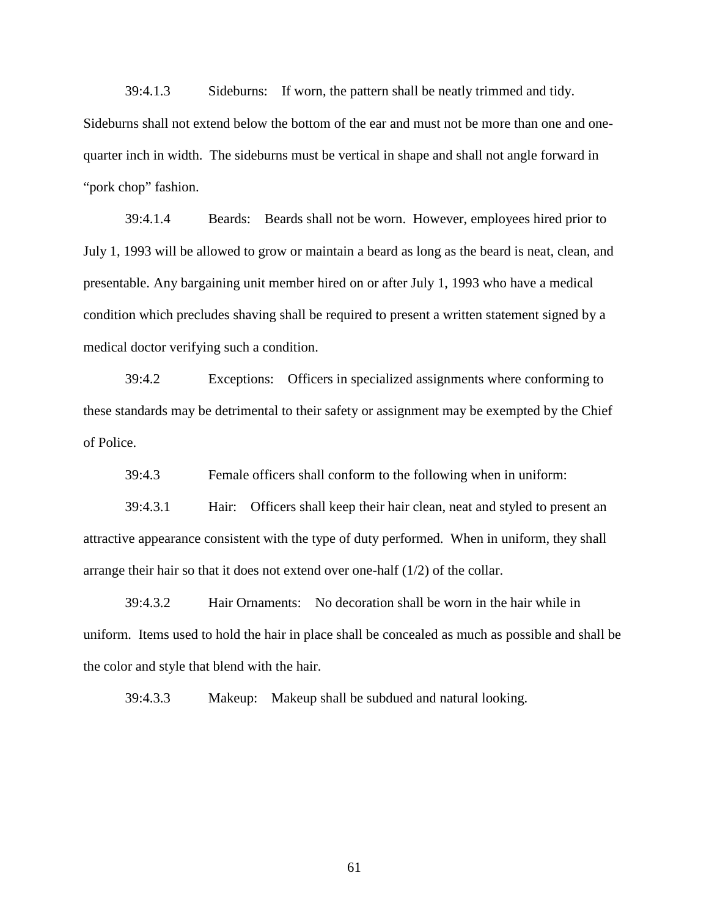39:4.1.3 Sideburns: If worn, the pattern shall be neatly trimmed and tidy. Sideburns shall not extend below the bottom of the ear and must not be more than one and one-quarter inch in width. The sideburns must be vertical in shape and shall not angle forward in "pork chop" fashion.

39:4.1.4 Beards: Beards shall not be worn. However, employees hired prior to July 1, 1993 will be allowed to grow or maintain a beard as long as the beard is neat, clean, and presentable. Any bargaining unit member hired on or after July 1, 1993 who have a medical condition which precludes shaving shall be required to present a written statement signed by a medical doctor verifying such a condition.

39:4.2 Exceptions: Officers in specialized assignments where conforming to these standards may be detrimental to their safety or assignment may be exempted by the Chief of Police.

39:4.3 Female officers shall conform to the following when in uniform:

39:4.3.1 Hair: Officers shall keep their hair clean, neat and styled to present an attractive appearance consistent with the type of duty performed. When in uniform, they shall arrange their hair so that it does not extend over one-half (1/2) of the collar.

39:4.3.2 Hair Ornaments: No decoration shall be worn in the hair while in uniform. Items used to hold the hair in place shall be concealed as much as possible and shall be the color and style that blend with the hair.

39:4.3.3 Makeup: Makeup shall be subdued and natural looking.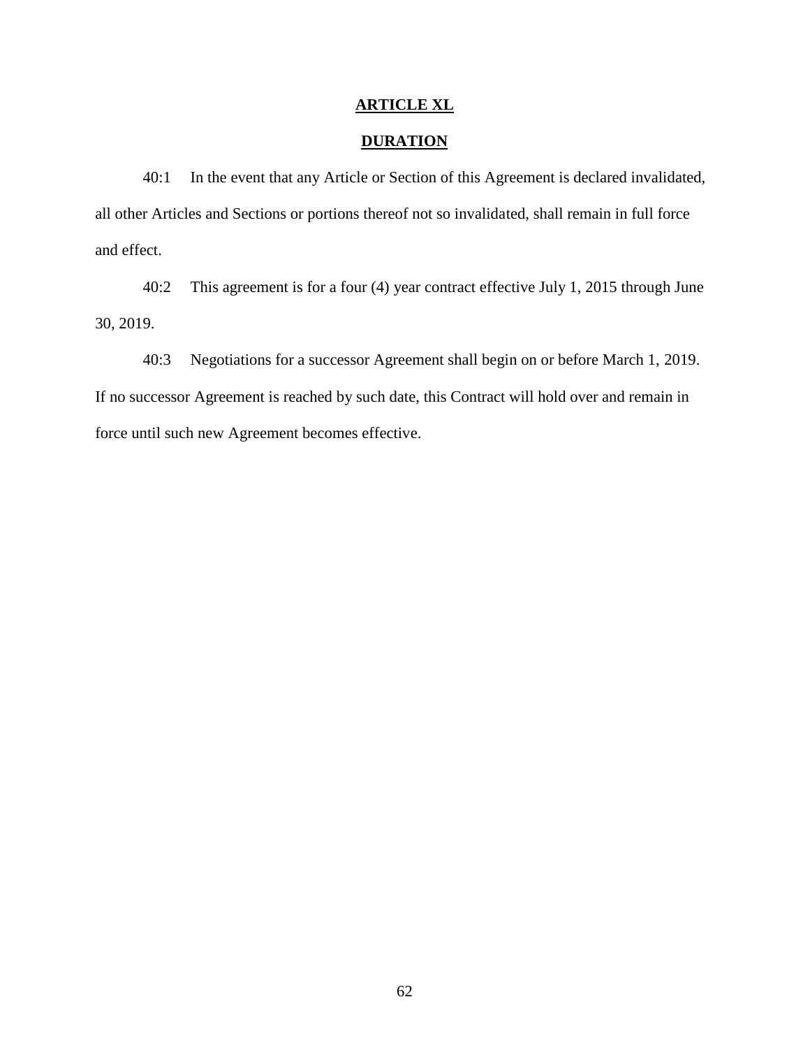## ARTICLE XL

## DURATION

40:1 In the event that any Article or Section of this Agreement is declared invalidated, all other Articles and Sections or portions thereof not so invalidated, shall remain in full force and effect.

40:2 This agreement is for a four (4) year contract effective July 1, 2015 through June 30, 2019.

40:3 Negotiations for a successor Agreement shall begin on or before March 1, 2019. If no successor Agreement is reached by such date, this Contract will hold over and remain in force until such new Agreement becomes effective.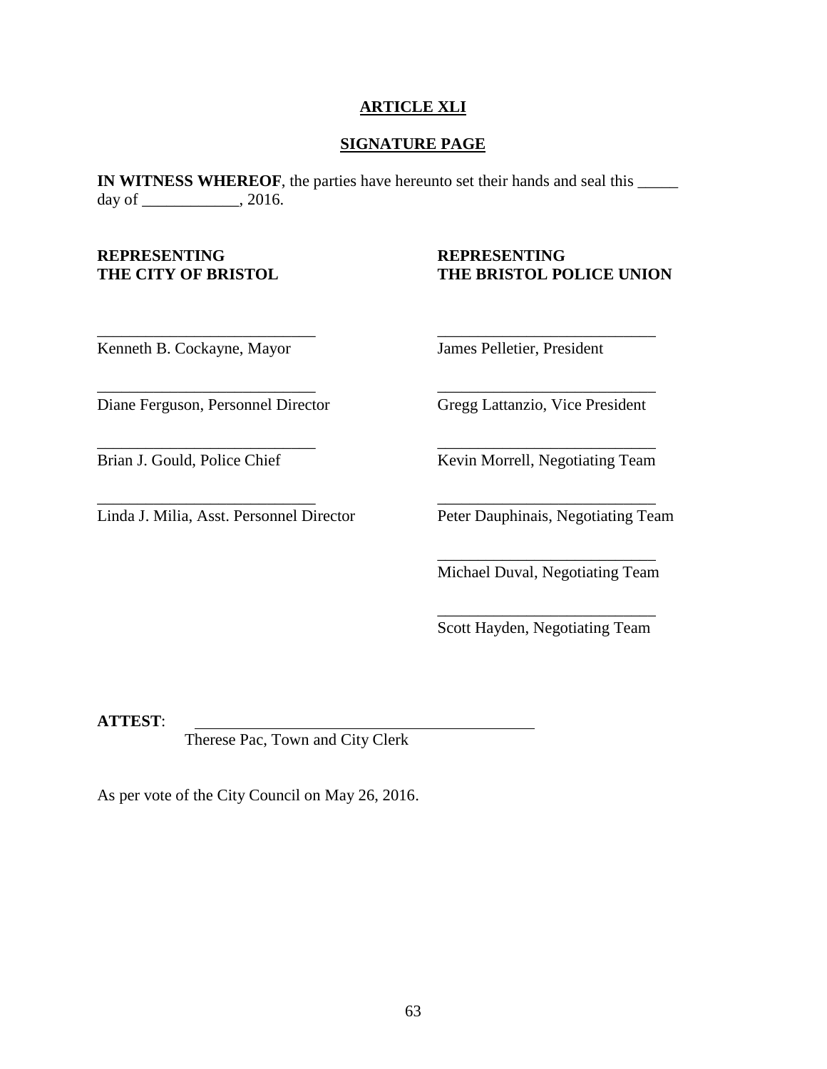## ARTICLE XLI

## SIGNATURE PAGE

**IN WITNESS WHEREOF**, the parties have hereunto set their hands and seal this _____ day of ____________, 2016.

| **REPRESENTING THE CITY OF BRISTOL** | **REPRESENTING THE BRISTOL POLICE UNION** |
|---|---|
| ___________________________ Kenneth B. Cockayne, Mayor | ___________________________ James Pelletier, President |
| ___________________________ Diane Ferguson, Personnel Director | ___________________________ Gregg Lattanzio, Vice President |
| ___________________________ Brian J. Gould, Police Chief | ___________________________ Kevin Morrell, Negotiating Team |
| ___________________________ Linda J. Milia, Asst. Personnel Director | ___________________________ Peter Dauphinais, Negotiating Team |
| | ___________________________ Michael Duval, Negotiating Team |
| | ___________________________ Scott Hayden, Negotiating Team |

**ATTEST**: __________________________________________
Therese Pac, Town and City Clerk

As per vote of the City Council on May 26, 2016.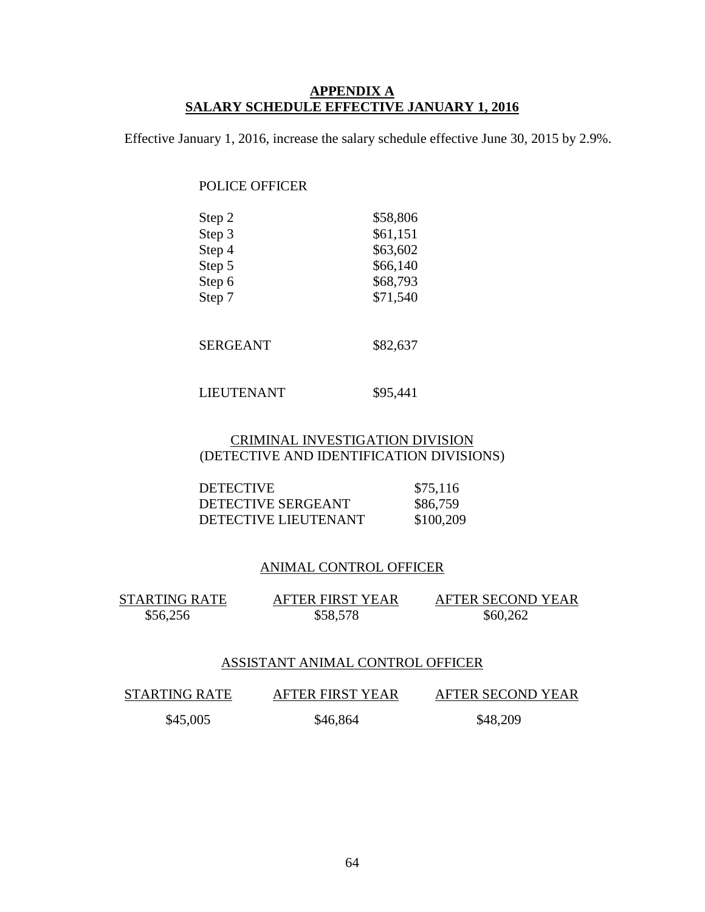## APPENDIX A
## SALARY SCHEDULE EFFECTIVE JANUARY 1, 2016

Effective January 1, 2016, increase the salary schedule effective June 30, 2015 by 2.9%.

POLICE OFFICER

| | |
|---|---|
| Step 2 | $58,806 |
| Step 3 | $61,151 |
| Step 4 | $63,602 |
| Step 5 | $66,140 |
| Step 6 | $68,793 |
| Step 7 | $71,540 |

| | |
|---|---|
| SERGEANT | $82,637 |
| LIEUTENANT | $95,441 |

CRIMINAL INVESTIGATION DIVISION
(DETECTIVE AND IDENTIFICATION DIVISIONS)

| | |
|---|---|
| DETECTIVE | $75,116 |
| DETECTIVE SERGEANT | $86,759 |
| DETECTIVE LIEUTENANT | $100,209 |

ANIMAL CONTROL OFFICER

| STARTING RATE | AFTER FIRST YEAR | AFTER SECOND YEAR |
|---|---|---|
| $56,256 | $58,578 | $60,262 |

ASSISTANT ANIMAL CONTROL OFFICER

| STARTING RATE | AFTER FIRST YEAR | AFTER SECOND YEAR |
|---|---|---|
| $45,005 | $46,864 | $48,209 |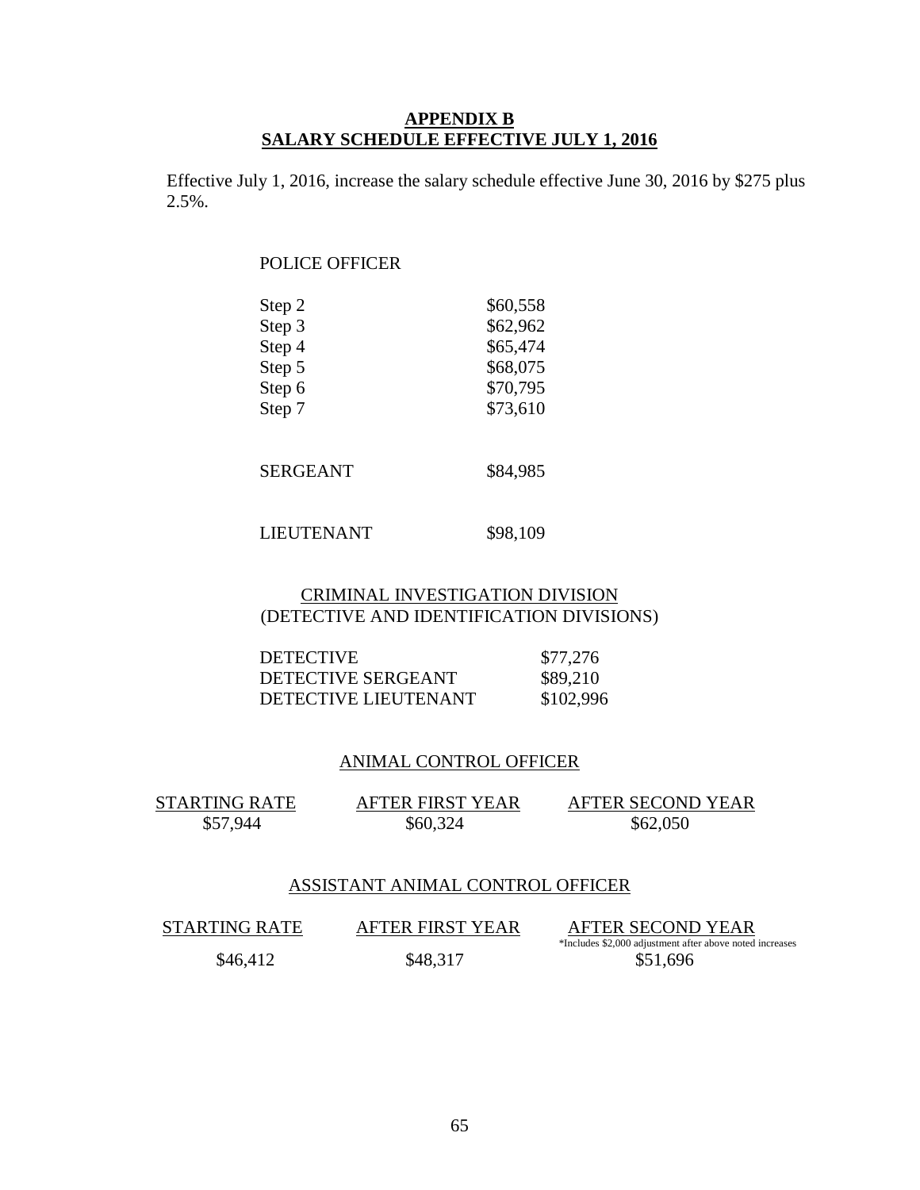# APPENDIX B
## SALARY SCHEDULE EFFECTIVE JULY 1, 2016

Effective July 1, 2016, increase the salary schedule effective June 30, 2016 by $275 plus 2.5%.

POLICE OFFICER

| | |
|---|---|
| Step 2 | $60,558 |
| Step 3 | $62,962 |
| Step 4 | $65,474 |
| Step 5 | $68,075 |
| Step 6 | $70,795 |
| Step 7 | $73,610 |

| | |
|---|---|
| SERGEANT | $84,985 |
| LIEUTENANT | $98,109 |

CRIMINAL INVESTIGATION DIVISION
(DETECTIVE AND IDENTIFICATION DIVISIONS)

| | |
|---|---|
| DETECTIVE | $77,276 |
| DETECTIVE SERGEANT | $89,210 |
| DETECTIVE LIEUTENANT | $102,996 |

ANIMAL CONTROL OFFICER

| STARTING RATE | AFTER FIRST YEAR | AFTER SECOND YEAR |
|---|---|---|
| $57,944 | $60,324 | $62,050 |

ASSISTANT ANIMAL CONTROL OFFICER

| STARTING RATE | AFTER FIRST YEAR | AFTER SECOND YEAR *Includes $2,000 adjustment after above noted increases |
|---|---|---|
| $46,412 | $48,317 | $51,696 |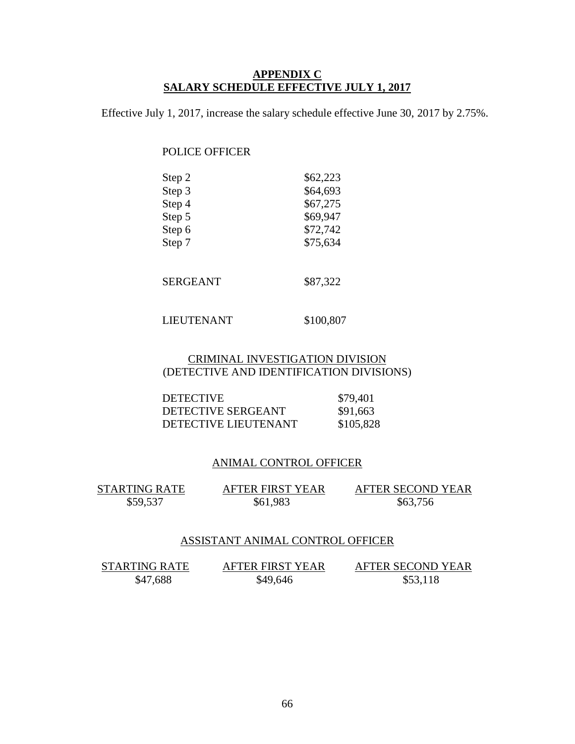## APPENDIX C
## SALARY SCHEDULE EFFECTIVE JULY 1, 2017

Effective July 1, 2017, increase the salary schedule effective June 30, 2017 by 2.75%.

POLICE OFFICER

| | |
|---|---|
| Step 2 | $62,223 |
| Step 3 | $64,693 |
| Step 4 | $67,275 |
| Step 5 | $69,947 |
| Step 6 | $72,742 |
| Step 7 | $75,634 |

| | |
|---|---|
| SERGEANT | $87,322 |
| LIEUTENANT | $100,807 |

CRIMINAL INVESTIGATION DIVISION
(DETECTIVE AND IDENTIFICATION DIVISIONS)

| | |
|---|---|
| DETECTIVE | $79,401 |
| DETECTIVE SERGEANT | $91,663 |
| DETECTIVE LIEUTENANT | $105,828 |

ANIMAL CONTROL OFFICER

| STARTING RATE | AFTER FIRST YEAR | AFTER SECOND YEAR |
|---|---|---|
| $59,537 | $61,983 | $63,756 |

ASSISTANT ANIMAL CONTROL OFFICER

| STARTING RATE | AFTER FIRST YEAR | AFTER SECOND YEAR |
|---|---|---|
| $47,688 | $49,646 | $53,118 |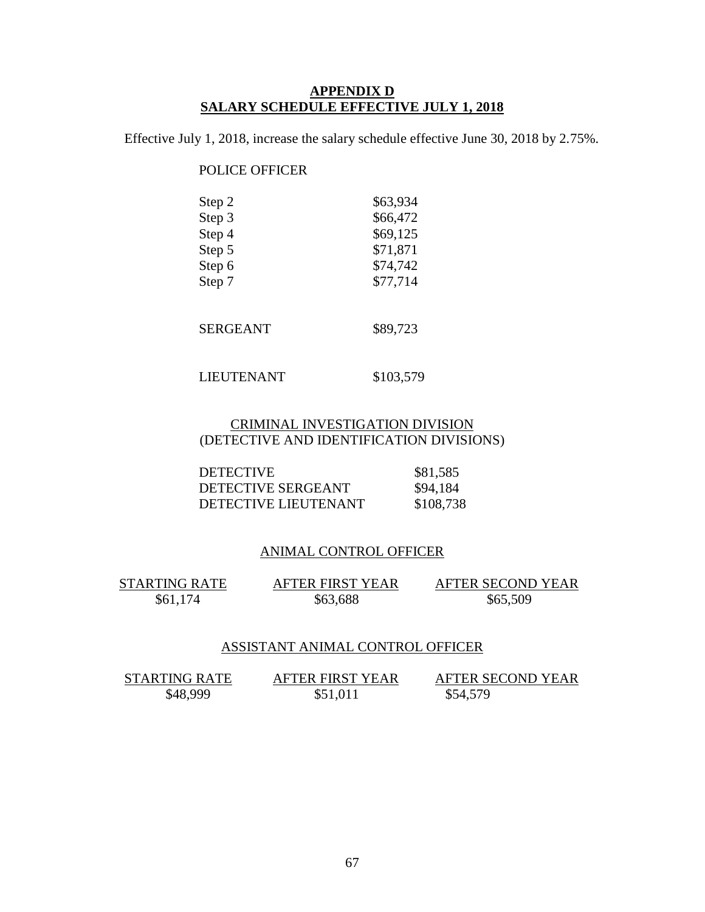# APPENDIX D
# SALARY SCHEDULE EFFECTIVE JULY 1, 2018

Effective July 1, 2018, increase the salary schedule effective June 30, 2018 by 2.75%.

POLICE OFFICER

| | |
|---|---|
| Step 2 | $63,934 |
| Step 3 | $66,472 |
| Step 4 | $69,125 |
| Step 5 | $71,871 |
| Step 6 | $74,742 |
| Step 7 | $77,714 |

| | |
|---|---|
| SERGEANT | $89,723 |
| LIEUTENANT | $103,579 |

CRIMINAL INVESTIGATION DIVISION
(DETECTIVE AND IDENTIFICATION DIVISIONS)

| | |
|---|---|
| DETECTIVE | $81,585 |
| DETECTIVE SERGEANT | $94,184 |
| DETECTIVE LIEUTENANT | $108,738 |

ANIMAL CONTROL OFFICER

| STARTING RATE | AFTER FIRST YEAR | AFTER SECOND YEAR |
|---|---|---|
| $61,174 | $63,688 | $65,509 |

ASSISTANT ANIMAL CONTROL OFFICER

| STARTING RATE | AFTER FIRST YEAR | AFTER SECOND YEAR |
|---|---|---|
| $48,999 | $51,011 | $54,579 |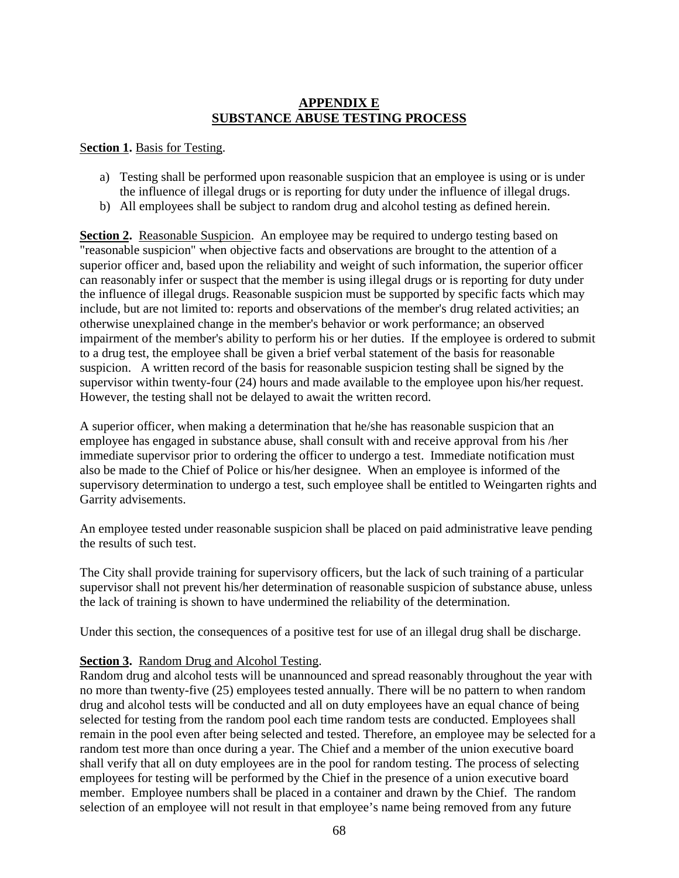# APPENDIX E
# SUBSTANCE ABUSE TESTING PROCESS

**Section 1.** Basis for Testing.

a) Testing shall be performed upon reasonable suspicion that an employee is using or is under the influence of illegal drugs or is reporting for duty under the influence of illegal drugs.
b) All employees shall be subject to random drug and alcohol testing as defined herein.

**Section 2.** Reasonable Suspicion. An employee may be required to undergo testing based on "reasonable suspicion" when objective facts and observations are brought to the attention of a superior officer and, based upon the reliability and weight of such information, the superior officer can reasonably infer or suspect that the member is using illegal drugs or is reporting for duty under the influence of illegal drugs. Reasonable suspicion must be supported by specific facts which may include, but are not limited to: reports and observations of the member's drug related activities; an otherwise unexplained change in the member's behavior or work performance; an observed impairment of the member's ability to perform his or her duties. If the employee is ordered to submit to a drug test, the employee shall be given a brief verbal statement of the basis for reasonable suspicion. A written record of the basis for reasonable suspicion testing shall be signed by the supervisor within twenty-four (24) hours and made available to the employee upon his/her request. However, the testing shall not be delayed to await the written record.

A superior officer, when making a determination that he/she has reasonable suspicion that an employee has engaged in substance abuse, shall consult with and receive approval from his /her immediate supervisor prior to ordering the officer to undergo a test. Immediate notification must also be made to the Chief of Police or his/her designee. When an employee is informed of the supervisory determination to undergo a test, such employee shall be entitled to Weingarten rights and Garrity advisements.

An employee tested under reasonable suspicion shall be placed on paid administrative leave pending the results of such test.

The City shall provide training for supervisory officers, but the lack of such training of a particular supervisor shall not prevent his/her determination of reasonable suspicion of substance abuse, unless the lack of training is shown to have undermined the reliability of the determination.

Under this section, the consequences of a positive test for use of an illegal drug shall be discharge.

**Section 3.** Random Drug and Alcohol Testing.
Random drug and alcohol tests will be unannounced and spread reasonably throughout the year with no more than twenty-five (25) employees tested annually. There will be no pattern to when random drug and alcohol tests will be conducted and all on duty employees have an equal chance of being selected for testing from the random pool each time random tests are conducted. Employees shall remain in the pool even after being selected and tested. Therefore, an employee may be selected for a random test more than once during a year. The Chief and a member of the union executive board shall verify that all on duty employees are in the pool for random testing. The process of selecting employees for testing will be performed by the Chief in the presence of a union executive board member. Employee numbers shall be placed in a container and drawn by the Chief. The random selection of an employee will not result in that employee's name being removed from any future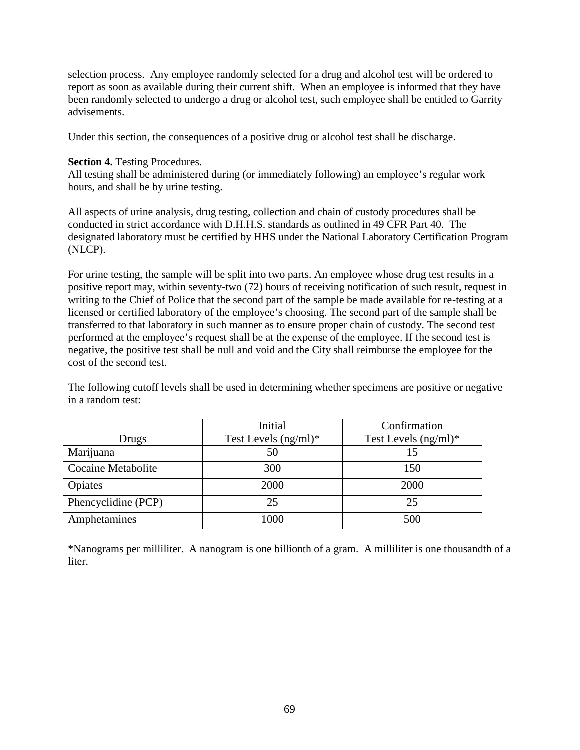selection process. Any employee randomly selected for a drug and alcohol test will be ordered to report as soon as available during their current shift. When an employee is informed that they have been randomly selected to undergo a drug or alcohol test, such employee shall be entitled to Garrity advisements.

Under this section, the consequences of a positive drug or alcohol test shall be discharge.

**Section 4.** Testing Procedures.
All testing shall be administered during (or immediately following) an employee's regular work hours, and shall be by urine testing.

All aspects of urine analysis, drug testing, collection and chain of custody procedures shall be conducted in strict accordance with D.H.H.S. standards as outlined in 49 CFR Part 40. The designated laboratory must be certified by HHS under the National Laboratory Certification Program (NLCP).

For urine testing, the sample will be split into two parts. An employee whose drug test results in a positive report may, within seventy-two (72) hours of receiving notification of such result, request in writing to the Chief of Police that the second part of the sample be made available for re-testing at a licensed or certified laboratory of the employee's choosing. The second part of the sample shall be transferred to that laboratory in such manner as to ensure proper chain of custody. The second test performed at the employee's request shall be at the expense of the employee. If the second test is negative, the positive test shall be null and void and the City shall reimburse the employee for the cost of the second test.

The following cutoff levels shall be used in determining whether specimens are positive or negative in a random test:

| Drugs | Initial Test Levels (ng/ml)* | Confirmation Test Levels (ng/ml)* |
|---|---|---|
| Marijuana | 50 | 15 |
| Cocaine Metabolite | 300 | 150 |
| Opiates | 2000 | 2000 |
| Phencyclidine (PCP) | 25 | 25 |
| Amphetamines | 1000 | 500 |

*Nanograms per milliliter. A nanogram is one billionth of a gram. A milliliter is one thousandth of a liter.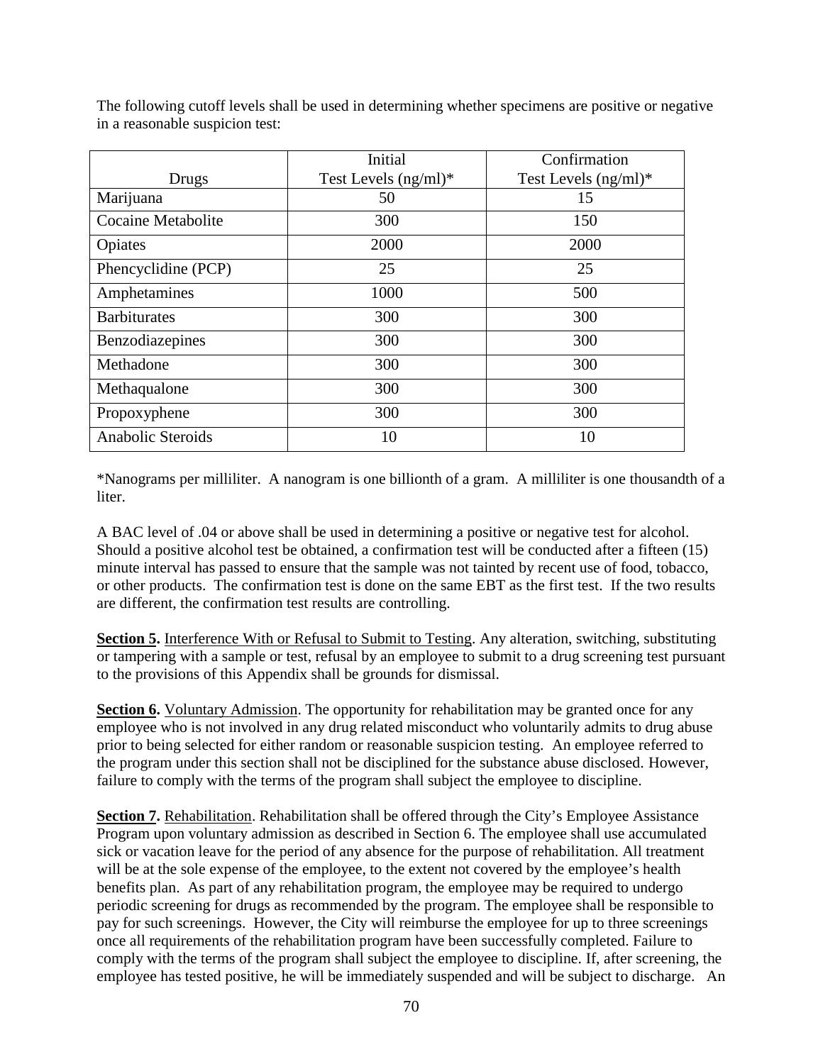The following cutoff levels shall be used in determining whether specimens are positive or negative in a reasonable suspicion test:

| Drugs | Initial Test Levels (ng/ml)* | Confirmation Test Levels (ng/ml)* |
|---|---|---|
| Marijuana | 50 | 15 |
| Cocaine Metabolite | 300 | 150 |
| Opiates | 2000 | 2000 |
| Phencyclidine (PCP) | 25 | 25 |
| Amphetamines | 1000 | 500 |
| Barbiturates | 300 | 300 |
| Benzodiazepines | 300 | 300 |
| Methadone | 300 | 300 |
| Methaqualone | 300 | 300 |
| Propoxyphene | 300 | 300 |
| Anabolic Steroids | 10 | 10 |

*Nanograms per milliliter. A nanogram is one billionth of a gram. A milliliter is one thousandth of a liter.

A BAC level of .04 or above shall be used in determining a positive or negative test for alcohol. Should a positive alcohol test be obtained, a confirmation test will be conducted after a fifteen (15) minute interval has passed to ensure that the sample was not tainted by recent use of food, tobacco, or other products. The confirmation test is done on the same EBT as the first test. If the two results are different, the confirmation test results are controlling.

**Section 5.** Interference With or Refusal to Submit to Testing. Any alteration, switching, substituting or tampering with a sample or test, refusal by an employee to submit to a drug screening test pursuant to the provisions of this Appendix shall be grounds for dismissal.

**Section 6.** Voluntary Admission. The opportunity for rehabilitation may be granted once for any employee who is not involved in any drug related misconduct who voluntarily admits to drug abuse prior to being selected for either random or reasonable suspicion testing. An employee referred to the program under this section shall not be disciplined for the substance abuse disclosed. However, failure to comply with the terms of the program shall subject the employee to discipline.

**Section 7.** Rehabilitation. Rehabilitation shall be offered through the City's Employee Assistance Program upon voluntary admission as described in Section 6. The employee shall use accumulated sick or vacation leave for the period of any absence for the purpose of rehabilitation. All treatment will be at the sole expense of the employee, to the extent not covered by the employee's health benefits plan. As part of any rehabilitation program, the employee may be required to undergo periodic screening for drugs as recommended by the program. The employee shall be responsible to pay for such screenings. However, the City will reimburse the employee for up to three screenings once all requirements of the rehabilitation program have been successfully completed. Failure to comply with the terms of the program shall subject the employee to discipline. If, after screening, the employee has tested positive, he will be immediately suspended and will be subject to discharge. An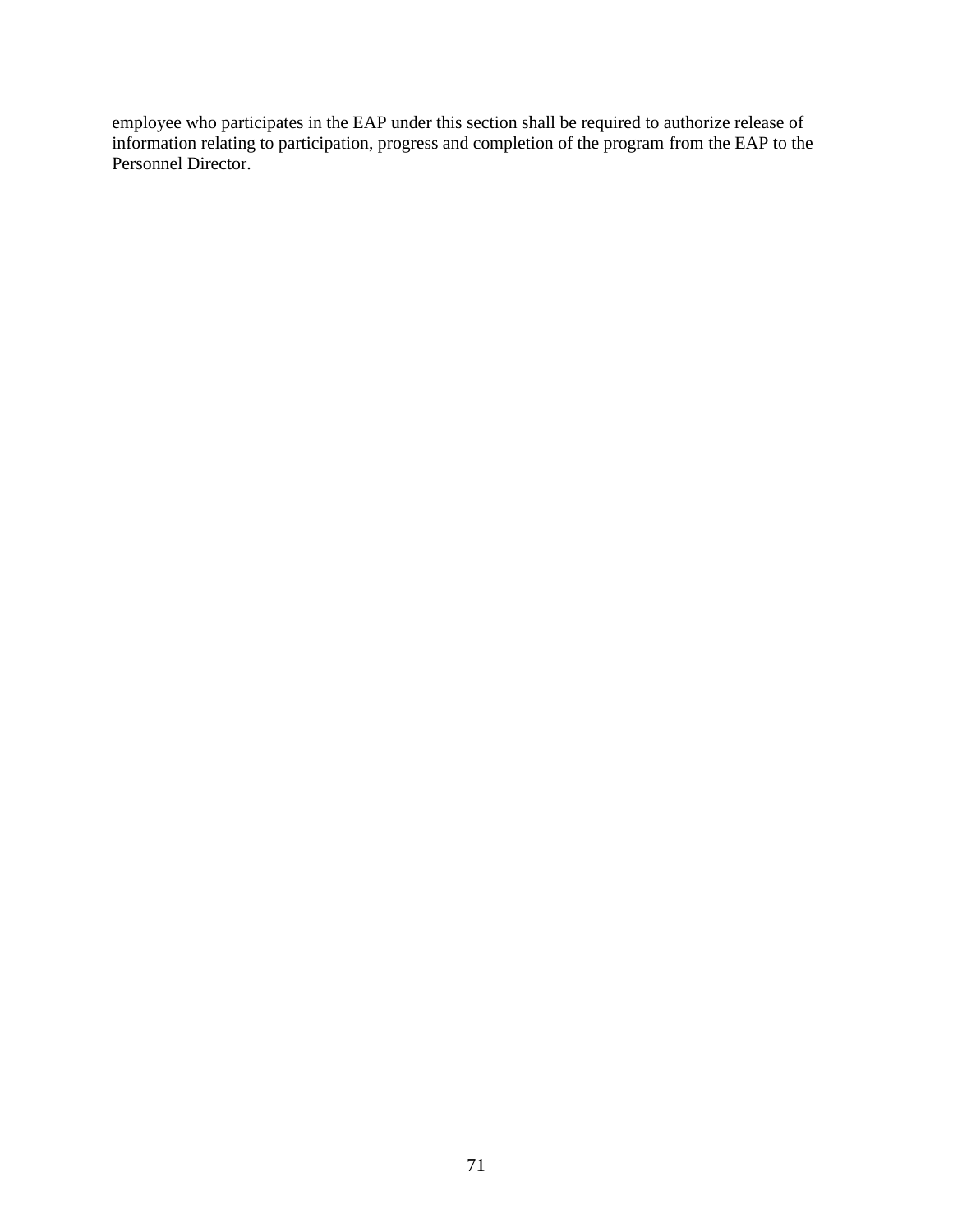employee who participates in the EAP under this section shall be required to authorize release of information relating to participation, progress and completion of the program from the EAP to the Personnel Director.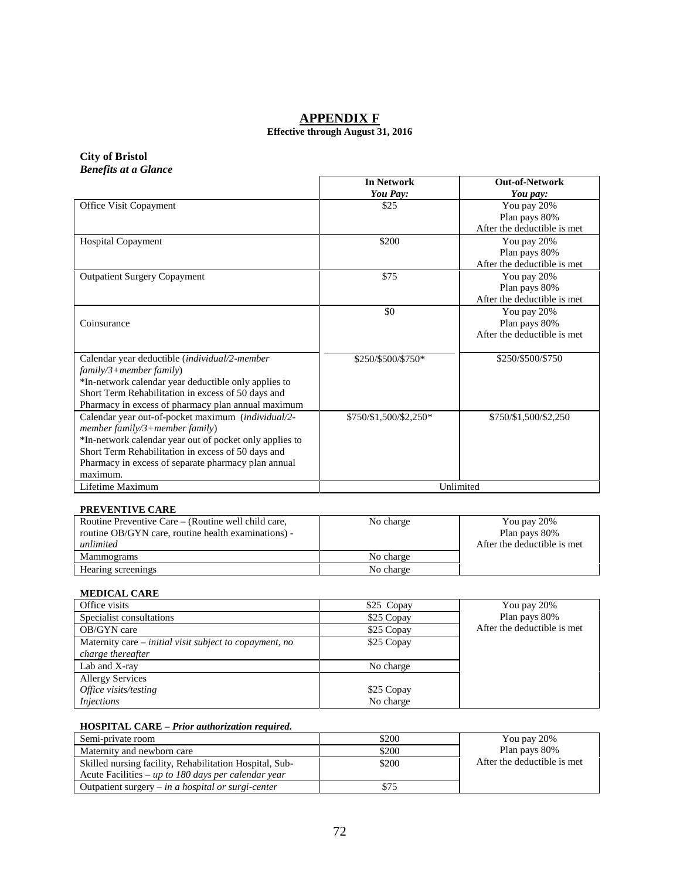# APPENDIX F

**Effective through August 31, 2016**

**City of Bristol**
***Benefits at a Glance***

| | **In Network** *You Pay:* | **Out-of-Network** *You pay:* |
|---|---|---|
| Office Visit Copayment | $25 | You pay 20% Plan pays 80% After the deductible is met |
| Hospital Copayment | $200 | You pay 20% Plan pays 80% After the deductible is met |
| Outpatient Surgery Copayment | $75 | You pay 20% Plan pays 80% After the deductible is met |
| Coinsurance | $0 | You pay 20% Plan pays 80% After the deductible is met |
| Calendar year deductible (*individual/2-member family/3+member family*) *In-network calendar year deductible only applies to Short Term Rehabilitation in excess of 50 days and Pharmacy in excess of pharmacy plan annual maximum | $250/$500/$750* | $250/$500/$750 |
| Calendar year out-of-pocket maximum (*individual/2-member family/3+member family*) *In-network calendar year out of pocket only applies to Short Term Rehabilitation in excess of 50 days and Pharmacy in excess of separate pharmacy plan annual maximum. | $750/$1,500/$2,250* | $750/$1,500/$2,250 |
| Lifetime Maximum | Unlimited | |

**PREVENTIVE CARE**

| | | |
|---|---|---|
| Routine Preventive Care – (Routine well child care, routine OB/GYN care, routine health examinations) - *unlimited* | No charge | You pay 20% Plan pays 80% After the deductible is met |
| Mammograms | No charge | |
| Hearing screenings | No charge | |

**MEDICAL CARE**

| | | |
|---|---|---|
| Office visits | $25 Copay | You pay 20% Plan pays 80% After the deductible is met |
| Specialist consultations | $25 Copay | |
| OB/GYN care | $25 Copay | |
| Maternity care – *initial visit subject to copayment, no charge thereafter* | $25 Copay | |
| Lab and X-ray | No charge | |
| Allergy Services *Office visits/testing* *Injections* | $25 Copay No charge | |

**HOSPITAL CARE –** ***Prior authorization required.***

| | | |
|---|---|---|
| Semi-private room | $200 | You pay 20% Plan pays 80% After the deductible is met |
| Maternity and newborn care | $200 | |
| Skilled nursing facility, Rehabilitation Hospital, Sub-Acute Facilities – *up to 180 days per calendar year* | $200 | |
| Outpatient surgery – *in a hospital or surgi-center* | $75 | |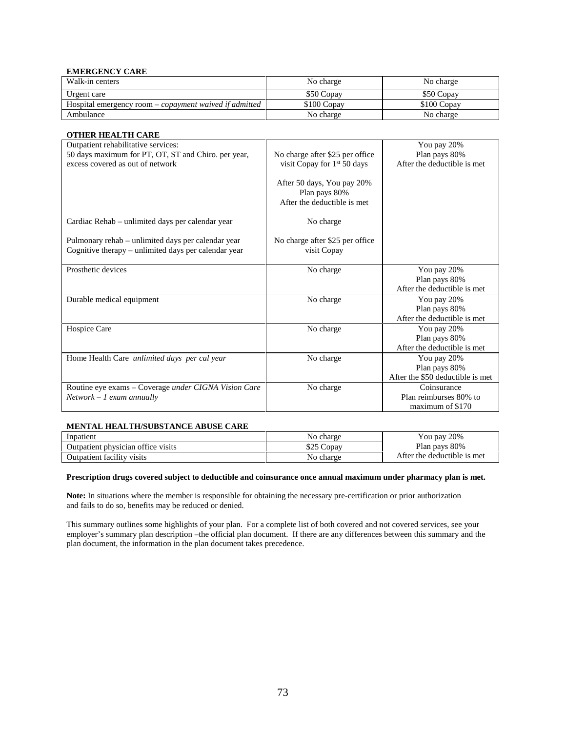**EMERGENCY CARE**

| | | |
|---|---|---|
| Walk-in centers | No charge | No charge |
| Urgent care | $50 Copay | $50 Copay |
| Hospital emergency room – *copayment waived if admitted* | $100 Copay | $100 Copay |
| Ambulance | No charge | No charge |

**OTHER HEALTH CARE**

| | | |
|---|---|---|
| Outpatient rehabilitative services:<br>50 days maximum for PT, OT, ST and Chiro. per year, excess covered as out of network | No charge after $25 per office visit Copay for 1st 50 days<br><br>After 50 days, You pay 20%<br>Plan pays 80%<br>After the deductible is met | You pay 20%<br>Plan pays 80%<br>After the deductible is met |
| Cardiac Rehab – unlimited days per calendar year | No charge | |
| Pulmonary rehab – unlimited days per calendar year<br>Cognitive therapy – unlimited days per calendar year | No charge after $25 per office visit Copay | |
| Prosthetic devices | No charge | You pay 20%<br>Plan pays 80%<br>After the deductible is met |
| Durable medical equipment | No charge | You pay 20%<br>Plan pays 80%<br>After the deductible is met |
| Hospice Care | No charge | You pay 20%<br>Plan pays 80%<br>After the deductible is met |
| Home Health Care *unlimited days per cal year* | No charge | You pay 20%<br>Plan pays 80%<br>After the $50 deductible is met |
| Routine eye exams – Coverage *under CIGNA Vision Care Network – 1 exam annually* | No charge | Coinsurance<br>Plan reimburses 80% to maximum of $170 |

**MENTAL HEALTH/SUBSTANCE ABUSE CARE**

| | | |
|---|---|---|
| Inpatient | No charge | You pay 20%<br>Plan pays 80%<br>After the deductible is met |
| Outpatient physician office visits | $25 Copay | |
| Outpatient facility visits | No charge | |

**Prescription drugs covered subject to deductible and coinsurance once annual maximum under pharmacy plan is met.**

**Note:** In situations where the member is responsible for obtaining the necessary pre-certification or prior authorization and fails to do so, benefits may be reduced or denied.

This summary outlines some highlights of your plan. For a complete list of both covered and not covered services, see your employer's summary plan description –the official plan document. If there are any differences between this summary and the plan document, the information in the plan document takes precedence.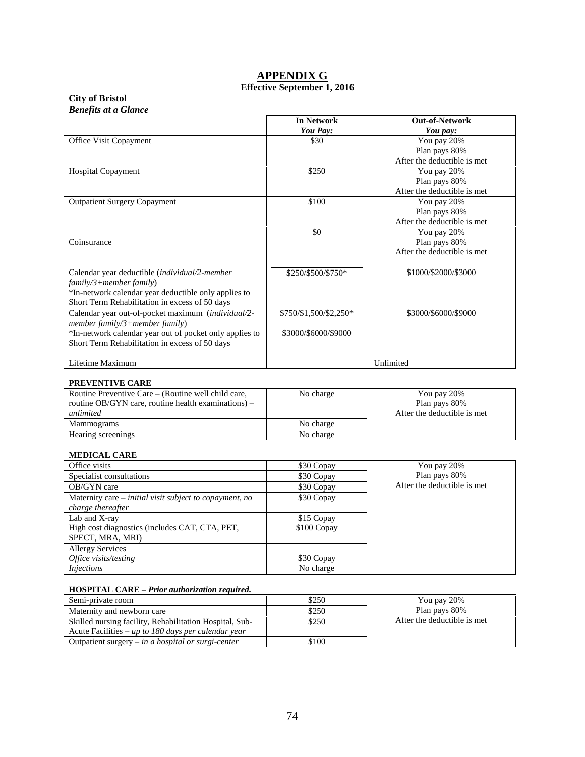# APPENDIX G

**Effective September 1, 2016**

**City of Bristol**
***Benefits at a Glance***

| | **In Network** *You Pay:* | **Out-of-Network** *You pay:* |
|---|---|---|
| Office Visit Copayment | $30 | You pay 20% Plan pays 80% After the deductible is met |
| Hospital Copayment | $250 | You pay 20% Plan pays 80% After the deductible is met |
| Outpatient Surgery Copayment | $100 | You pay 20% Plan pays 80% After the deductible is met |
| Coinsurance | $0 | You pay 20% Plan pays 80% After the deductible is met |
| Calendar year deductible (*individual/2-member family/3+member family*) *In-network calendar year deductible only applies to Short Term Rehabilitation in excess of 50 days | $250/$500/$750* | $1000/$2000/$3000 |
| Calendar year out-of-pocket maximum (*individual/2-member family/3+member family*) *In-network calendar year out of pocket only applies to Short Term Rehabilitation in excess of 50 days | $750/$1,500/$2,250* $3000/$6000/$9000 | $3000/$6000/$9000 |
| Lifetime Maximum | Unlimited | |

**PREVENTIVE CARE**

| | | |
|---|---|---|
| Routine Preventive Care – (Routine well child care, routine OB/GYN care, routine health examinations) – *unlimited* | No charge | You pay 20% Plan pays 80% After the deductible is met |
| Mammograms | No charge | |
| Hearing screenings | No charge | |

**MEDICAL CARE**

| | | |
|---|---|---|
| Office visits | $30 Copay | You pay 20% Plan pays 80% After the deductible is met |
| Specialist consultations | $30 Copay | |
| OB/GYN care | $30 Copay | |
| Maternity care – *initial visit subject to copayment, no charge thereafter* | $30 Copay | |
| Lab and X-ray High cost diagnostics (includes CAT, CTA, PET, SPECT, MRA, MRI) | $15 Copay $100 Copay | |
| Allergy Services *Office visits/testing* *Injections* | $30 Copay No charge | |

**HOSPITAL CARE –** ***Prior authorization required.***

| | | |
|---|---|---|
| Semi-private room | $250 | You pay 20% Plan pays 80% After the deductible is met |
| Maternity and newborn care | $250 | |
| Skilled nursing facility, Rehabilitation Hospital, Sub-Acute Facilities – *up to 180 days per calendar year* | $250 | |
| Outpatient surgery – *in a hospital or surgi-center* | $100 | |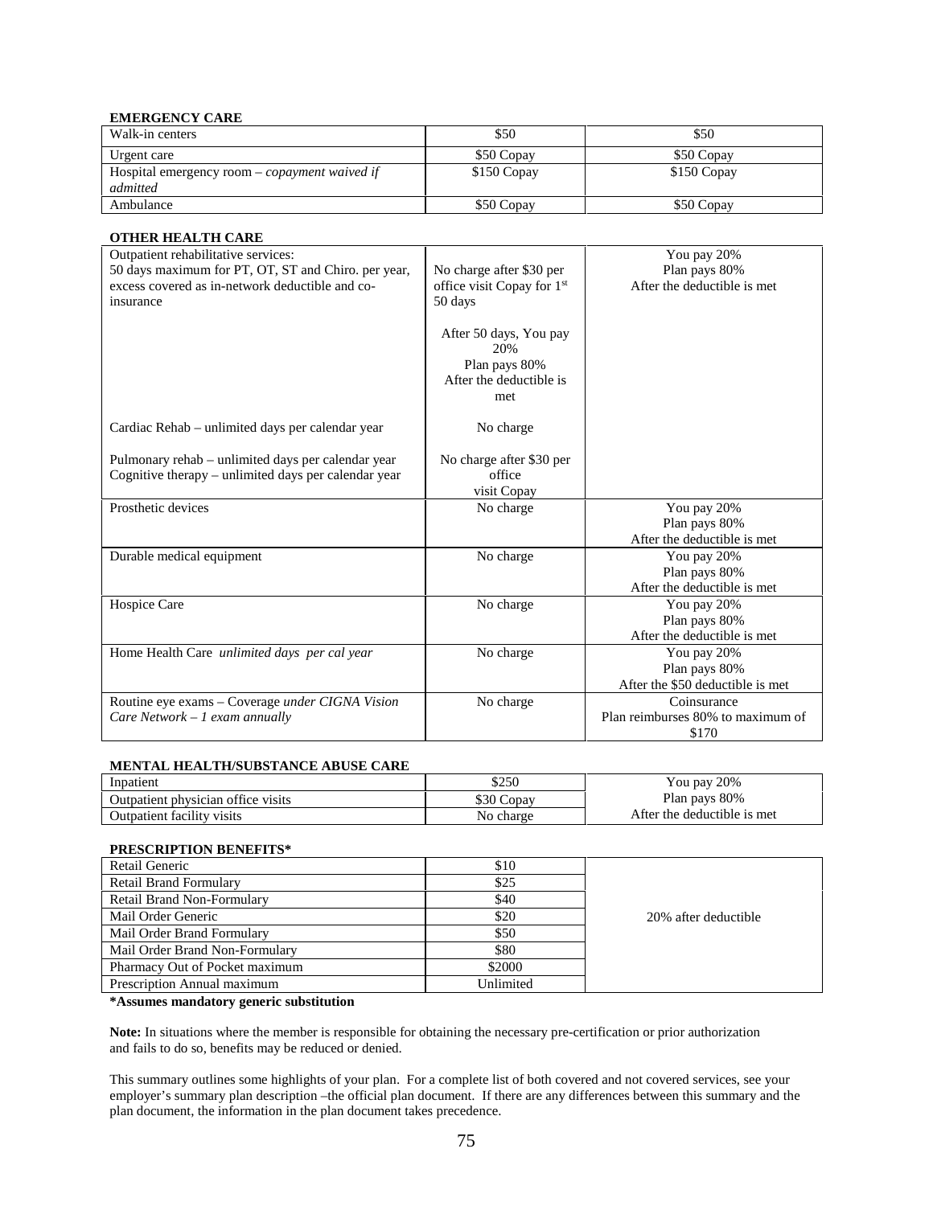**EMERGENCY CARE**

| | | |
|---|---|---|
| Walk-in centers | \$50 | \$50 |
| Urgent care | \$50 Copay | \$50 Copay |
| Hospital emergency room – *copayment waived if admitted* | \$150 Copay | \$150 Copay |
| Ambulance | \$50 Copay | \$50 Copay |

**OTHER HEALTH CARE**

| | | |
|---|---|---|
| Outpatient rehabilitative services:<br>50 days maximum for PT, OT, ST and Chiro. per year, excess covered as in-network deductible and co-insurance<br><br>Cardiac Rehab – unlimited days per calendar year<br><br>Pulmonary rehab – unlimited days per calendar year<br>Cognitive therapy – unlimited days per calendar year | No charge after \$30 per office visit Copay for 1st 50 days<br><br>After 50 days, You pay 20%<br>Plan pays 80%<br>After the deductible is met<br><br>No charge<br><br>No charge after \$30 per office visit Copay | You pay 20%<br>Plan pays 80%<br>After the deductible is met |
| Prosthetic devices | No charge | You pay 20%<br>Plan pays 80%<br>After the deductible is met |
| Durable medical equipment | No charge | You pay 20%<br>Plan pays 80%<br>After the deductible is met |
| Hospice Care | No charge | You pay 20%<br>Plan pays 80%<br>After the deductible is met |
| Home Health Care *unlimited days per cal year* | No charge | You pay 20%<br>Plan pays 80%<br>After the \$50 deductible is met |
| Routine eye exams – Coverage *under CIGNA Vision Care Network – 1 exam annually* | No charge | Coinsurance<br>Plan reimburses 80% to maximum of \$170 |

**MENTAL HEALTH/SUBSTANCE ABUSE CARE**

| | | |
|---|---|---|
| Inpatient | \$250 | You pay 20%<br>Plan pays 80%<br>After the deductible is met |
| Outpatient physician office visits | \$30 Copay | |
| Outpatient facility visits | No charge | |

**PRESCRIPTION BENEFITS***

| | | |
|---|---|---|
| Retail Generic | \$10 | 20% after deductible |
| Retail Brand Formulary | \$25 | |
| Retail Brand Non-Formulary | \$40 | |
| Mail Order Generic | \$20 | |
| Mail Order Brand Formulary | \$50 | |
| Mail Order Brand Non-Formulary | \$80 | |
| Pharmacy Out of Pocket maximum | \$2000 | |
| Prescription Annual maximum | Unlimited | |

***Assumes mandatory generic substitution**

**Note:** In situations where the member is responsible for obtaining the necessary pre-certification or prior authorization and fails to do so, benefits may be reduced or denied.

This summary outlines some highlights of your plan. For a complete list of both covered and not covered services, see your employer's summary plan description –the official plan document. If there are any differences between this summary and the plan document, the information in the plan document takes precedence.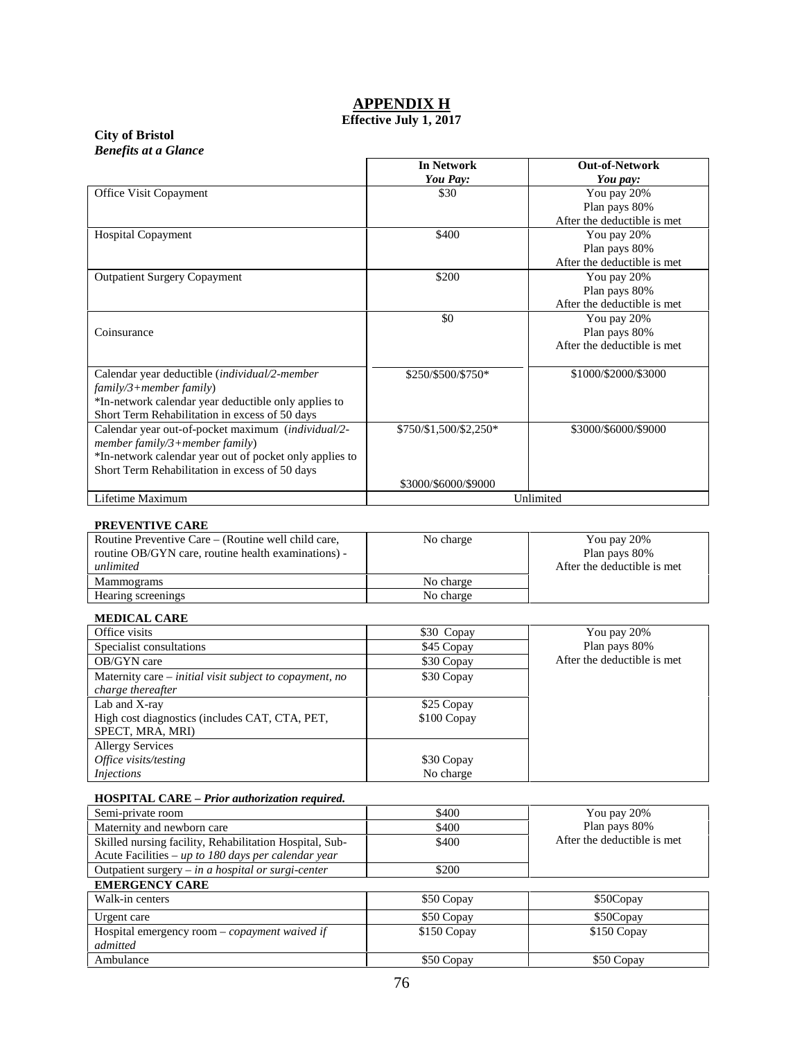# APPENDIX H

**Effective July 1, 2017**

**City of Bristol**
***Benefits at a Glance***

| | **In Network** *You Pay:* | **Out-of-Network** *You pay:* |
|---|---|---|
| Office Visit Copayment | $30 | You pay 20% Plan pays 80% After the deductible is met |
| Hospital Copayment | $400 | You pay 20% Plan pays 80% After the deductible is met |
| Outpatient Surgery Copayment | $200 | You pay 20% Plan pays 80% After the deductible is met |
| Coinsurance | $0 | You pay 20% Plan pays 80% After the deductible is met |
| Calendar year deductible (*individual/2-member family/3+member family*) *In-network calendar year deductible only applies to Short Term Rehabilitation in excess of 50 days | $250/$500/$750* | $1000/$2000/$3000 |
| Calendar year out-of-pocket maximum (*individual/2-member family/3+member family*) *In-network calendar year out of pocket only applies to Short Term Rehabilitation in excess of 50 days | $750/$1,500/$2,250* $3000/$6000/$9000 | $3000/$6000/$9000 |
| Lifetime Maximum | Unlimited | |

**PREVENTIVE CARE**

| | | |
|---|---|---|
| Routine Preventive Care – (Routine well child care, routine OB/GYN care, routine health examinations) - *unlimited* | No charge | You pay 20% Plan pays 80% After the deductible is met |
| Mammograms | No charge | |
| Hearing screenings | No charge | |

**MEDICAL CARE**

| | | |
|---|---|---|
| Office visits | $30 Copay | You pay 20% Plan pays 80% After the deductible is met |
| Specialist consultations | $45 Copay | |
| OB/GYN care | $30 Copay | |
| Maternity care – *initial visit subject to copayment, no charge thereafter* | $30 Copay | |
| Lab and X-ray | $25 Copay | |
| High cost diagnostics (includes CAT, CTA, PET, SPECT, MRA, MRI) | $100 Copay | |
| Allergy Services | | |
| *Office visits/testing* | $30 Copay | |
| *Injections* | No charge | |

**HOSPITAL CARE – *Prior authorization required.***

| | | |
|---|---|---|
| Semi-private room | $400 | You pay 20% Plan pays 80% After the deductible is met |
| Maternity and newborn care | $400 | |
| Skilled nursing facility, Rehabilitation Hospital, Sub-Acute Facilities – *up to 180 days per calendar year* | $400 | |
| Outpatient surgery – *in a hospital or surgi-center* | $200 | |

**EMERGENCY CARE**

| | | |
|---|---|---|
| Walk-in centers | $50 Copay | $50Copay |
| Urgent care | $50 Copay | $50Copay |
| Hospital emergency room – *copayment waived if admitted* | $150 Copay | $150 Copay |
| Ambulance | $50 Copay | $50 Copay |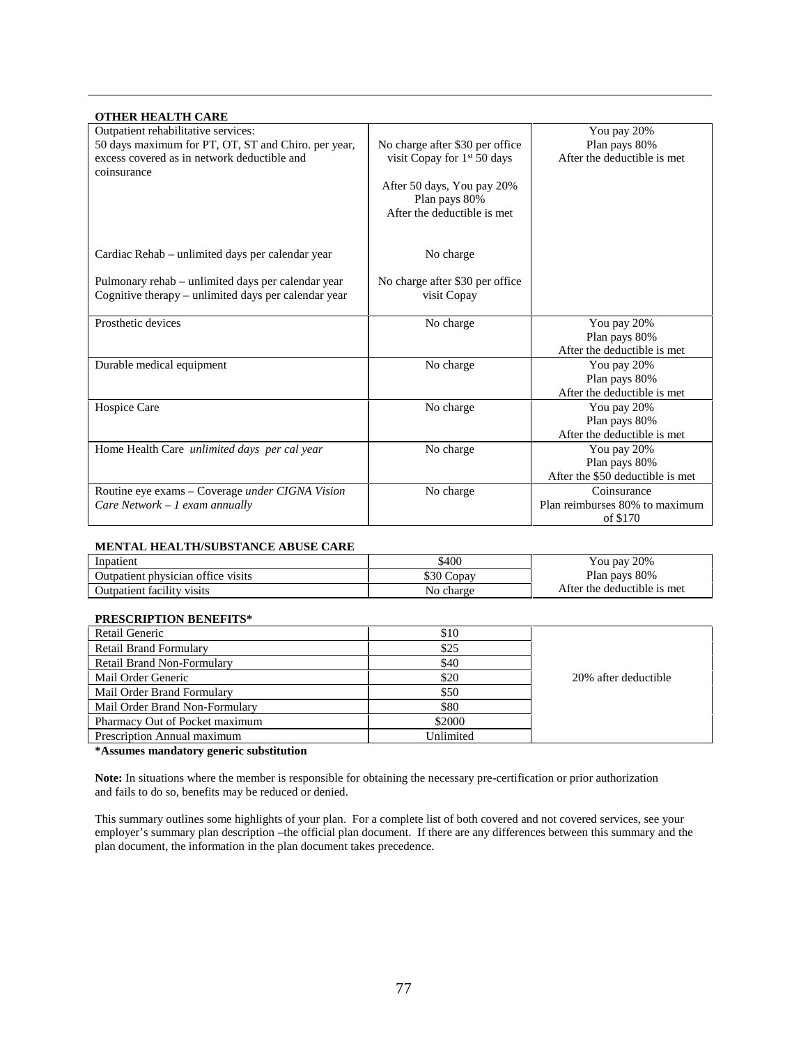**OTHER HEALTH CARE**

| | | |
|---|---|---|
| Outpatient rehabilitative services:<br>50 days maximum for PT, OT, ST and Chiro. per year, excess covered as in network deductible and coinsurance<br><br>Cardiac Rehab – unlimited days per calendar year<br><br>Pulmonary rehab – unlimited days per calendar year<br>Cognitive therapy – unlimited days per calendar year | No charge after $30 per office visit Copay for 1st 50 days<br><br>After 50 days, You pay 20%<br>Plan pays 80%<br>After the deductible is met<br><br>No charge<br><br>No charge after $30 per office visit Copay | You pay 20%<br>Plan pays 80%<br>After the deductible is met |
| Prosthetic devices | No charge | You pay 20%<br>Plan pays 80%<br>After the deductible is met |
| Durable medical equipment | No charge | You pay 20%<br>Plan pays 80%<br>After the deductible is met |
| Hospice Care | No charge | You pay 20%<br>Plan pays 80%<br>After the deductible is met |
| Home Health Care *unlimited days per cal year* | No charge | You pay 20%<br>Plan pays 80%<br>After the $50 deductible is met |
| Routine eye exams – Coverage *under CIGNA Vision Care Network – 1 exam annually* | No charge | Coinsurance<br>Plan reimburses 80% to maximum of $170 |

**MENTAL HEALTH/SUBSTANCE ABUSE CARE**

| | | |
|---|---|---|
| Inpatient | $400 | You pay 20%<br>Plan pays 80%<br>After the deductible is met |
| Outpatient physician office visits | $30 Copay | |
| Outpatient facility visits | No charge | |

**PRESCRIPTION BENEFITS***

| | | |
|---|---|---|
| Retail Generic | $10 | 20% after deductible |
| Retail Brand Formulary | $25 | |
| Retail Brand Non-Formulary | $40 | |
| Mail Order Generic | $20 | |
| Mail Order Brand Formulary | $50 | |
| Mail Order Brand Non-Formulary | $80 | |
| Pharmacy Out of Pocket maximum | $2000 | |
| Prescription Annual maximum | Unlimited | |

***Assumes mandatory generic substitution**

**Note:** In situations where the member is responsible for obtaining the necessary pre-certification or prior authorization and fails to do so, benefits may be reduced or denied.

This summary outlines some highlights of your plan. For a complete list of both covered and not covered services, see your employer's summary plan description –the official plan document. If there are any differences between this summary and the plan document, the information in the plan document takes precedence.